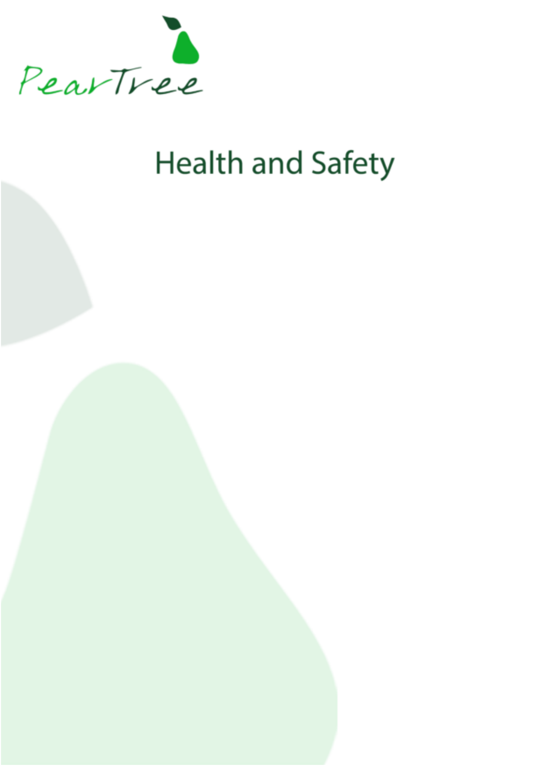PearTree

# Health and Safety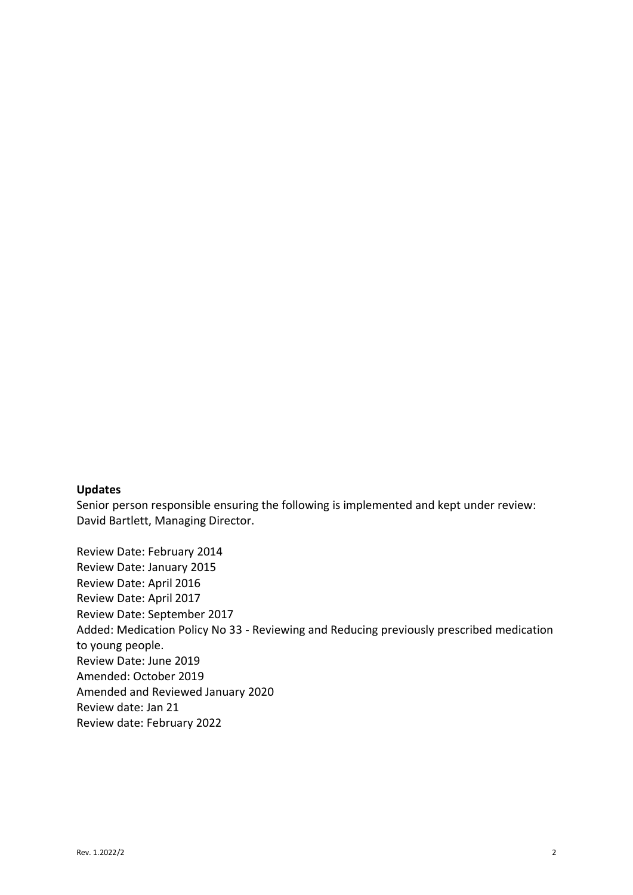**Updates**

Senior person responsible ensuring the following is implemented and kept under review: David Bartlett, Managing Director.

Review Date: February 2014
Review Date: January 2015
Review Date: April 2016
Review Date: April 2017
Review Date: September 2017
Added: Medication Policy No 33 - Reviewing and Reducing previously prescribed medication to young people.
Review Date: June 2019
Amended: October 2019
Amended and Reviewed January 2020
Review date: Jan 21
Review date: February 2022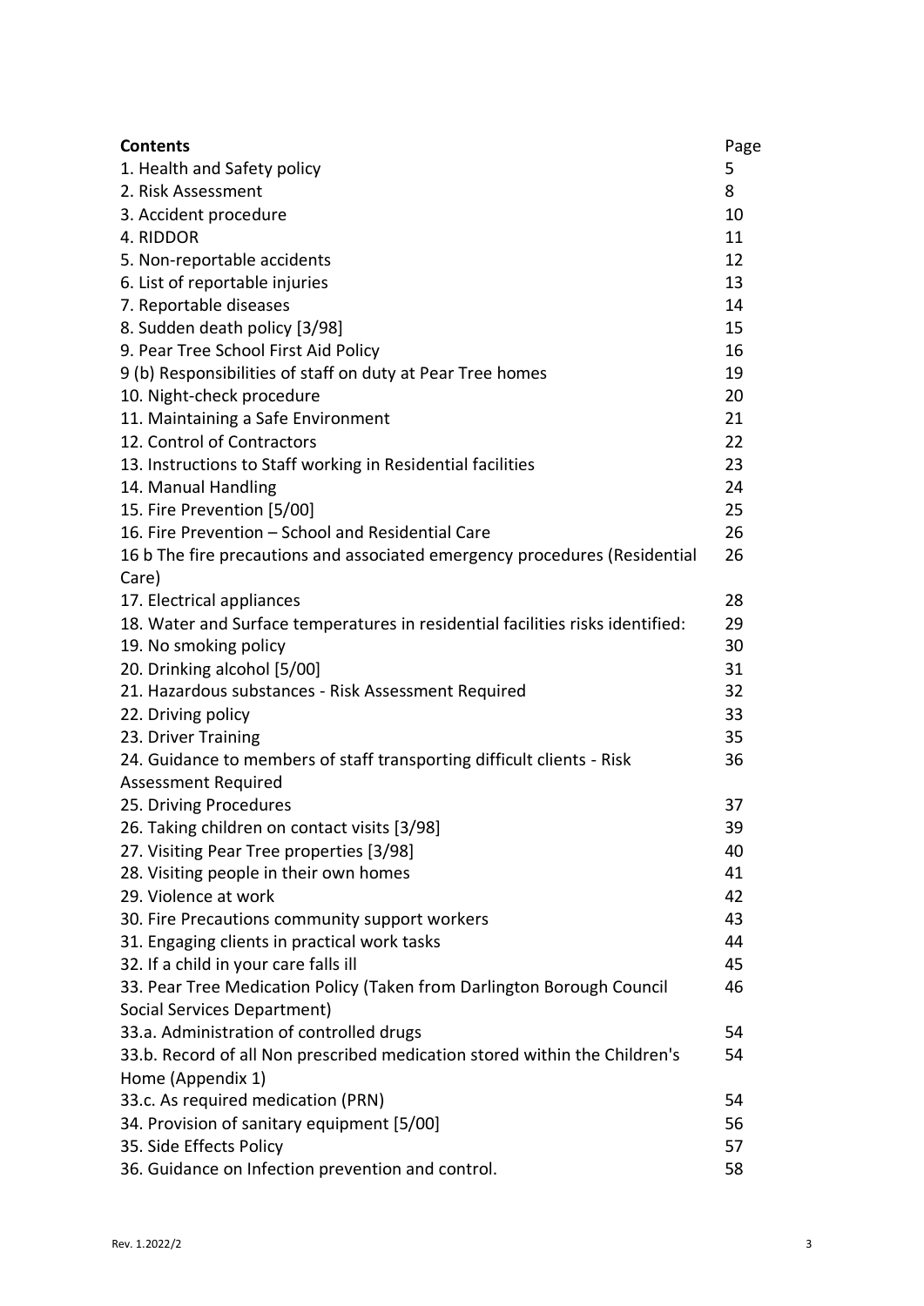| **Contents** | Page |
| --- | --- |
| 1. Health and Safety policy | 5 |
| 2. Risk Assessment | 8 |
| 3. Accident procedure | 10 |
| 4. RIDDOR | 11 |
| 5. Non-reportable accidents | 12 |
| 6. List of reportable injuries | 13 |
| 7. Reportable diseases | 14 |
| 8. Sudden death policy [3/98] | 15 |
| 9. Pear Tree School First Aid Policy | 16 |
| 9 (b) Responsibilities of staff on duty at Pear Tree homes | 19 |
| 10. Night-check procedure | 20 |
| 11. Maintaining a Safe Environment | 21 |
| 12. Control of Contractors | 22 |
| 13. Instructions to Staff working in Residential facilities | 23 |
| 14. Manual Handling | 24 |
| 15. Fire Prevention [5/00] | 25 |
| 16. Fire Prevention – School and Residential Care | 26 |
| 16 b The fire precautions and associated emergency procedures (Residential Care) | 26 |
| 17. Electrical appliances | 28 |
| 18. Water and Surface temperatures in residential facilities risks identified: | 29 |
| 19. No smoking policy | 30 |
| 20. Drinking alcohol [5/00] | 31 |
| 21. Hazardous substances - Risk Assessment Required | 32 |
| 22. Driving policy | 33 |
| 23. Driver Training | 35 |
| 24. Guidance to members of staff transporting difficult clients - Risk Assessment Required | 36 |
| 25. Driving Procedures | 37 |
| 26. Taking children on contact visits [3/98] | 39 |
| 27. Visiting Pear Tree properties [3/98] | 40 |
| 28. Visiting people in their own homes | 41 |
| 29. Violence at work | 42 |
| 30. Fire Precautions community support workers | 43 |
| 31. Engaging clients in practical work tasks | 44 |
| 32. If a child in your care falls ill | 45 |
| 33. Pear Tree Medication Policy (Taken from Darlington Borough Council Social Services Department) | 46 |
| 33.a. Administration of controlled drugs | 54 |
| 33.b. Record of all Non prescribed medication stored within the Children's Home (Appendix 1) | 54 |
| 33.c. As required medication (PRN) | 54 |
| 34. Provision of sanitary equipment [5/00] | 56 |
| 35. Side Effects Policy | 57 |
| 36. Guidance on Infection prevention and control. | 58 |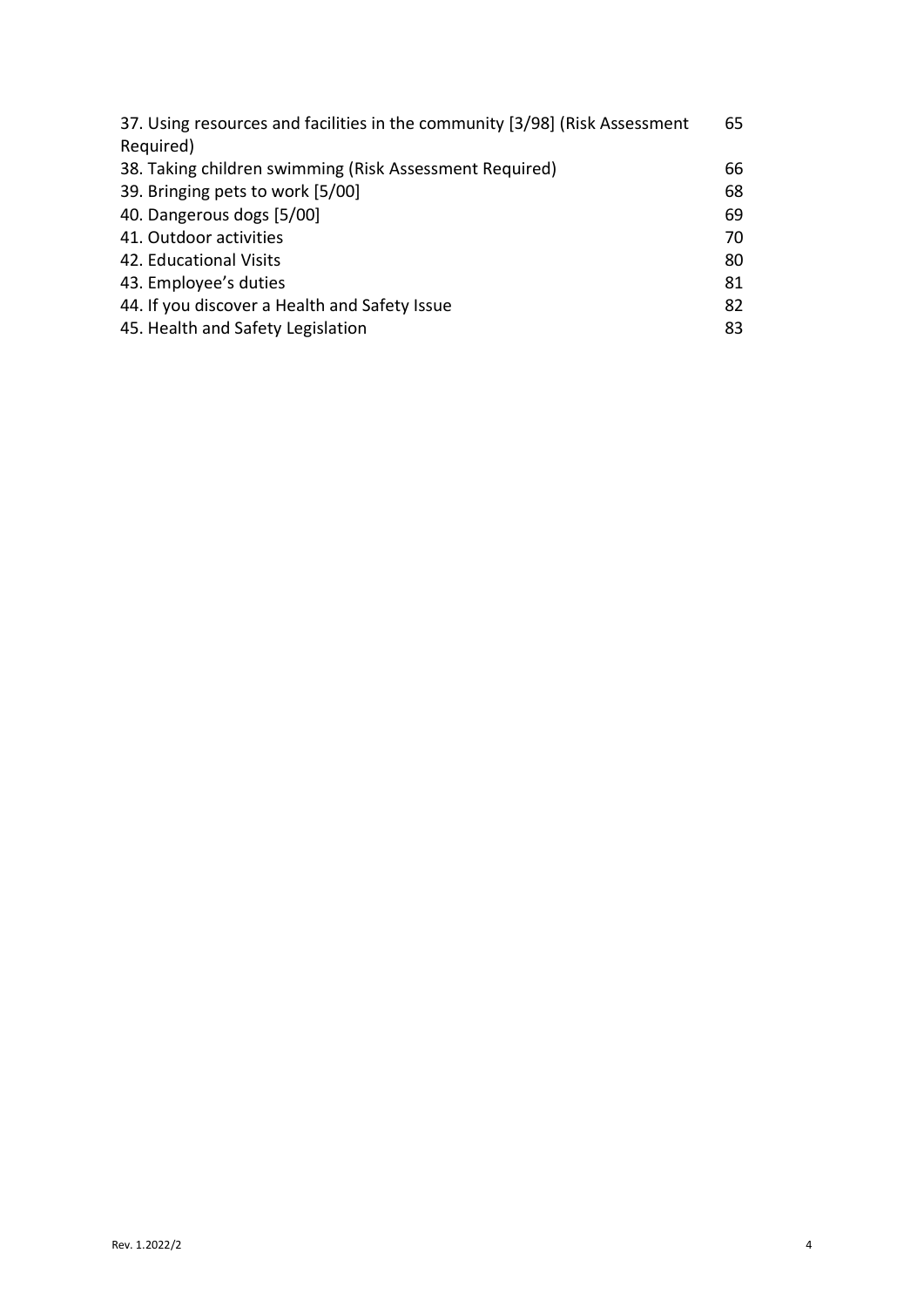| | |
|---|---|
| 37. Using resources and facilities in the community [3/98] (Risk Assessment Required) | 65 |
| 38. Taking children swimming (Risk Assessment Required) | 66 |
| 39. Bringing pets to work [5/00] | 68 |
| 40. Dangerous dogs [5/00] | 69 |
| 41. Outdoor activities | 70 |
| 42. Educational Visits | 80 |
| 43. Employee's duties | 81 |
| 44. If you discover a Health and Safety Issue | 82 |
| 45. Health and Safety Legislation | 83 |

Rev. 1.2022/2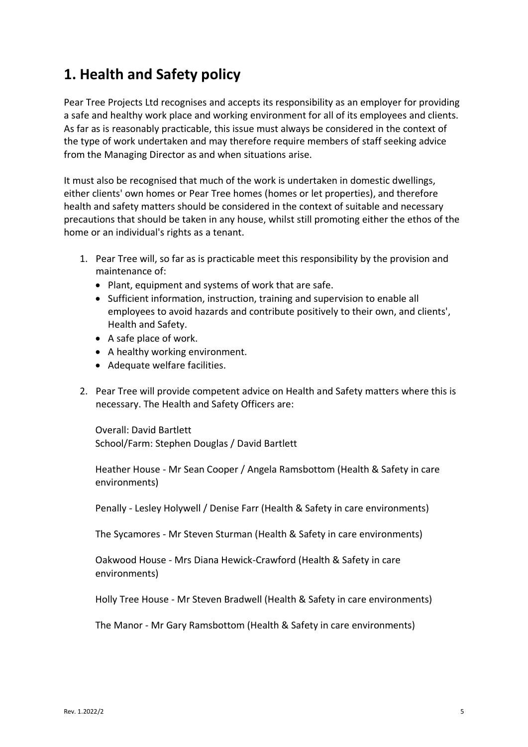# 1. Health and Safety policy

Pear Tree Projects Ltd recognises and accepts its responsibility as an employer for providing a safe and healthy work place and working environment for all of its employees and clients. As far as is reasonably practicable, this issue must always be considered in the context of the type of work undertaken and may therefore require members of staff seeking advice from the Managing Director as and when situations arise.

It must also be recognised that much of the work is undertaken in domestic dwellings, either clients' own homes or Pear Tree homes (homes or let properties), and therefore health and safety matters should be considered in the context of suitable and necessary precautions that should be taken in any house, whilst still promoting either the ethos of the home or an individual's rights as a tenant.

1. Pear Tree will, so far as is practicable meet this responsibility by the provision and maintenance of:
   - Plant, equipment and systems of work that are safe.
   - Sufficient information, instruction, training and supervision to enable all employees to avoid hazards and contribute positively to their own, and clients', Health and Safety.
   - A safe place of work.
   - A healthy working environment.
   - Adequate welfare facilities.

2. Pear Tree will provide competent advice on Health and Safety matters where this is necessary. The Health and Safety Officers are:

   Overall: David Bartlett
   School/Farm: Stephen Douglas / David Bartlett

   Heather House - Mr Sean Cooper / Angela Ramsbottom (Health & Safety in care environments)

   Penally - Lesley Holywell / Denise Farr (Health & Safety in care environments)

   The Sycamores - Mr Steven Sturman (Health & Safety in care environments)

   Oakwood House - Mrs Diana Hewick-Crawford (Health & Safety in care environments)

   Holly Tree House - Mr Steven Bradwell (Health & Safety in care environments)

   The Manor - Mr Gary Ramsbottom (Health & Safety in care environments)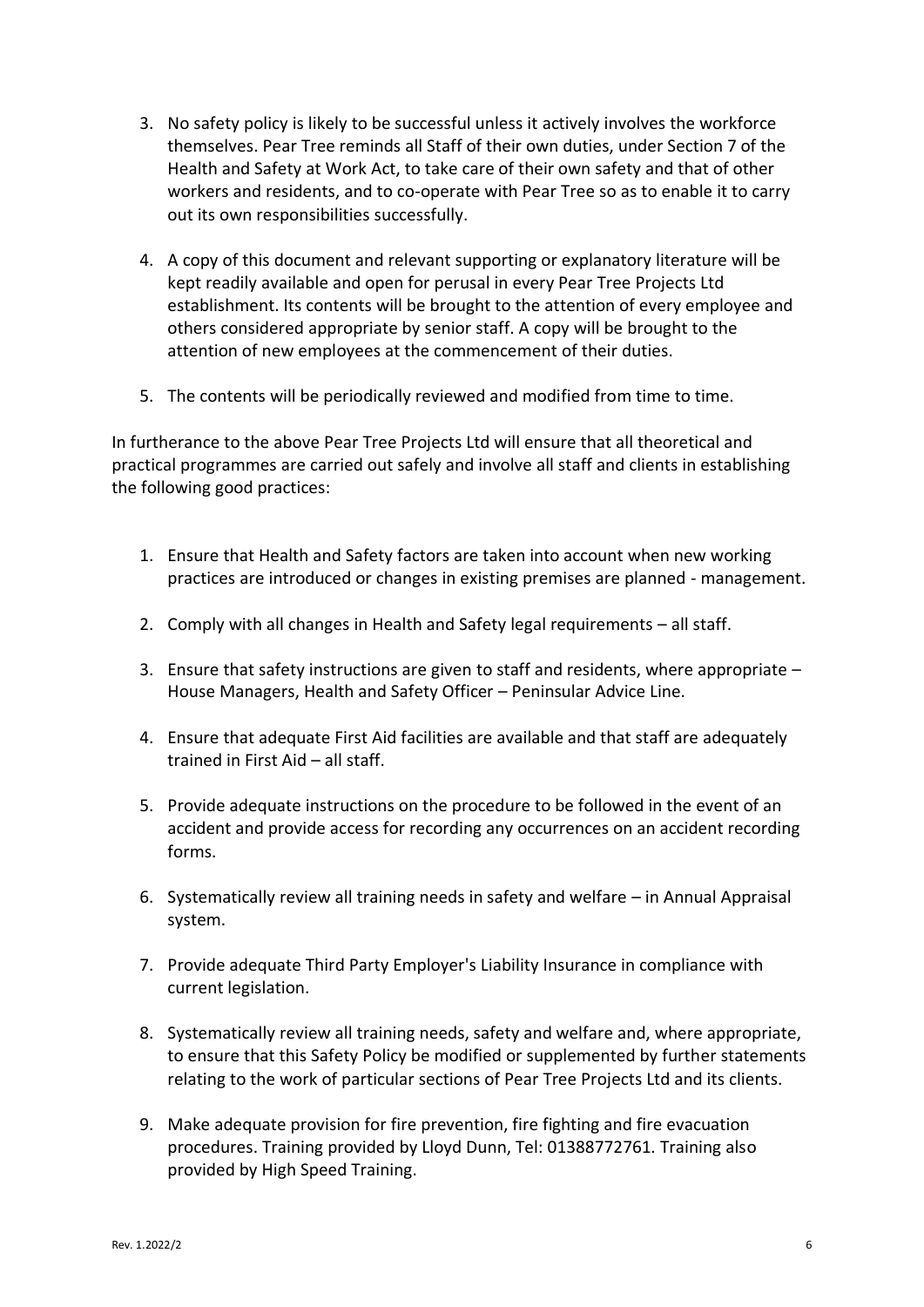3. No safety policy is likely to be successful unless it actively involves the workforce themselves. Pear Tree reminds all Staff of their own duties, under Section 7 of the Health and Safety at Work Act, to take care of their own safety and that of other workers and residents, and to co-operate with Pear Tree so as to enable it to carry out its own responsibilities successfully.

4. A copy of this document and relevant supporting or explanatory literature will be kept readily available and open for perusal in every Pear Tree Projects Ltd establishment. Its contents will be brought to the attention of every employee and others considered appropriate by senior staff. A copy will be brought to the attention of new employees at the commencement of their duties.

5. The contents will be periodically reviewed and modified from time to time.

In furtherance to the above Pear Tree Projects Ltd will ensure that all theoretical and practical programmes are carried out safely and involve all staff and clients in establishing the following good practices:

1. Ensure that Health and Safety factors are taken into account when new working practices are introduced or changes in existing premises are planned - management.

2. Comply with all changes in Health and Safety legal requirements – all staff.

3. Ensure that safety instructions are given to staff and residents, where appropriate – House Managers, Health and Safety Officer – Peninsular Advice Line.

4. Ensure that adequate First Aid facilities are available and that staff are adequately trained in First Aid – all staff.

5. Provide adequate instructions on the procedure to be followed in the event of an accident and provide access for recording any occurrences on an accident recording forms.

6. Systematically review all training needs in safety and welfare – in Annual Appraisal system.

7. Provide adequate Third Party Employer's Liability Insurance in compliance with current legislation.

8. Systematically review all training needs, safety and welfare and, where appropriate, to ensure that this Safety Policy be modified or supplemented by further statements relating to the work of particular sections of Pear Tree Projects Ltd and its clients.

9. Make adequate provision for fire prevention, fire fighting and fire evacuation procedures. Training provided by Lloyd Dunn, Tel: 01388772761. Training also provided by High Speed Training.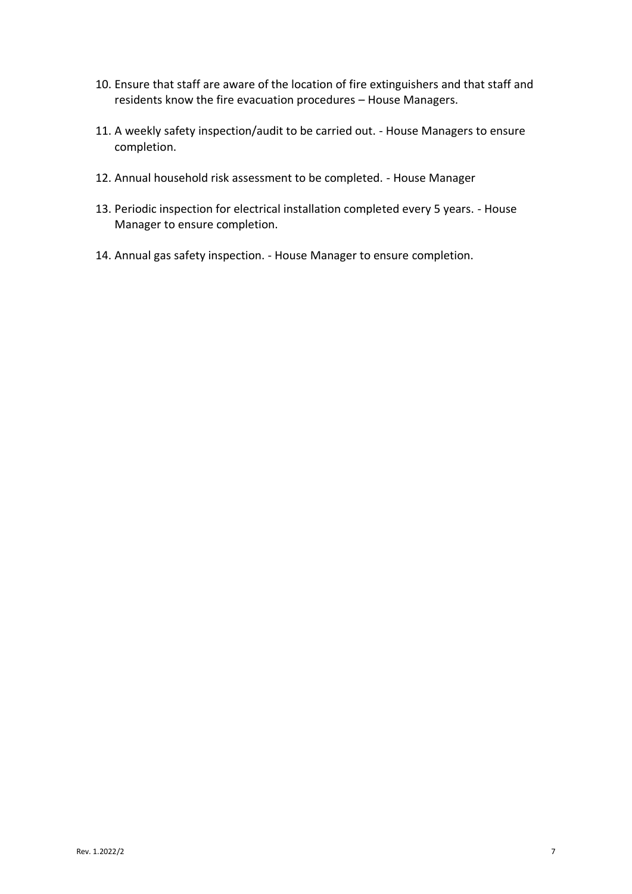10. Ensure that staff are aware of the location of fire extinguishers and that staff and residents know the fire evacuation procedures – House Managers.

11. A weekly safety inspection/audit to be carried out. - House Managers to ensure completion.

12. Annual household risk assessment to be completed. - House Manager

13. Periodic inspection for electrical installation completed every 5 years. - House Manager to ensure completion.

14. Annual gas safety inspection. - House Manager to ensure completion.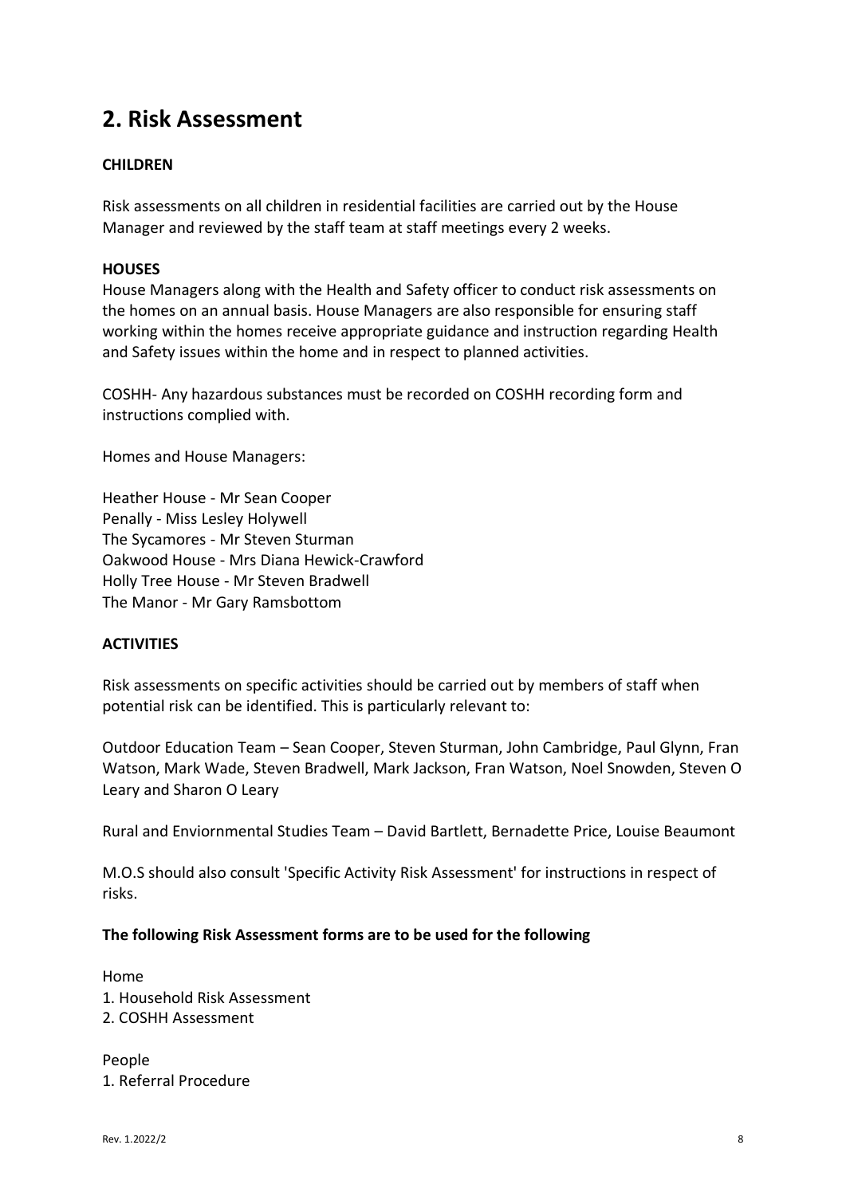## 2. Risk Assessment

**CHILDREN**

Risk assessments on all children in residential facilities are carried out by the House Manager and reviewed by the staff team at staff meetings every 2 weeks.

**HOUSES**

House Managers along with the Health and Safety officer to conduct risk assessments on the homes on an annual basis. House Managers are also responsible for ensuring staff working within the homes receive appropriate guidance and instruction regarding Health and Safety issues within the home and in respect to planned activities.

COSHH- Any hazardous substances must be recorded on COSHH recording form and instructions complied with.

Homes and House Managers:

Heather House - Mr Sean Cooper
Penally - Miss Lesley Holywell
The Sycamores - Mr Steven Sturman
Oakwood House - Mrs Diana Hewick-Crawford
Holly Tree House - Mr Steven Bradwell
The Manor - Mr Gary Ramsbottom

**ACTIVITIES**

Risk assessments on specific activities should be carried out by members of staff when potential risk can be identified. This is particularly relevant to:

Outdoor Education Team – Sean Cooper, Steven Sturman, John Cambridge, Paul Glynn, Fran Watson, Mark Wade, Steven Bradwell, Mark Jackson, Fran Watson, Noel Snowden, Steven O Leary and Sharon O Leary

Rural and Enviornmental Studies Team – David Bartlett, Bernadette Price, Louise Beaumont

M.O.S should also consult 'Specific Activity Risk Assessment' for instructions in respect of risks.

**The following Risk Assessment forms are to be used for the following**

Home
1. Household Risk Assessment
2. COSHH Assessment

People
1. Referral Procedure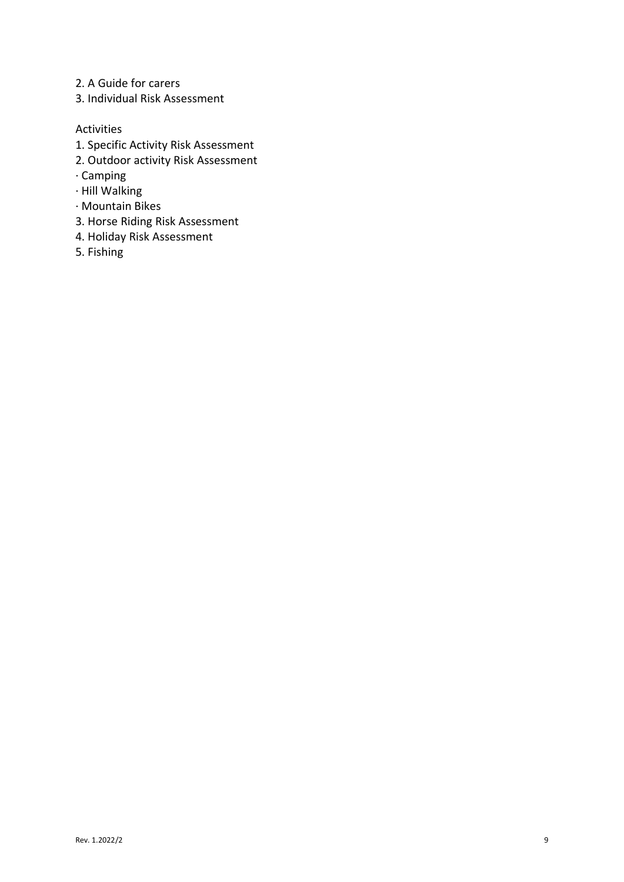2. A Guide for carers
3. Individual Risk Assessment

Activities

1. Specific Activity Risk Assessment
2. Outdoor activity Risk Assessment
   · Camping
   · Hill Walking
   · Mountain Bikes
3. Horse Riding Risk Assessment
4. Holiday Risk Assessment
5. Fishing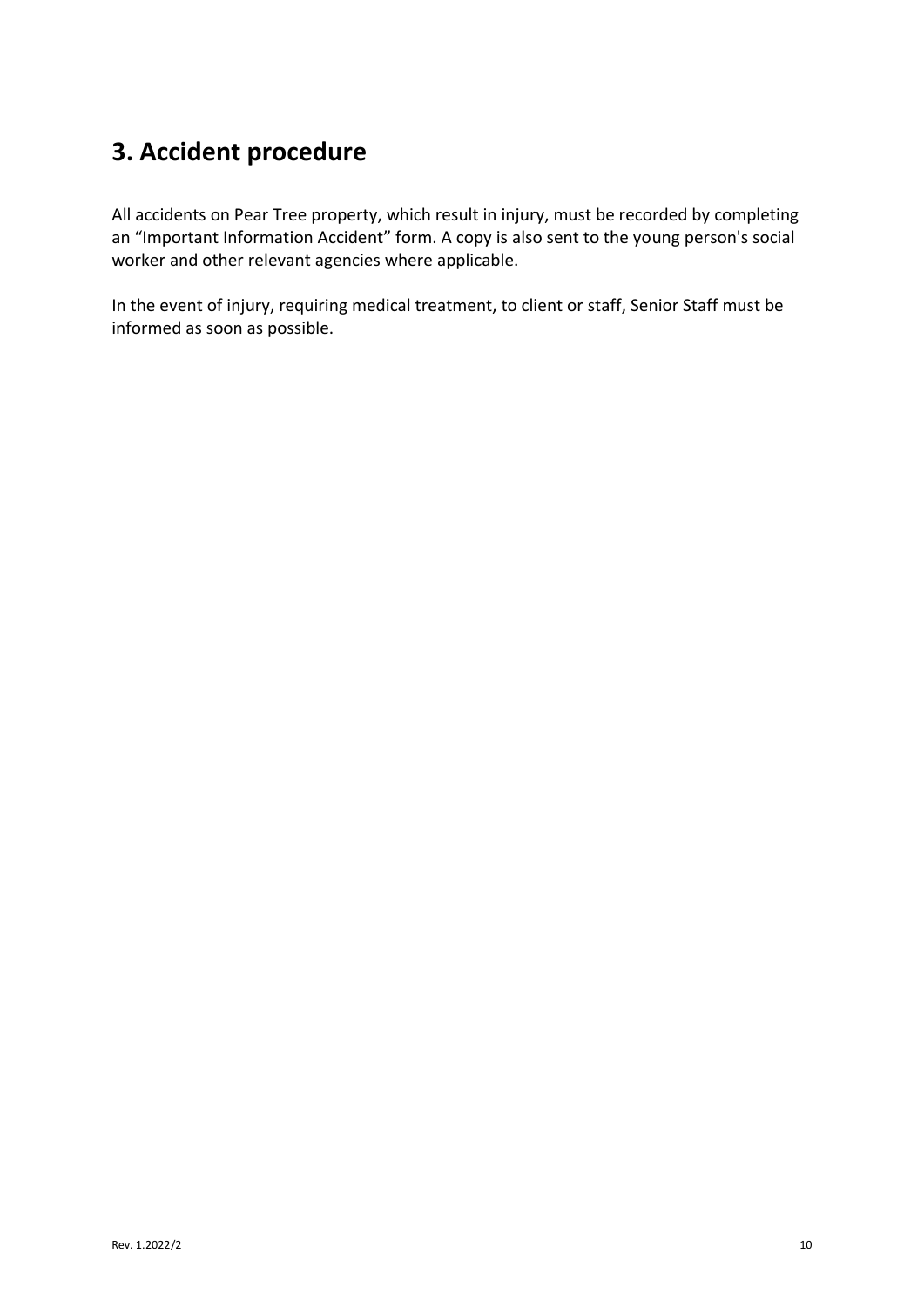# 3. Accident procedure

All accidents on Pear Tree property, which result in injury, must be recorded by completing an “Important Information Accident” form. A copy is also sent to the young person's social worker and other relevant agencies where applicable.

In the event of injury, requiring medical treatment, to client or staff, Senior Staff must be informed as soon as possible.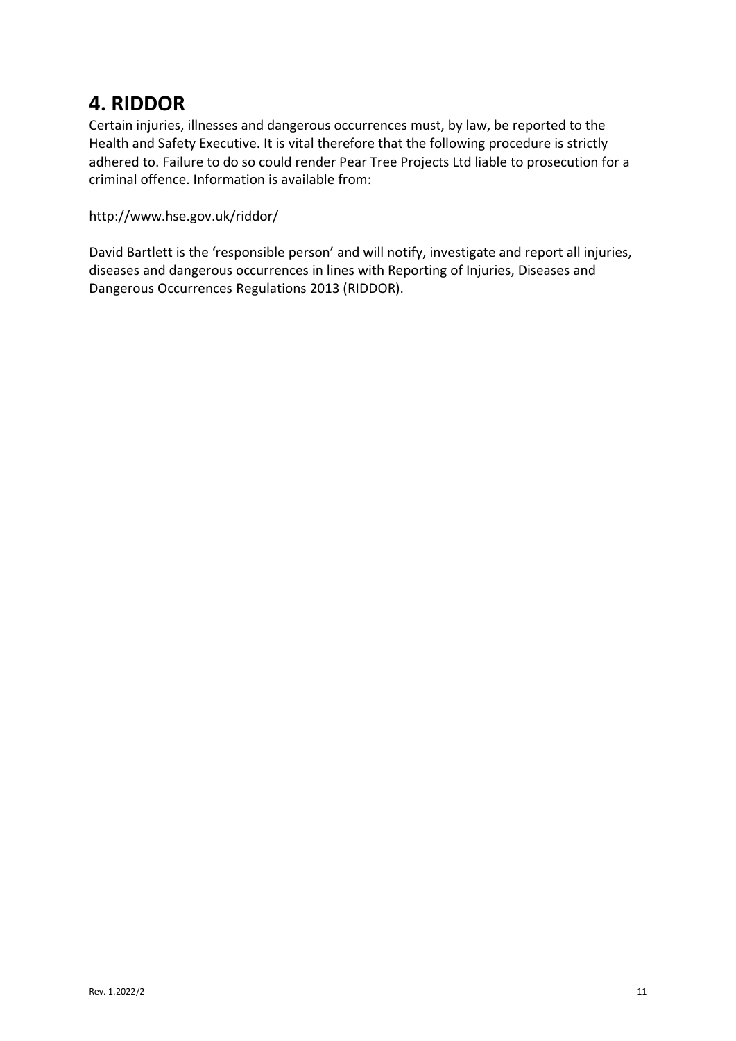## 4. RIDDOR

Certain injuries, illnesses and dangerous occurrences must, by law, be reported to the Health and Safety Executive. It is vital therefore that the following procedure is strictly adhered to. Failure to do so could render Pear Tree Projects Ltd liable to prosecution for a criminal offence. Information is available from:

http://www.hse.gov.uk/riddor/

David Bartlett is the 'responsible person' and will notify, investigate and report all injuries, diseases and dangerous occurrences in lines with Reporting of Injuries, Diseases and Dangerous Occurrences Regulations 2013 (RIDDOR).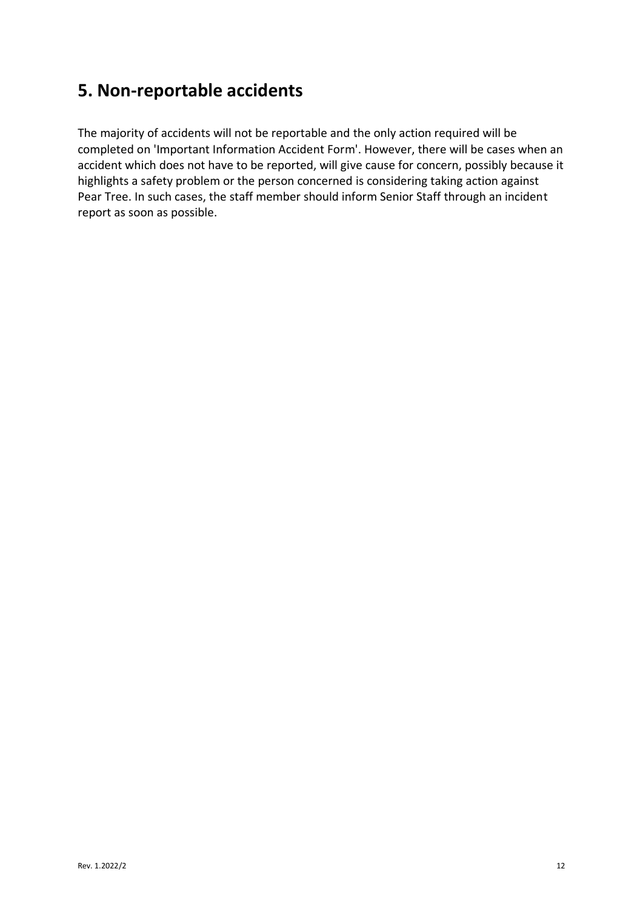## 5. Non-reportable accidents

The majority of accidents will not be reportable and the only action required will be completed on 'Important Information Accident Form'. However, there will be cases when an accident which does not have to be reported, will give cause for concern, possibly because it highlights a safety problem or the person concerned is considering taking action against Pear Tree. In such cases, the staff member should inform Senior Staff through an incident report as soon as possible.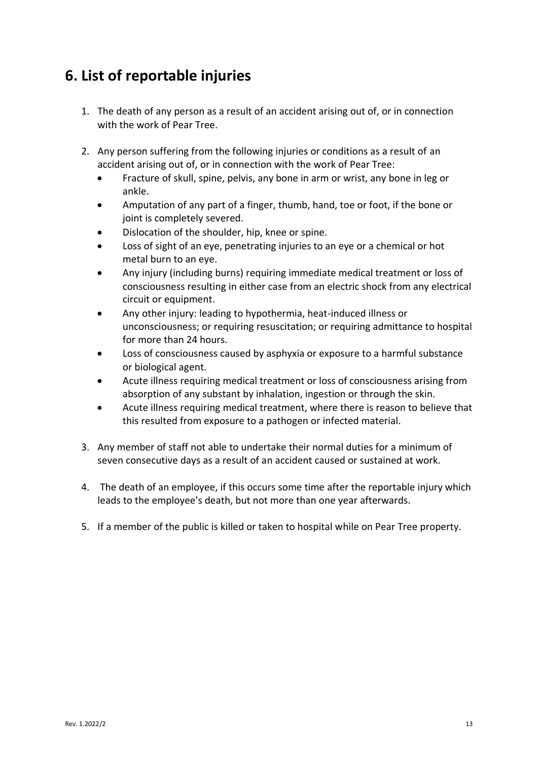## 6. List of reportable injuries

1. The death of any person as a result of an accident arising out of, or in connection with the work of Pear Tree.

2. Any person suffering from the following injuries or conditions as a result of an accident arising out of, or in connection with the work of Pear Tree:
   - Fracture of skull, spine, pelvis, any bone in arm or wrist, any bone in leg or ankle.
   - Amputation of any part of a finger, thumb, hand, toe or foot, if the bone or joint is completely severed.
   - Dislocation of the shoulder, hip, knee or spine.
   - Loss of sight of an eye, penetrating injuries to an eye or a chemical or hot metal burn to an eye.
   - Any injury (including burns) requiring immediate medical treatment or loss of consciousness resulting in either case from an electric shock from any electrical circuit or equipment.
   - Any other injury: leading to hypothermia, heat-induced illness or unconsciousness; or requiring resuscitation; or requiring admittance to hospital for more than 24 hours.
   - Loss of consciousness caused by asphyxia or exposure to a harmful substance or biological agent.
   - Acute illness requiring medical treatment or loss of consciousness arising from absorption of any substant by inhalation, ingestion or through the skin.
   - Acute illness requiring medical treatment, where there is reason to believe that this resulted from exposure to a pathogen or infected material.

3. Any member of staff not able to undertake their normal duties for a minimum of seven consecutive days as a result of an accident caused or sustained at work.

4. The death of an employee, if this occurs some time after the reportable injury which leads to the employee's death, but not more than one year afterwards.

5. If a member of the public is killed or taken to hospital while on Pear Tree property.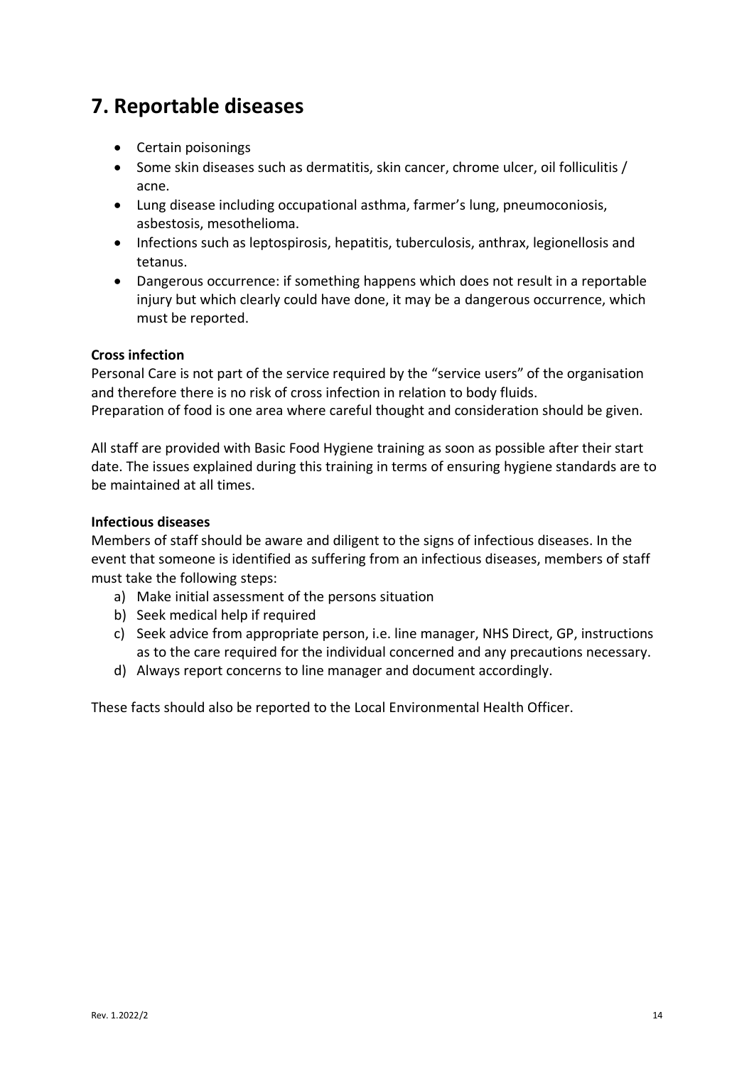# 7. Reportable diseases

- Certain poisonings
- Some skin diseases such as dermatitis, skin cancer, chrome ulcer, oil folliculitis / acne.
- Lung disease including occupational asthma, farmer's lung, pneumoconiosis, asbestosis, mesothelioma.
- Infections such as leptospirosis, hepatitis, tuberculosis, anthrax, legionellosis and tetanus.
- Dangerous occurrence: if something happens which does not result in a reportable injury but which clearly could have done, it may be a dangerous occurrence, which must be reported.

**Cross infection**

Personal Care is not part of the service required by the "service users" of the organisation and therefore there is no risk of cross infection in relation to body fluids.
Preparation of food is one area where careful thought and consideration should be given.

All staff are provided with Basic Food Hygiene training as soon as possible after their start date. The issues explained during this training in terms of ensuring hygiene standards are to be maintained at all times.

**Infectious diseases**

Members of staff should be aware and diligent to the signs of infectious diseases. In the event that someone is identified as suffering from an infectious diseases, members of staff must take the following steps:

a) Make initial assessment of the persons situation
b) Seek medical help if required
c) Seek advice from appropriate person, i.e. line manager, NHS Direct, GP, instructions as to the care required for the individual concerned and any precautions necessary.
d) Always report concerns to line manager and document accordingly.

These facts should also be reported to the Local Environmental Health Officer.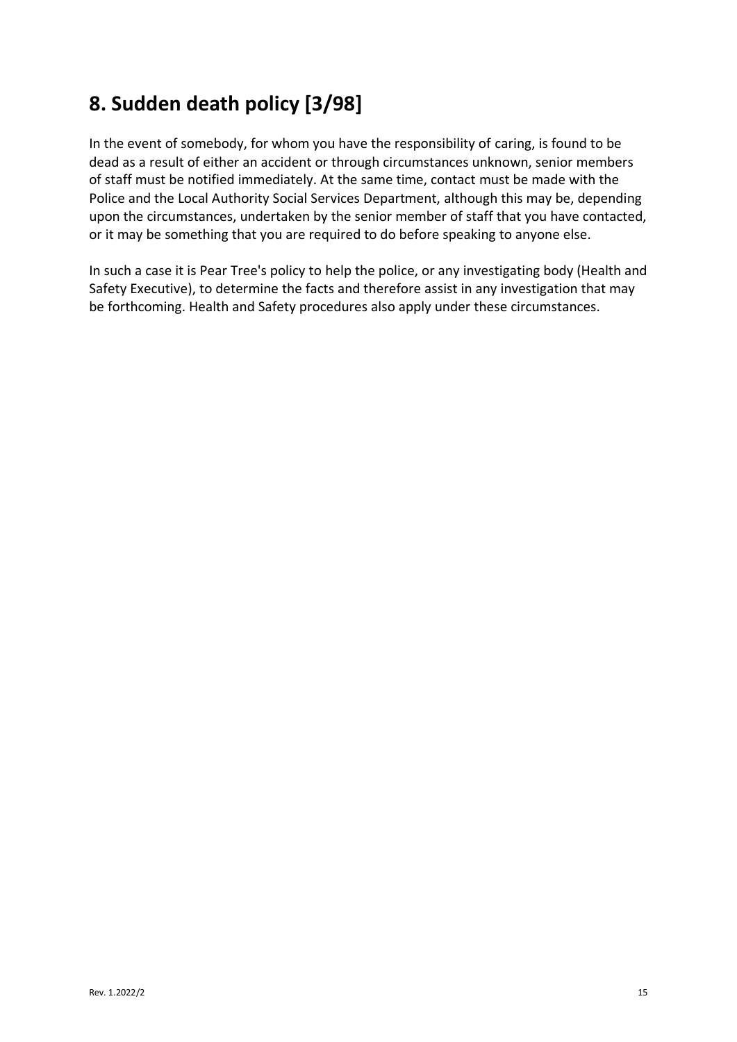# 8. Sudden death policy [3/98]

In the event of somebody, for whom you have the responsibility of caring, is found to be dead as a result of either an accident or through circumstances unknown, senior members of staff must be notified immediately. At the same time, contact must be made with the Police and the Local Authority Social Services Department, although this may be, depending upon the circumstances, undertaken by the senior member of staff that you have contacted, or it may be something that you are required to do before speaking to anyone else.

In such a case it is Pear Tree's policy to help the police, or any investigating body (Health and Safety Executive), to determine the facts and therefore assist in any investigation that may be forthcoming. Health and Safety procedures also apply under these circumstances.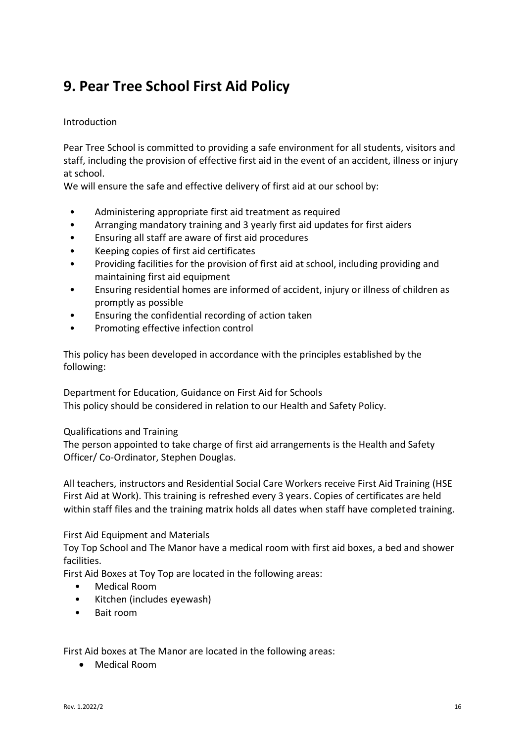# 9. Pear Tree School First Aid Policy

Introduction

Pear Tree School is committed to providing a safe environment for all students, visitors and staff, including the provision of effective first aid in the event of an accident, illness or injury at school.

We will ensure the safe and effective delivery of first aid at our school by:

- Administering appropriate first aid treatment as required
- Arranging mandatory training and 3 yearly first aid updates for first aiders
- Ensuring all staff are aware of first aid procedures
- Keeping copies of first aid certificates
- Providing facilities for the provision of first aid at school, including providing and maintaining first aid equipment
- Ensuring residential homes are informed of accident, injury or illness of children as promptly as possible
- Ensuring the confidential recording of action taken
- Promoting effective infection control

This policy has been developed in accordance with the principles established by the following:

Department for Education, Guidance on First Aid for Schools
This policy should be considered in relation to our Health and Safety Policy.

Qualifications and Training
The person appointed to take charge of first aid arrangements is the Health and Safety Officer/ Co-Ordinator, Stephen Douglas.

All teachers, instructors and Residential Social Care Workers receive First Aid Training (HSE First Aid at Work). This training is refreshed every 3 years. Copies of certificates are held within staff files and the training matrix holds all dates when staff have completed training.

First Aid Equipment and Materials
Toy Top School and The Manor have a medical room with first aid boxes, a bed and shower facilities.
First Aid Boxes at Toy Top are located in the following areas:

- Medical Room
- Kitchen (includes eyewash)
- Bait room

First Aid boxes at The Manor are located in the following areas:

- Medical Room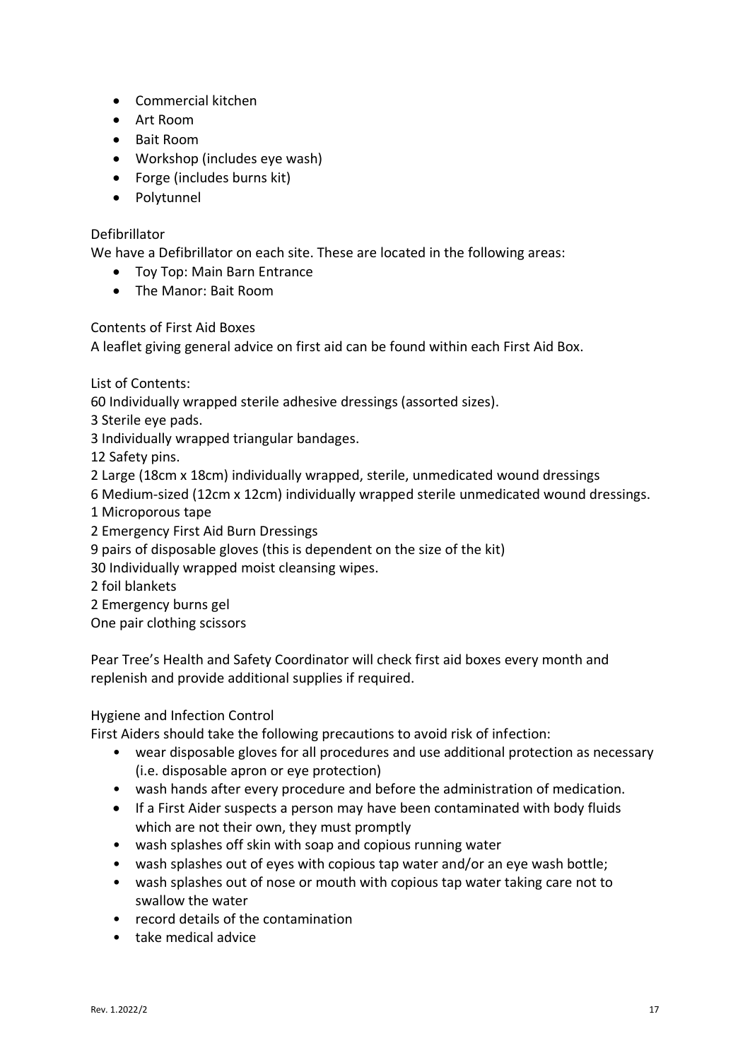- Commercial kitchen
- Art Room
- Bait Room
- Workshop (includes eye wash)
- Forge (includes burns kit)
- Polytunnel

Defibrillator

We have a Defibrillator on each site. These are located in the following areas:

- Toy Top: Main Barn Entrance
- The Manor: Bait Room

Contents of First Aid Boxes

A leaflet giving general advice on first aid can be found within each First Aid Box.

List of Contents:

60 Individually wrapped sterile adhesive dressings (assorted sizes).
3 Sterile eye pads.
3 Individually wrapped triangular bandages.
12 Safety pins.
2 Large (18cm x 18cm) individually wrapped, sterile, unmedicated wound dressings
6 Medium-sized (12cm x 12cm) individually wrapped sterile unmedicated wound dressings.
1 Microporous tape
2 Emergency First Aid Burn Dressings
9 pairs of disposable gloves (this is dependent on the size of the kit)
30 Individually wrapped moist cleansing wipes.
2 foil blankets
2 Emergency burns gel
One pair clothing scissors

Pear Tree's Health and Safety Coordinator will check first aid boxes every month and replenish and provide additional supplies if required.

Hygiene and Infection Control

First Aiders should take the following precautions to avoid risk of infection:

- wear disposable gloves for all procedures and use additional protection as necessary (i.e. disposable apron or eye protection)
- wash hands after every procedure and before the administration of medication.
- If a First Aider suspects a person may have been contaminated with body fluids which are not their own, they must promptly
- wash splashes off skin with soap and copious running water
- wash splashes out of eyes with copious tap water and/or an eye wash bottle;
- wash splashes out of nose or mouth with copious tap water taking care not to swallow the water
- record details of the contamination
- take medical advice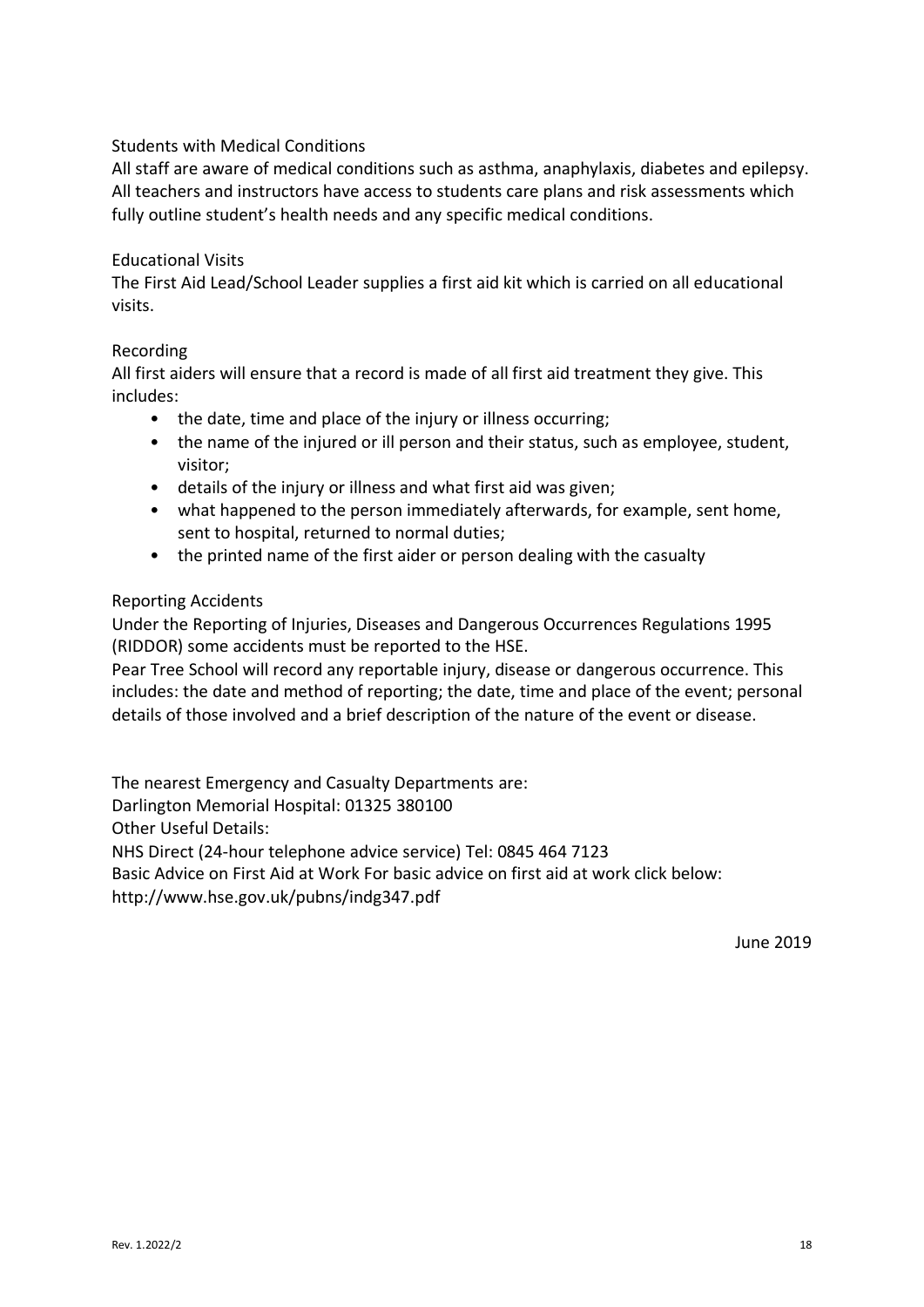### Students with Medical Conditions

All staff are aware of medical conditions such as asthma, anaphylaxis, diabetes and epilepsy. All teachers and instructors have access to students care plans and risk assessments which fully outline student's health needs and any specific medical conditions.

### Educational Visits

The First Aid Lead/School Leader supplies a first aid kit which is carried on all educational visits.

### Recording

All first aiders will ensure that a record is made of all first aid treatment they give. This includes:

- the date, time and place of the injury or illness occurring;
- the name of the injured or ill person and their status, such as employee, student, visitor;
- details of the injury or illness and what first aid was given;
- what happened to the person immediately afterwards, for example, sent home, sent to hospital, returned to normal duties;
- the printed name of the first aider or person dealing with the casualty

### Reporting Accidents

Under the Reporting of Injuries, Diseases and Dangerous Occurrences Regulations 1995 (RIDDOR) some accidents must be reported to the HSE.

Pear Tree School will record any reportable injury, disease or dangerous occurrence. This includes: the date and method of reporting; the date, time and place of the event; personal details of those involved and a brief description of the nature of the event or disease.

The nearest Emergency and Casualty Departments are:
Darlington Memorial Hospital: 01325 380100
Other Useful Details:
NHS Direct (24-hour telephone advice service) Tel: 0845 464 7123
Basic Advice on First Aid at Work For basic advice on first aid at work click below:
http://www.hse.gov.uk/pubns/indg347.pdf

June 2019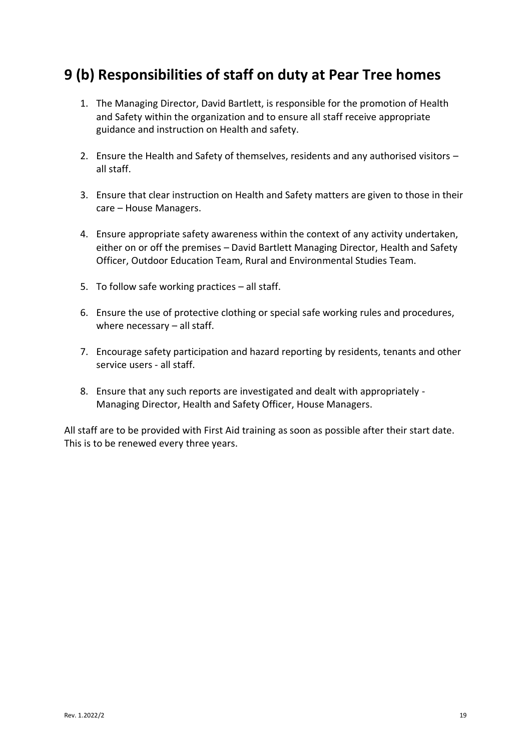## 9 (b) Responsibilities of staff on duty at Pear Tree homes

1. The Managing Director, David Bartlett, is responsible for the promotion of Health and Safety within the organization and to ensure all staff receive appropriate guidance and instruction on Health and safety.

2. Ensure the Health and Safety of themselves, residents and any authorised visitors – all staff.

3. Ensure that clear instruction on Health and Safety matters are given to those in their care – House Managers.

4. Ensure appropriate safety awareness within the context of any activity undertaken, either on or off the premises – David Bartlett Managing Director, Health and Safety Officer, Outdoor Education Team, Rural and Environmental Studies Team.

5. To follow safe working practices – all staff.

6. Ensure the use of protective clothing or special safe working rules and procedures, where necessary – all staff.

7. Encourage safety participation and hazard reporting by residents, tenants and other service users - all staff.

8. Ensure that any such reports are investigated and dealt with appropriately - Managing Director, Health and Safety Officer, House Managers.

All staff are to be provided with First Aid training as soon as possible after their start date. This is to be renewed every three years.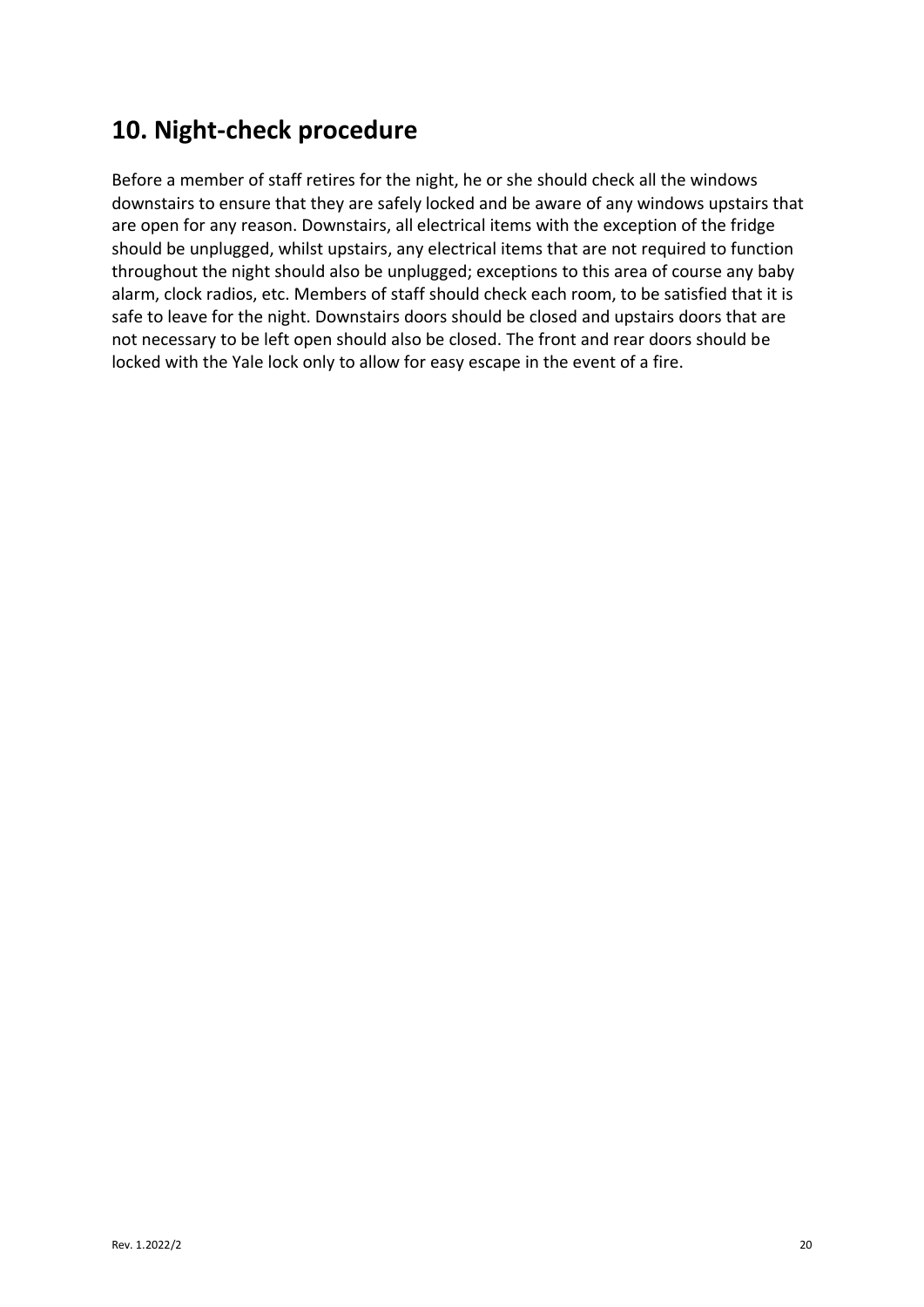## 10. Night-check procedure

Before a member of staff retires for the night, he or she should check all the windows downstairs to ensure that they are safely locked and be aware of any windows upstairs that are open for any reason. Downstairs, all electrical items with the exception of the fridge should be unplugged, whilst upstairs, any electrical items that are not required to function throughout the night should also be unplugged; exceptions to this area of course any baby alarm, clock radios, etc. Members of staff should check each room, to be satisfied that it is safe to leave for the night. Downstairs doors should be closed and upstairs doors that are not necessary to be left open should also be closed. The front and rear doors should be locked with the Yale lock only to allow for easy escape in the event of a fire.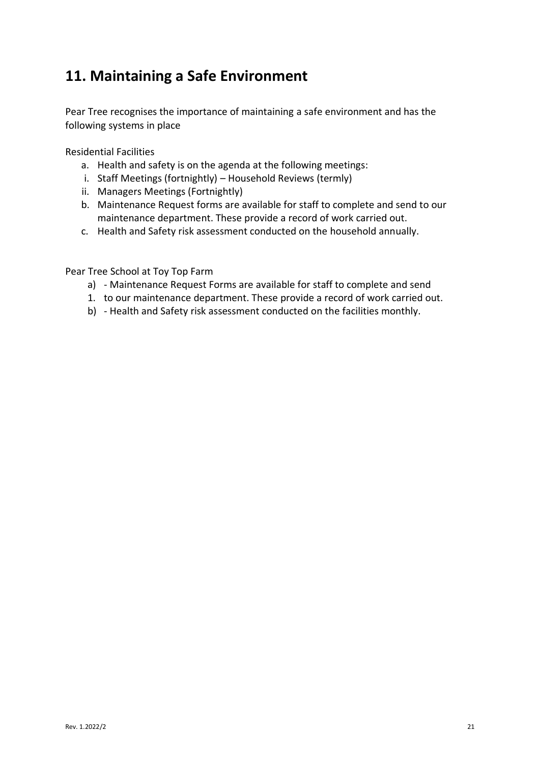## 11. Maintaining a Safe Environment

Pear Tree recognises the importance of maintaining a safe environment and has the following systems in place

Residential Facilities

a. Health and safety is on the agenda at the following meetings:
   i. Staff Meetings (fortnightly) – Household Reviews (termly)
   ii. Managers Meetings (Fortnightly)
b. Maintenance Request forms are available for staff to complete and send to our maintenance department. These provide a record of work carried out.
c. Health and Safety risk assessment conducted on the household annually.

Pear Tree School at Toy Top Farm

a) - Maintenance Request Forms are available for staff to complete and send
1. to our maintenance department. These provide a record of work carried out.
b) - Health and Safety risk assessment conducted on the facilities monthly.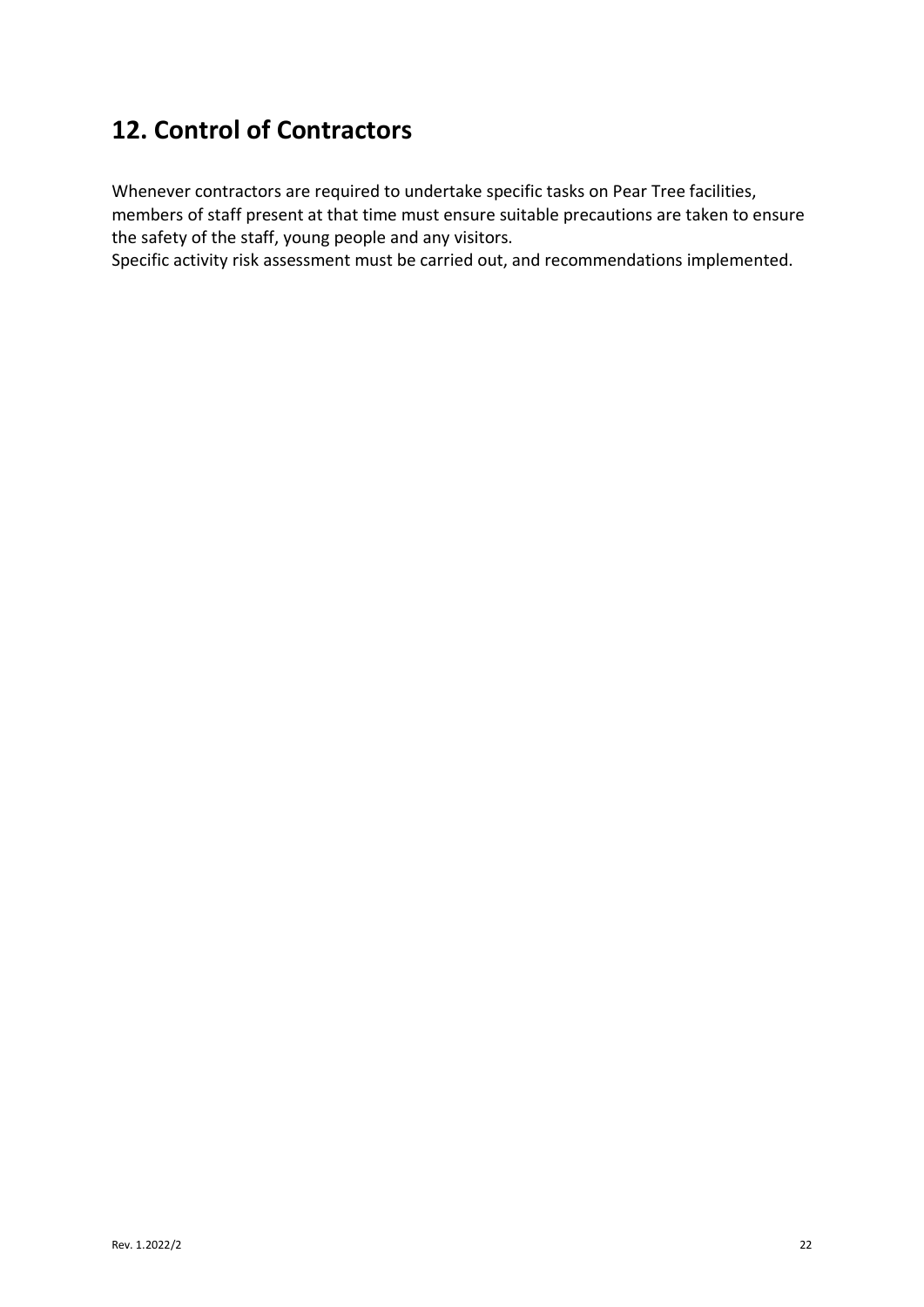## 12. Control of Contractors

Whenever contractors are required to undertake specific tasks on Pear Tree facilities, members of staff present at that time must ensure suitable precautions are taken to ensure the safety of the staff, young people and any visitors.
Specific activity risk assessment must be carried out, and recommendations implemented.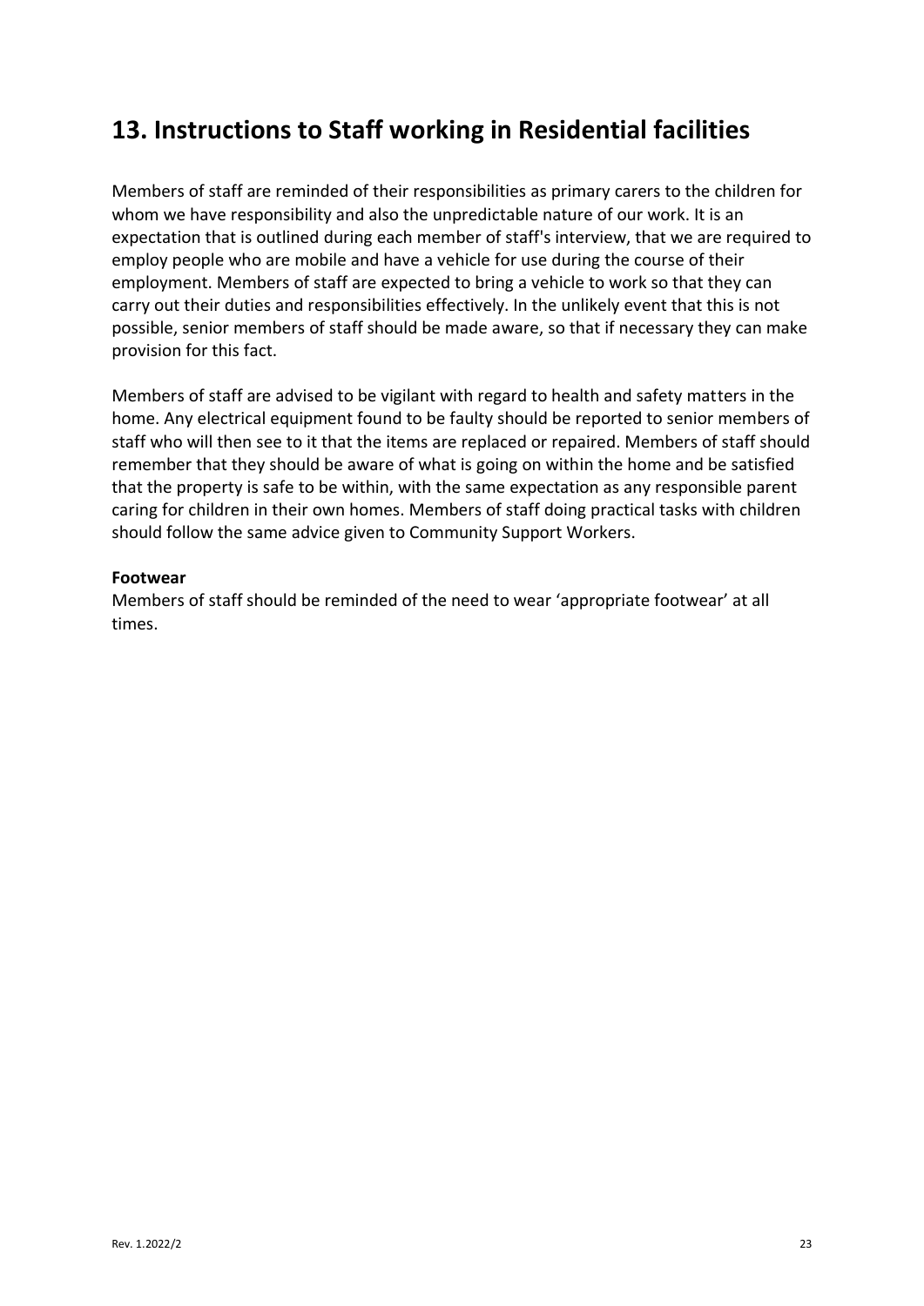# 13. Instructions to Staff working in Residential facilities

Members of staff are reminded of their responsibilities as primary carers to the children for whom we have responsibility and also the unpredictable nature of our work. It is an expectation that is outlined during each member of staff's interview, that we are required to employ people who are mobile and have a vehicle for use during the course of their employment. Members of staff are expected to bring a vehicle to work so that they can carry out their duties and responsibilities effectively. In the unlikely event that this is not possible, senior members of staff should be made aware, so that if necessary they can make provision for this fact.

Members of staff are advised to be vigilant with regard to health and safety matters in the home. Any electrical equipment found to be faulty should be reported to senior members of staff who will then see to it that the items are replaced or repaired. Members of staff should remember that they should be aware of what is going on within the home and be satisfied that the property is safe to be within, with the same expectation as any responsible parent caring for children in their own homes. Members of staff doing practical tasks with children should follow the same advice given to Community Support Workers.

**Footwear**

Members of staff should be reminded of the need to wear 'appropriate footwear' at all times.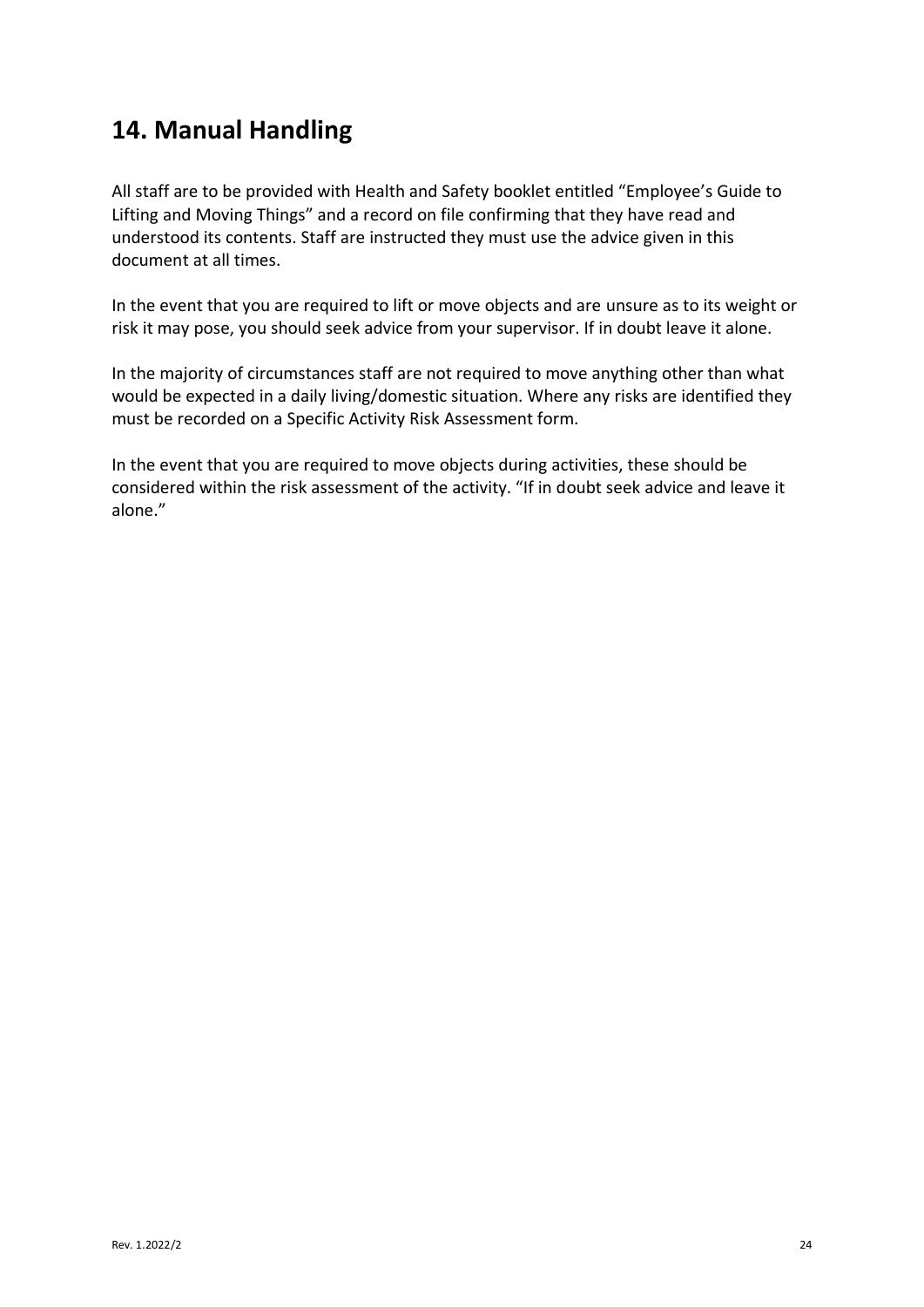## 14. Manual Handling

All staff are to be provided with Health and Safety booklet entitled "Employee's Guide to Lifting and Moving Things" and a record on file confirming that they have read and understood its contents. Staff are instructed they must use the advice given in this document at all times.

In the event that you are required to lift or move objects and are unsure as to its weight or risk it may pose, you should seek advice from your supervisor. If in doubt leave it alone.

In the majority of circumstances staff are not required to move anything other than what would be expected in a daily living/domestic situation. Where any risks are identified they must be recorded on a Specific Activity Risk Assessment form.

In the event that you are required to move objects during activities, these should be considered within the risk assessment of the activity. "If in doubt seek advice and leave it alone."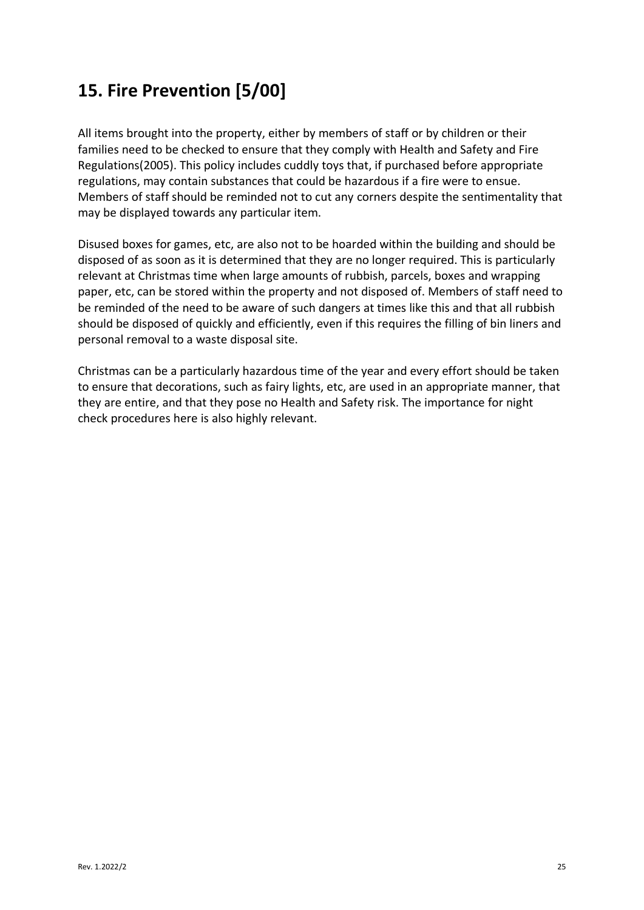## 15. Fire Prevention [5/00]

All items brought into the property, either by members of staff or by children or their families need to be checked to ensure that they comply with Health and Safety and Fire Regulations(2005). This policy includes cuddly toys that, if purchased before appropriate regulations, may contain substances that could be hazardous if a fire were to ensue. Members of staff should be reminded not to cut any corners despite the sentimentality that may be displayed towards any particular item.

Disused boxes for games, etc, are also not to be hoarded within the building and should be disposed of as soon as it is determined that they are no longer required. This is particularly relevant at Christmas time when large amounts of rubbish, parcels, boxes and wrapping paper, etc, can be stored within the property and not disposed of. Members of staff need to be reminded of the need to be aware of such dangers at times like this and that all rubbish should be disposed of quickly and efficiently, even if this requires the filling of bin liners and personal removal to a waste disposal site.

Christmas can be a particularly hazardous time of the year and every effort should be taken to ensure that decorations, such as fairy lights, etc, are used in an appropriate manner, that they are entire, and that they pose no Health and Safety risk. The importance for night check procedures here is also highly relevant.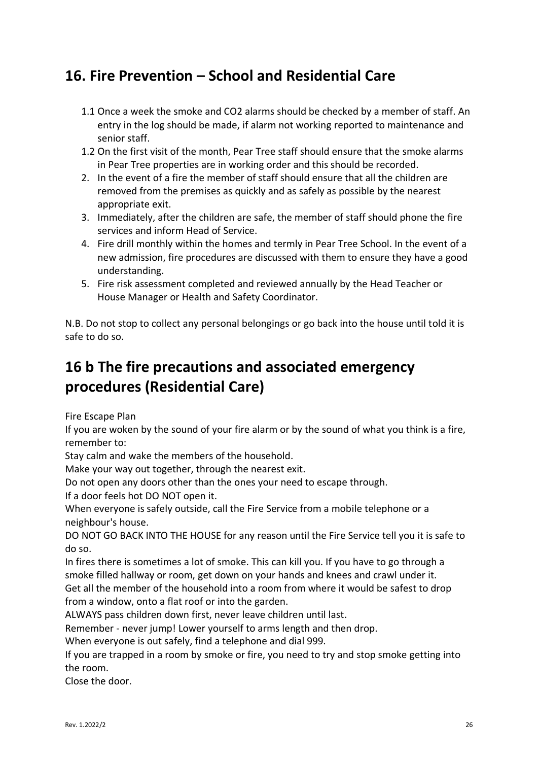## 16. Fire Prevention – School and Residential Care

1.1 Once a week the smoke and $CO_2$ alarms should be checked by a member of staff. An entry in the log should be made, if alarm not working reported to maintenance and senior staff.

1.2 On the first visit of the month, Pear Tree staff should ensure that the smoke alarms in Pear Tree properties are in working order and this should be recorded.

2. In the event of a fire the member of staff should ensure that all the children are removed from the premises as quickly and as safely as possible by the nearest appropriate exit.
3. Immediately, after the children are safe, the member of staff should phone the fire services and inform Head of Service.
4. Fire drill monthly within the homes and termly in Pear Tree School. In the event of a new admission, fire procedures are discussed with them to ensure they have a good understanding.
5. Fire risk assessment completed and reviewed annually by the Head Teacher or House Manager or Health and Safety Coordinator.

N.B. Do not stop to collect any personal belongings or go back into the house until told it is safe to do so.

## 16 b The fire precautions and associated emergency procedures (Residential Care)

Fire Escape Plan

If you are woken by the sound of your fire alarm or by the sound of what you think is a fire, remember to:

Stay calm and wake the members of the household.

Make your way out together, through the nearest exit.

Do not open any doors other than the ones your need to escape through.

If a door feels hot DO NOT open it.

When everyone is safely outside, call the Fire Service from a mobile telephone or a neighbour's house.

DO NOT GO BACK INTO THE HOUSE for any reason until the Fire Service tell you it is safe to do so.

In fires there is sometimes a lot of smoke. This can kill you. If you have to go through a smoke filled hallway or room, get down on your hands and knees and crawl under it.

Get all the member of the household into a room from where it would be safest to drop from a window, onto a flat roof or into the garden.

ALWAYS pass children down first, never leave children until last.

Remember - never jump! Lower yourself to arms length and then drop.

When everyone is out safely, find a telephone and dial 999.

If you are trapped in a room by smoke or fire, you need to try and stop smoke getting into the room.

Close the door.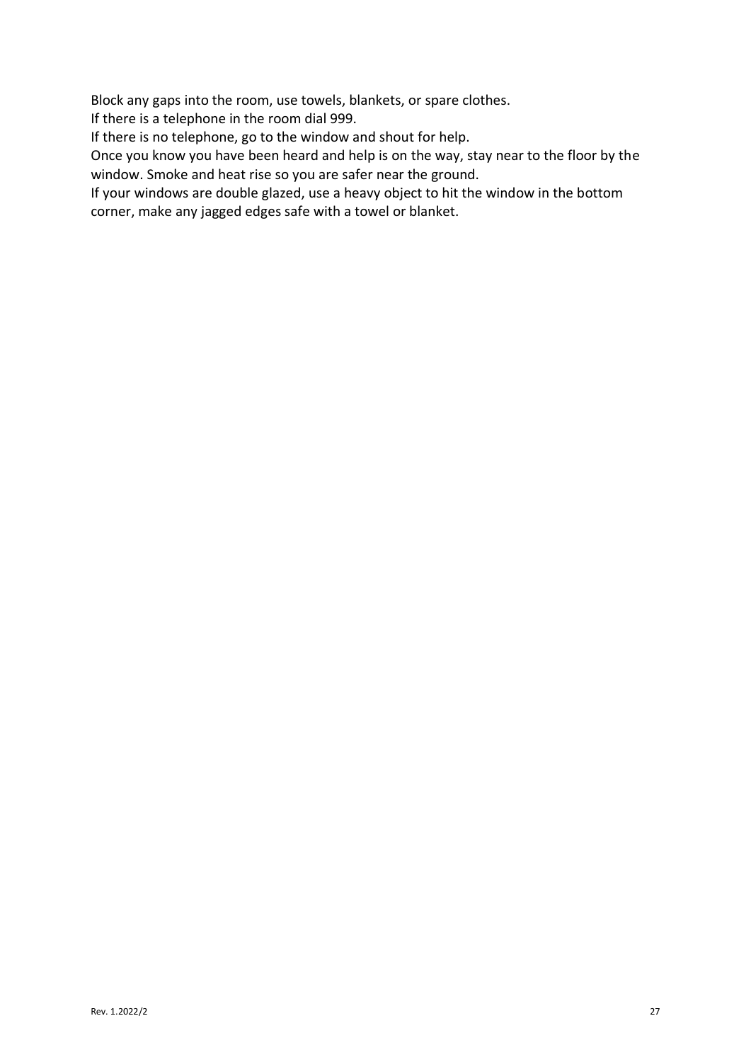Block any gaps into the room, use towels, blankets, or spare clothes.

If there is a telephone in the room dial 999.

If there is no telephone, go to the window and shout for help.

Once you know you have been heard and help is on the way, stay near to the floor by the window. Smoke and heat rise so you are safer near the ground.

If your windows are double glazed, use a heavy object to hit the window in the bottom corner, make any jagged edges safe with a towel or blanket.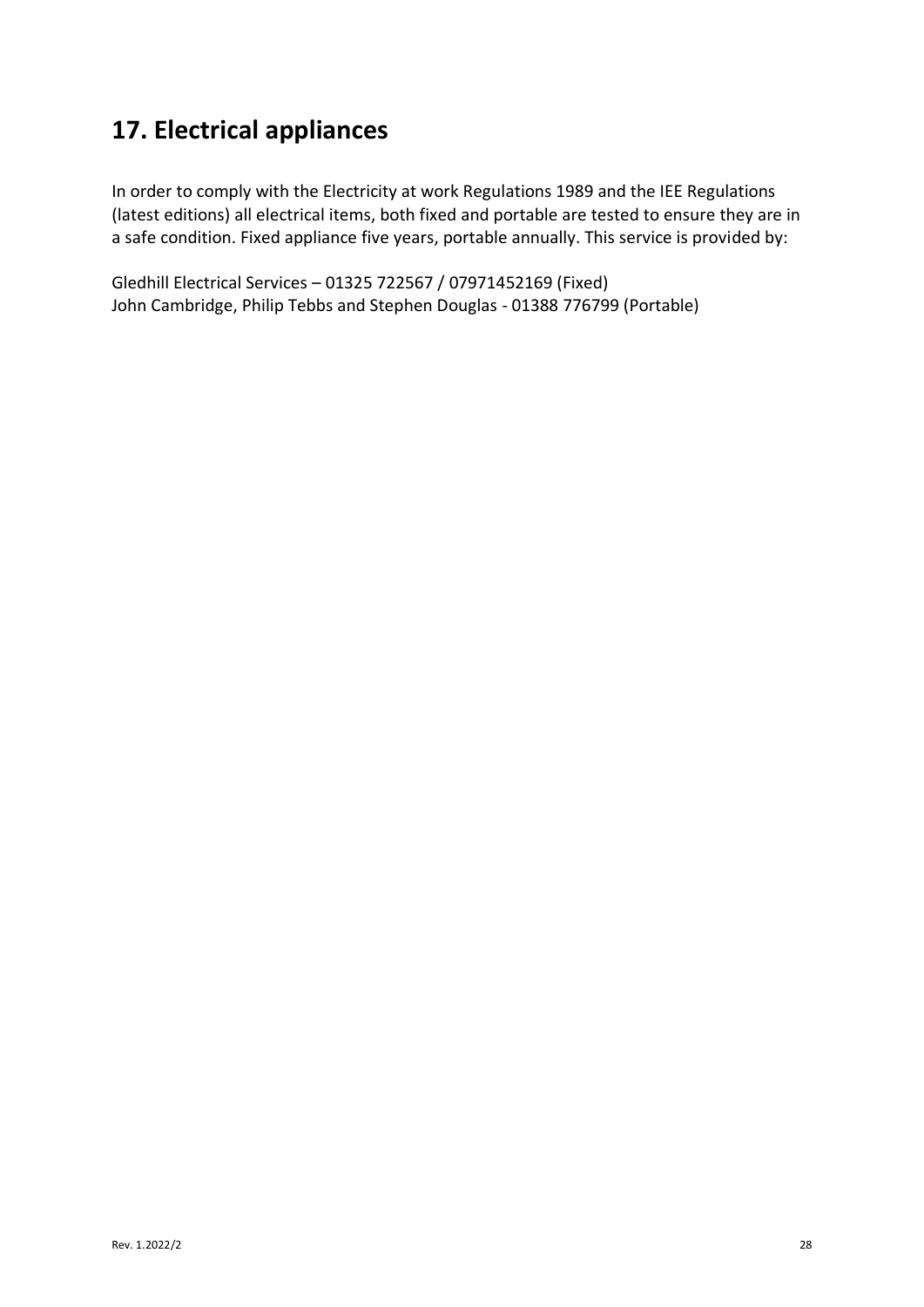# 17. Electrical appliances

In order to comply with the Electricity at work Regulations 1989 and the IEE Regulations (latest editions) all electrical items, both fixed and portable are tested to ensure they are in a safe condition. Fixed appliance five years, portable annually. This service is provided by:

Gledhill Electrical Services – 01325 722567 / 07971452169 (Fixed)
John Cambridge, Philip Tebbs and Stephen Douglas - 01388 776799 (Portable)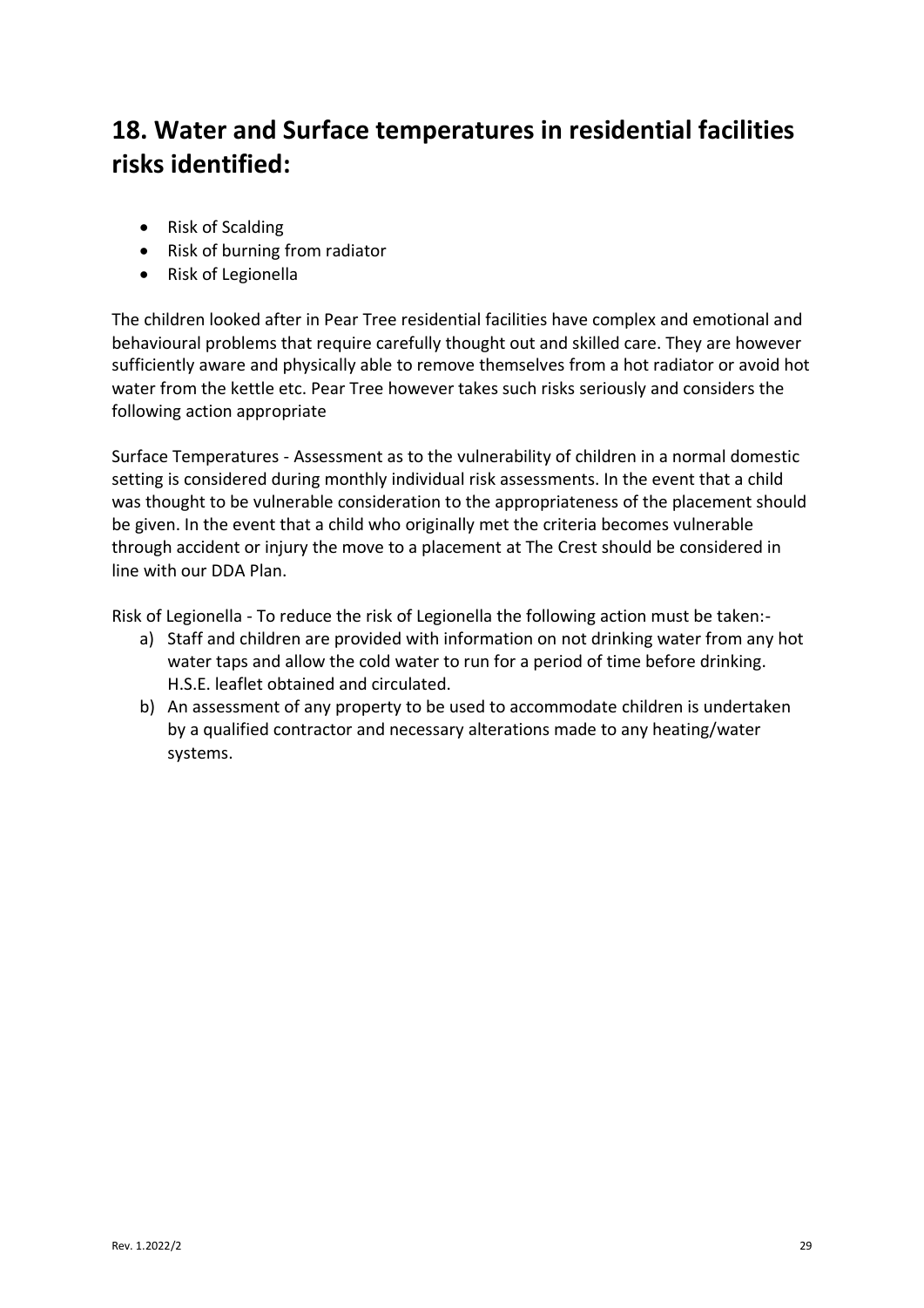## 18. Water and Surface temperatures in residential facilities risks identified:

- Risk of Scalding
- Risk of burning from radiator
- Risk of Legionella

The children looked after in Pear Tree residential facilities have complex and emotional and behavioural problems that require carefully thought out and skilled care. They are however sufficiently aware and physically able to remove themselves from a hot radiator or avoid hot water from the kettle etc. Pear Tree however takes such risks seriously and considers the following action appropriate

Surface Temperatures - Assessment as to the vulnerability of children in a normal domestic setting is considered during monthly individual risk assessments. In the event that a child was thought to be vulnerable consideration to the appropriateness of the placement should be given. In the event that a child who originally met the criteria becomes vulnerable through accident or injury the move to a placement at The Crest should be considered in line with our DDA Plan.

Risk of Legionella - To reduce the risk of Legionella the following action must be taken:-

a) Staff and children are provided with information on not drinking water from any hot water taps and allow the cold water to run for a period of time before drinking. H.S.E. leaflet obtained and circulated.
b) An assessment of any property to be used to accommodate children is undertaken by a qualified contractor and necessary alterations made to any heating/water systems.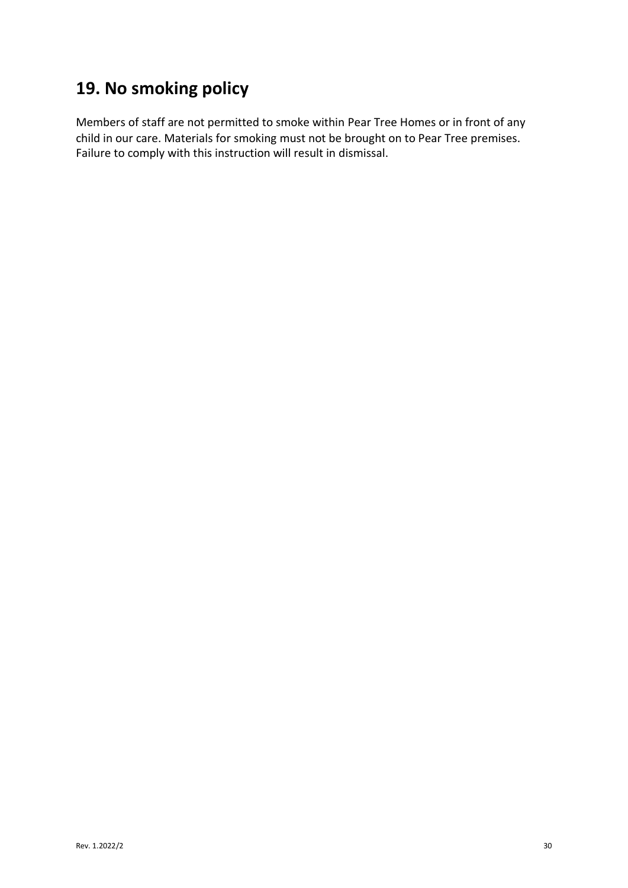## 19. No smoking policy

Members of staff are not permitted to smoke within Pear Tree Homes or in front of any child in our care. Materials for smoking must not be brought on to Pear Tree premises. Failure to comply with this instruction will result in dismissal.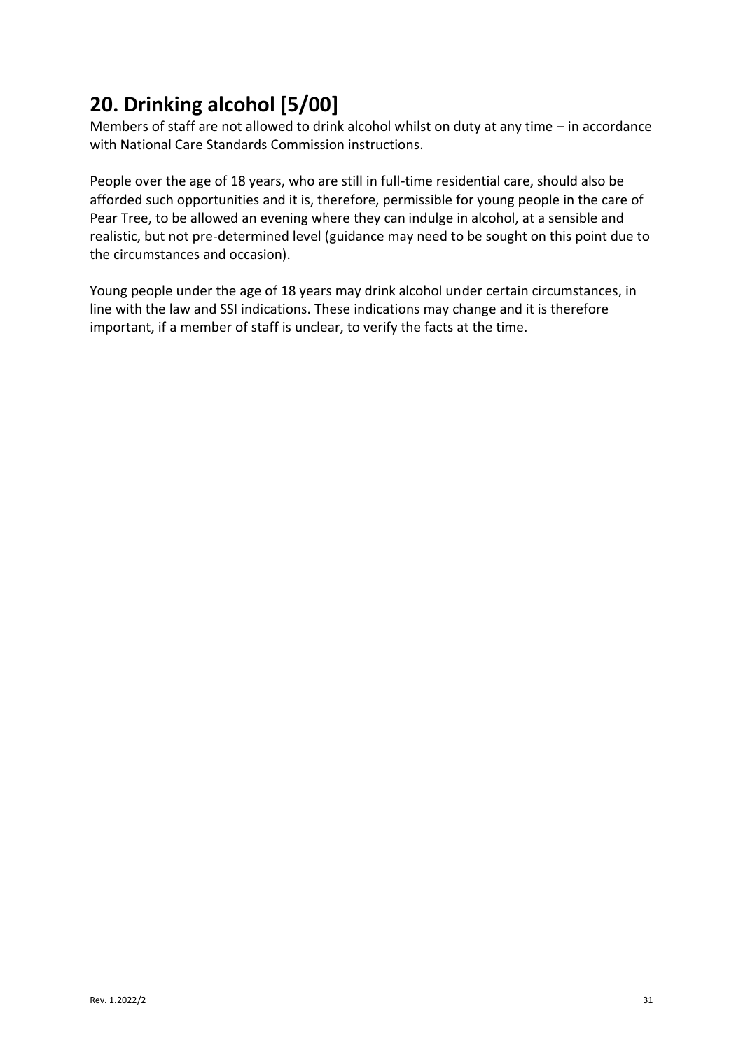## 20. Drinking alcohol [5/00]

Members of staff are not allowed to drink alcohol whilst on duty at any time – in accordance with National Care Standards Commission instructions.

People over the age of 18 years, who are still in full-time residential care, should also be afforded such opportunities and it is, therefore, permissible for young people in the care of Pear Tree, to be allowed an evening where they can indulge in alcohol, at a sensible and realistic, but not pre-determined level (guidance may need to be sought on this point due to the circumstances and occasion).

Young people under the age of 18 years may drink alcohol under certain circumstances, in line with the law and SSI indications. These indications may change and it is therefore important, if a member of staff is unclear, to verify the facts at the time.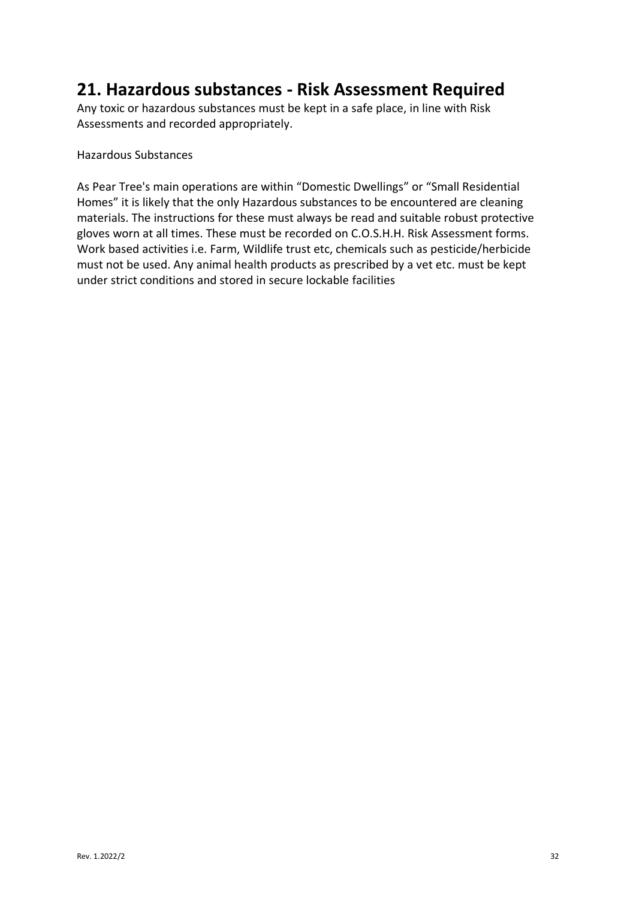# 21. Hazardous substances - Risk Assessment Required

Any toxic or hazardous substances must be kept in a safe place, in line with Risk Assessments and recorded appropriately.

Hazardous Substances

As Pear Tree's main operations are within “Domestic Dwellings” or “Small Residential Homes” it is likely that the only Hazardous substances to be encountered are cleaning materials. The instructions for these must always be read and suitable robust protective gloves worn at all times. These must be recorded on C.O.S.H.H. Risk Assessment forms. Work based activities i.e. Farm, Wildlife trust etc, chemicals such as pesticide/herbicide must not be used. Any animal health products as prescribed by a vet etc. must be kept under strict conditions and stored in secure lockable facilities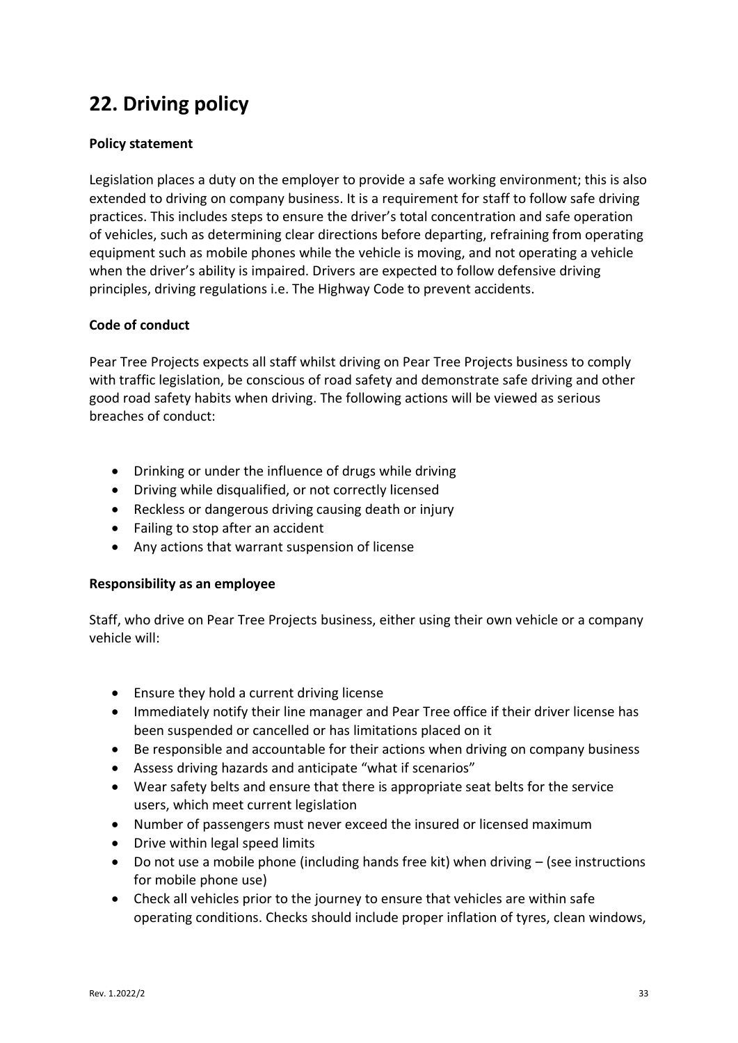# 22. Driving policy

**Policy statement**

Legislation places a duty on the employer to provide a safe working environment; this is also extended to driving on company business. It is a requirement for staff to follow safe driving practices. This includes steps to ensure the driver's total concentration and safe operation of vehicles, such as determining clear directions before departing, refraining from operating equipment such as mobile phones while the vehicle is moving, and not operating a vehicle when the driver's ability is impaired. Drivers are expected to follow defensive driving principles, driving regulations i.e. The Highway Code to prevent accidents.

**Code of conduct**

Pear Tree Projects expects all staff whilst driving on Pear Tree Projects business to comply with traffic legislation, be conscious of road safety and demonstrate safe driving and other good road safety habits when driving. The following actions will be viewed as serious breaches of conduct:

- Drinking or under the influence of drugs while driving
- Driving while disqualified, or not correctly licensed
- Reckless or dangerous driving causing death or injury
- Failing to stop after an accident
- Any actions that warrant suspension of license

**Responsibility as an employee**

Staff, who drive on Pear Tree Projects business, either using their own vehicle or a company vehicle will:

- Ensure they hold a current driving license
- Immediately notify their line manager and Pear Tree office if their driver license has been suspended or cancelled or has limitations placed on it
- Be responsible and accountable for their actions when driving on company business
- Assess driving hazards and anticipate "what if scenarios"
- Wear safety belts and ensure that there is appropriate seat belts for the service users, which meet current legislation
- Number of passengers must never exceed the insured or licensed maximum
- Drive within legal speed limits
- Do not use a mobile phone (including hands free kit) when driving – (see instructions for mobile phone use)
- Check all vehicles prior to the journey to ensure that vehicles are within safe operating conditions. Checks should include proper inflation of tyres, clean windows,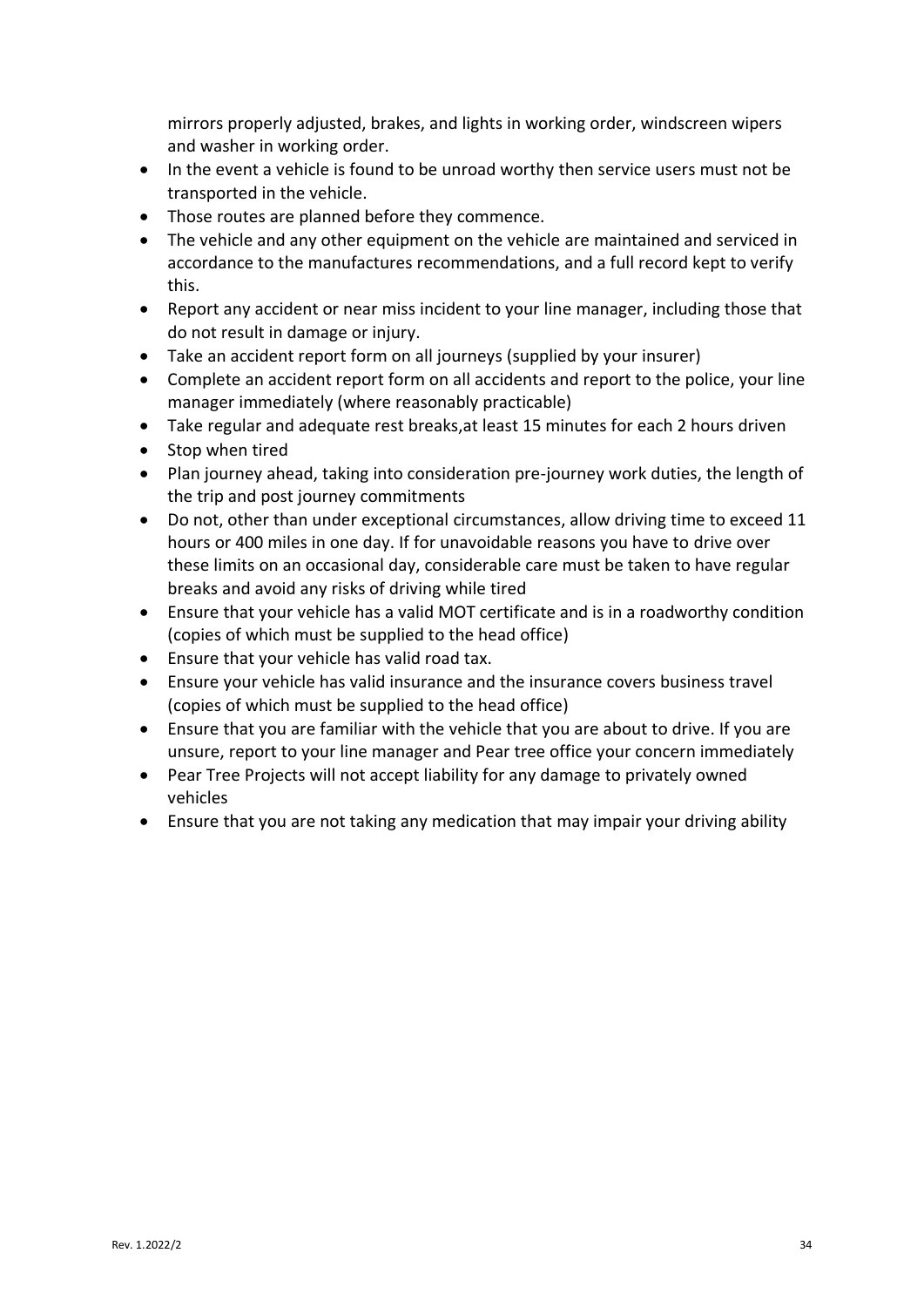mirrors properly adjusted, brakes, and lights in working order, windscreen wipers and washer in working order.

- In the event a vehicle is found to be unroad worthy then service users must not be transported in the vehicle.
- Those routes are planned before they commence.
- The vehicle and any other equipment on the vehicle are maintained and serviced in accordance to the manufactures recommendations, and a full record kept to verify this.
- Report any accident or near miss incident to your line manager, including those that do not result in damage or injury.
- Take an accident report form on all journeys (supplied by your insurer)
- Complete an accident report form on all accidents and report to the police, your line manager immediately (where reasonably practicable)
- Take regular and adequate rest breaks,at least 15 minutes for each 2 hours driven
- Stop when tired
- Plan journey ahead, taking into consideration pre-journey work duties, the length of the trip and post journey commitments
- Do not, other than under exceptional circumstances, allow driving time to exceed 11 hours or 400 miles in one day. If for unavoidable reasons you have to drive over these limits on an occasional day, considerable care must be taken to have regular breaks and avoid any risks of driving while tired
- Ensure that your vehicle has a valid MOT certificate and is in a roadworthy condition (copies of which must be supplied to the head office)
- Ensure that your vehicle has valid road tax.
- Ensure your vehicle has valid insurance and the insurance covers business travel (copies of which must be supplied to the head office)
- Ensure that you are familiar with the vehicle that you are about to drive. If you are unsure, report to your line manager and Pear tree office your concern immediately
- Pear Tree Projects will not accept liability for any damage to privately owned vehicles
- Ensure that you are not taking any medication that may impair your driving ability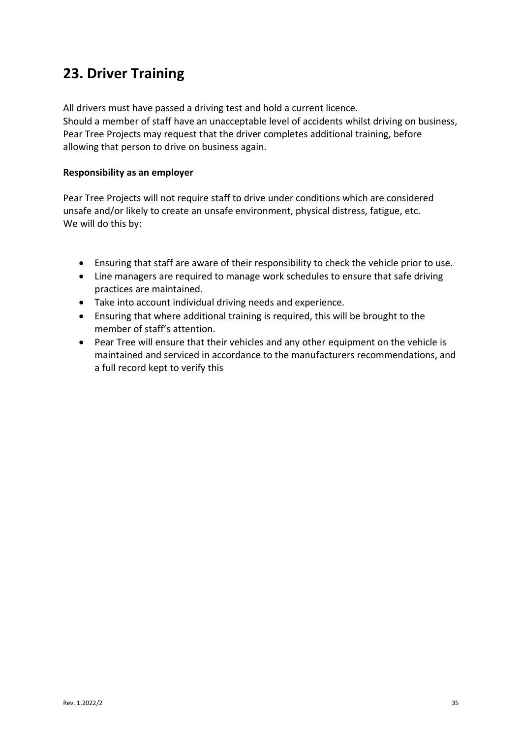# 23. Driver Training

All drivers must have passed a driving test and hold a current licence.
Should a member of staff have an unacceptable level of accidents whilst driving on business, Pear Tree Projects may request that the driver completes additional training, before allowing that person to drive on business again.

**Responsibility as an employer**

Pear Tree Projects will not require staff to drive under conditions which are considered unsafe and/or likely to create an unsafe environment, physical distress, fatigue, etc.
We will do this by:

- Ensuring that staff are aware of their responsibility to check the vehicle prior to use.
- Line managers are required to manage work schedules to ensure that safe driving practices are maintained.
- Take into account individual driving needs and experience.
- Ensuring that where additional training is required, this will be brought to the member of staff's attention.
- Pear Tree will ensure that their vehicles and any other equipment on the vehicle is maintained and serviced in accordance to the manufacturers recommendations, and a full record kept to verify this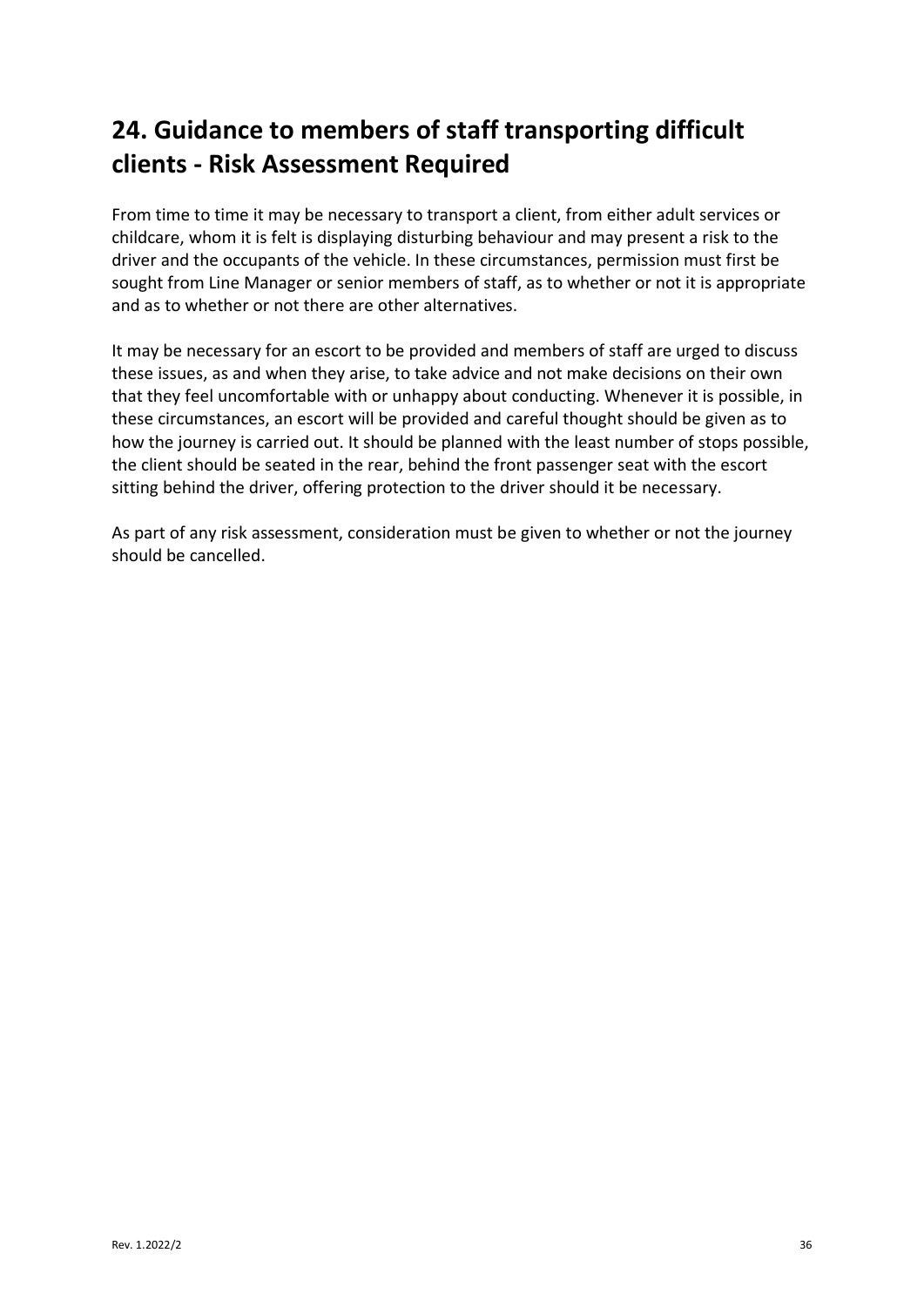## 24. Guidance to members of staff transporting difficult clients - Risk Assessment Required

From time to time it may be necessary to transport a client, from either adult services or childcare, whom it is felt is displaying disturbing behaviour and may present a risk to the driver and the occupants of the vehicle. In these circumstances, permission must first be sought from Line Manager or senior members of staff, as to whether or not it is appropriate and as to whether or not there are other alternatives.

It may be necessary for an escort to be provided and members of staff are urged to discuss these issues, as and when they arise, to take advice and not make decisions on their own that they feel uncomfortable with or unhappy about conducting. Whenever it is possible, in these circumstances, an escort will be provided and careful thought should be given as to how the journey is carried out. It should be planned with the least number of stops possible, the client should be seated in the rear, behind the front passenger seat with the escort sitting behind the driver, offering protection to the driver should it be necessary.

As part of any risk assessment, consideration must be given to whether or not the journey should be cancelled.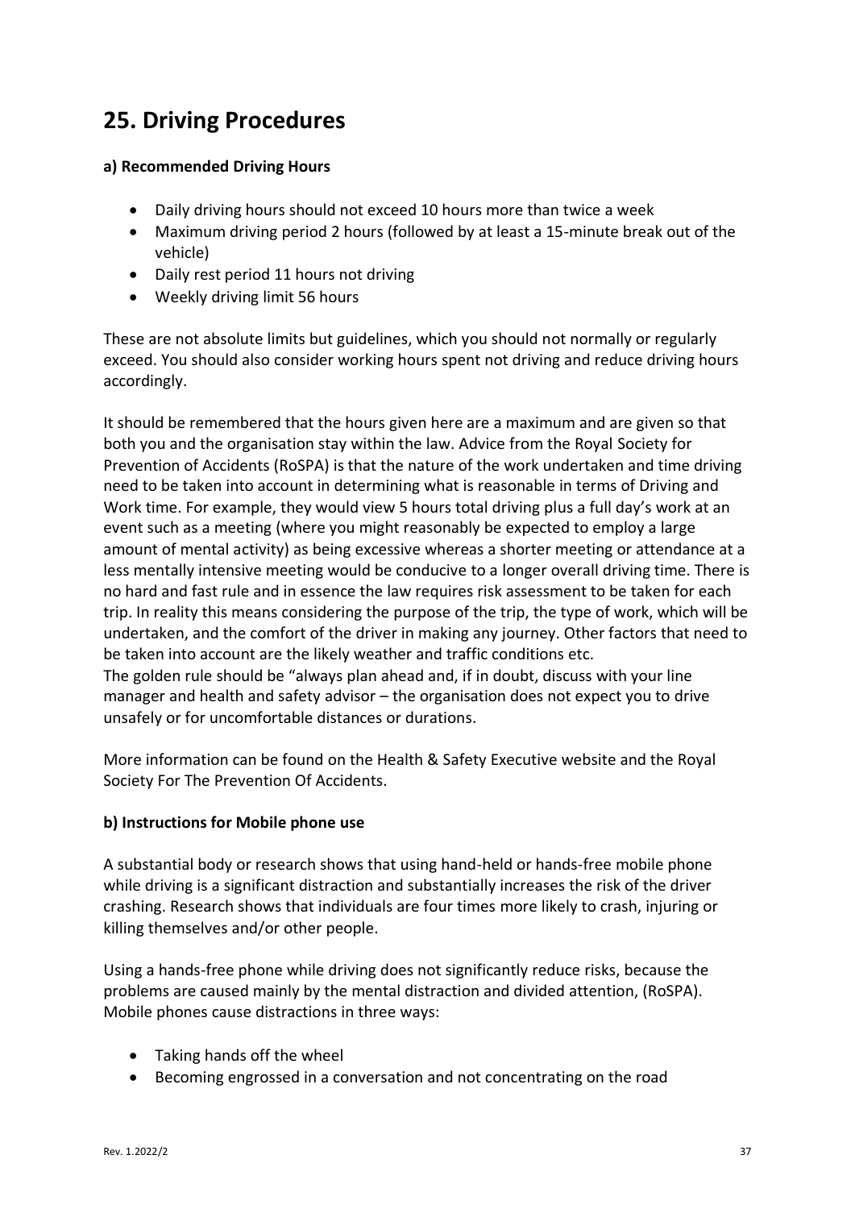# 25. Driving Procedures

**a) Recommended Driving Hours**

- Daily driving hours should not exceed 10 hours more than twice a week
- Maximum driving period 2 hours (followed by at least a 15-minute break out of the vehicle)
- Daily rest period 11 hours not driving
- Weekly driving limit 56 hours

These are not absolute limits but guidelines, which you should not normally or regularly exceed. You should also consider working hours spent not driving and reduce driving hours accordingly.

It should be remembered that the hours given here are a maximum and are given so that both you and the organisation stay within the law. Advice from the Royal Society for Prevention of Accidents (RoSPA) is that the nature of the work undertaken and time driving need to be taken into account in determining what is reasonable in terms of Driving and Work time. For example, they would view 5 hours total driving plus a full day's work at an event such as a meeting (where you might reasonably be expected to employ a large amount of mental activity) as being excessive whereas a shorter meeting or attendance at a less mentally intensive meeting would be conducive to a longer overall driving time. There is no hard and fast rule and in essence the law requires risk assessment to be taken for each trip. In reality this means considering the purpose of the trip, the type of work, which will be undertaken, and the comfort of the driver in making any journey. Other factors that need to be taken into account are the likely weather and traffic conditions etc.
The golden rule should be "always plan ahead and, if in doubt, discuss with your line manager and health and safety advisor – the organisation does not expect you to drive unsafely or for uncomfortable distances or durations.

More information can be found on the Health & Safety Executive website and the Royal Society For The Prevention Of Accidents.

**b) Instructions for Mobile phone use**

A substantial body or research shows that using hand-held or hands-free mobile phone while driving is a significant distraction and substantially increases the risk of the driver crashing. Research shows that individuals are four times more likely to crash, injuring or killing themselves and/or other people.

Using a hands-free phone while driving does not significantly reduce risks, because the problems are caused mainly by the mental distraction and divided attention, (RoSPA). Mobile phones cause distractions in three ways:

- Taking hands off the wheel
- Becoming engrossed in a conversation and not concentrating on the road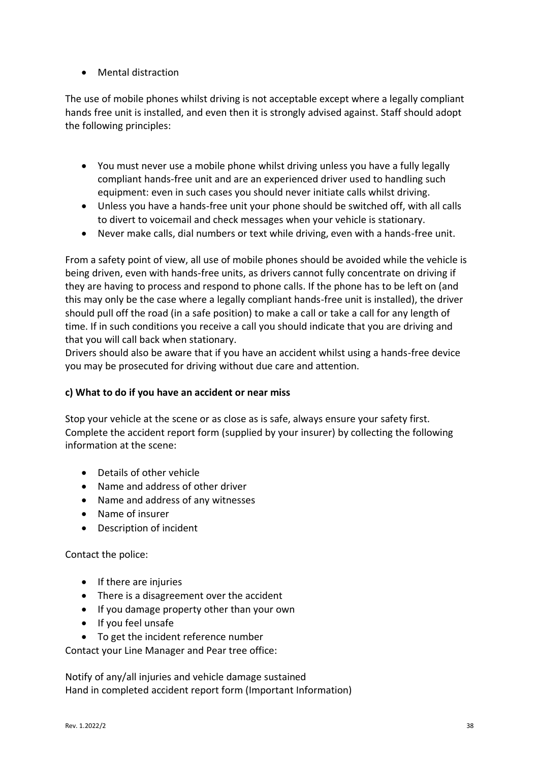- Mental distraction

The use of mobile phones whilst driving is not acceptable except where a legally compliant hands free unit is installed, and even then it is strongly advised against. Staff should adopt the following principles:

- You must never use a mobile phone whilst driving unless you have a fully legally compliant hands-free unit and are an experienced driver used to handling such equipment: even in such cases you should never initiate calls whilst driving.
- Unless you have a hands-free unit your phone should be switched off, with all calls to divert to voicemail and check messages when your vehicle is stationary.
- Never make calls, dial numbers or text while driving, even with a hands-free unit.

From a safety point of view, all use of mobile phones should be avoided while the vehicle is being driven, even with hands-free units, as drivers cannot fully concentrate on driving if they are having to process and respond to phone calls. If the phone has to be left on (and this may only be the case where a legally compliant hands-free unit is installed), the driver should pull off the road (in a safe position) to make a call or take a call for any length of time. If in such conditions you receive a call you should indicate that you are driving and that you will call back when stationary.
Drivers should also be aware that if you have an accident whilst using a hands-free device you may be prosecuted for driving without due care and attention.

**c) What to do if you have an accident or near miss**

Stop your vehicle at the scene or as close as is safe, always ensure your safety first. Complete the accident report form (supplied by your insurer) by collecting the following information at the scene:

- Details of other vehicle
- Name and address of other driver
- Name and address of any witnesses
- Name of insurer
- Description of incident

Contact the police:

- If there are injuries
- There is a disagreement over the accident
- If you damage property other than your own
- If you feel unsafe
- To get the incident reference number

Contact your Line Manager and Pear tree office:

Notify of any/all injuries and vehicle damage sustained
Hand in completed accident report form (Important Information)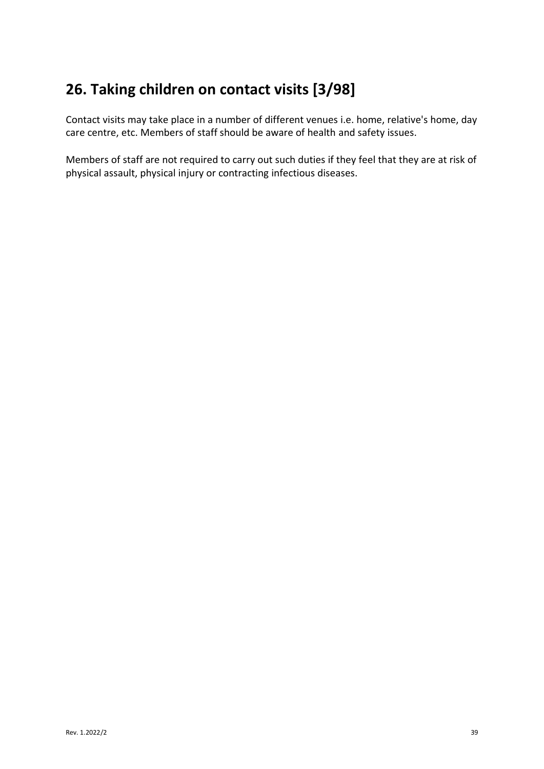# 26. Taking children on contact visits [3/98]

Contact visits may take place in a number of different venues i.e. home, relative's home, day care centre, etc. Members of staff should be aware of health and safety issues.

Members of staff are not required to carry out such duties if they feel that they are at risk of physical assault, physical injury or contracting infectious diseases.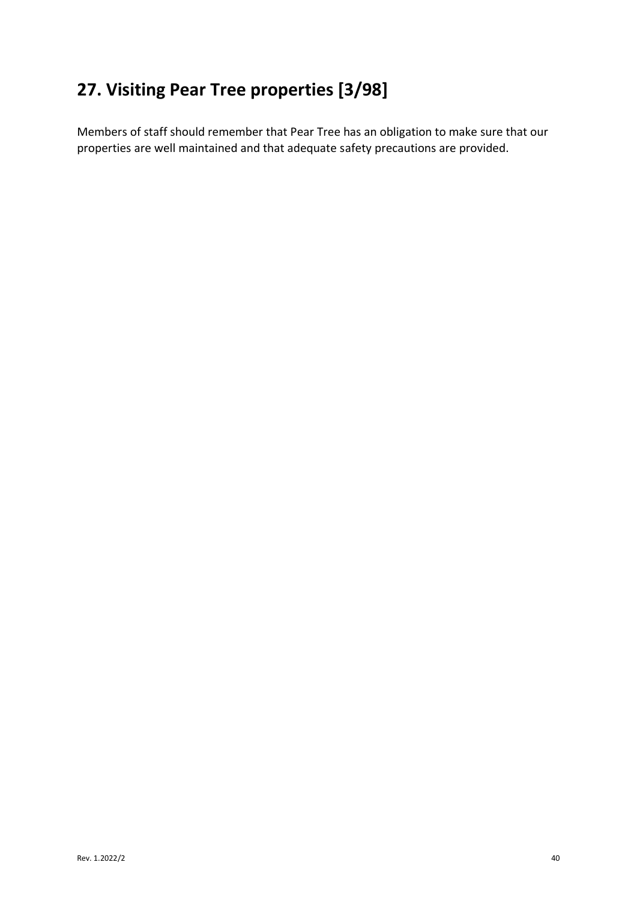# 27. Visiting Pear Tree properties [3/98]

Members of staff should remember that Pear Tree has an obligation to make sure that our properties are well maintained and that adequate safety precautions are provided.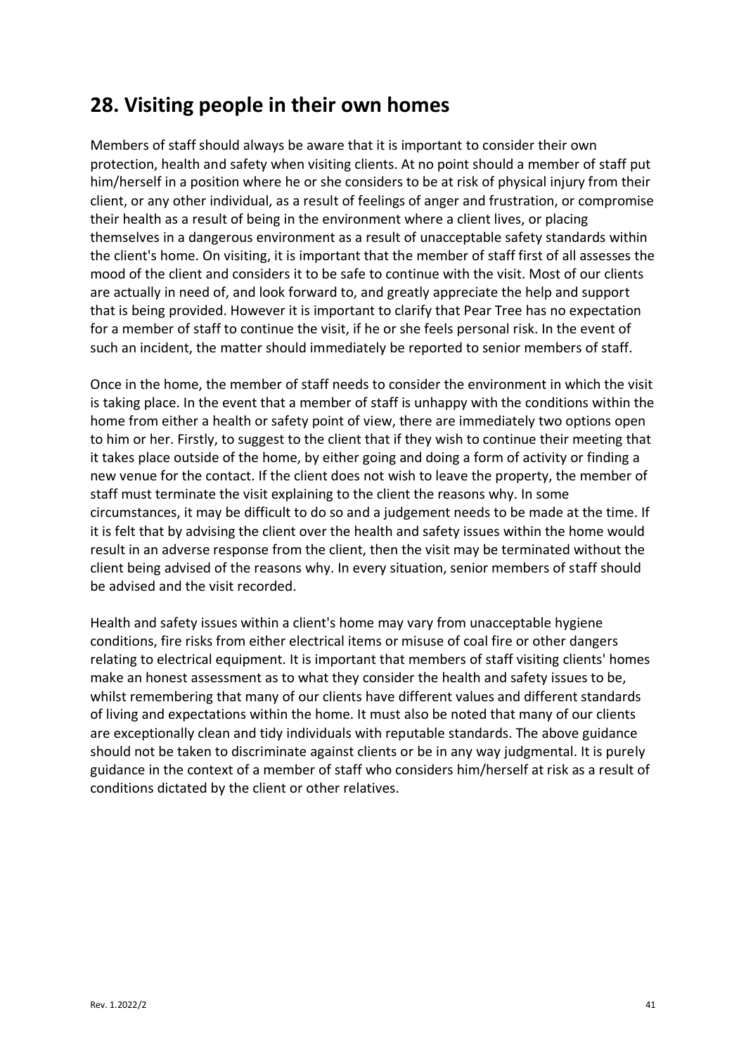## 28. Visiting people in their own homes

Members of staff should always be aware that it is important to consider their own protection, health and safety when visiting clients. At no point should a member of staff put him/herself in a position where he or she considers to be at risk of physical injury from their client, or any other individual, as a result of feelings of anger and frustration, or compromise their health as a result of being in the environment where a client lives, or placing themselves in a dangerous environment as a result of unacceptable safety standards within the client's home. On visiting, it is important that the member of staff first of all assesses the mood of the client and considers it to be safe to continue with the visit. Most of our clients are actually in need of, and look forward to, and greatly appreciate the help and support that is being provided. However it is important to clarify that Pear Tree has no expectation for a member of staff to continue the visit, if he or she feels personal risk. In the event of such an incident, the matter should immediately be reported to senior members of staff.

Once in the home, the member of staff needs to consider the environment in which the visit is taking place. In the event that a member of staff is unhappy with the conditions within the home from either a health or safety point of view, there are immediately two options open to him or her. Firstly, to suggest to the client that if they wish to continue their meeting that it takes place outside of the home, by either going and doing a form of activity or finding a new venue for the contact. If the client does not wish to leave the property, the member of staff must terminate the visit explaining to the client the reasons why. In some circumstances, it may be difficult to do so and a judgement needs to be made at the time. If it is felt that by advising the client over the health and safety issues within the home would result in an adverse response from the client, then the visit may be terminated without the client being advised of the reasons why. In every situation, senior members of staff should be advised and the visit recorded.

Health and safety issues within a client's home may vary from unacceptable hygiene conditions, fire risks from either electrical items or misuse of coal fire or other dangers relating to electrical equipment. It is important that members of staff visiting clients' homes make an honest assessment as to what they consider the health and safety issues to be, whilst remembering that many of our clients have different values and different standards of living and expectations within the home. It must also be noted that many of our clients are exceptionally clean and tidy individuals with reputable standards. The above guidance should not be taken to discriminate against clients or be in any way judgmental. It is purely guidance in the context of a member of staff who considers him/herself at risk as a result of conditions dictated by the client or other relatives.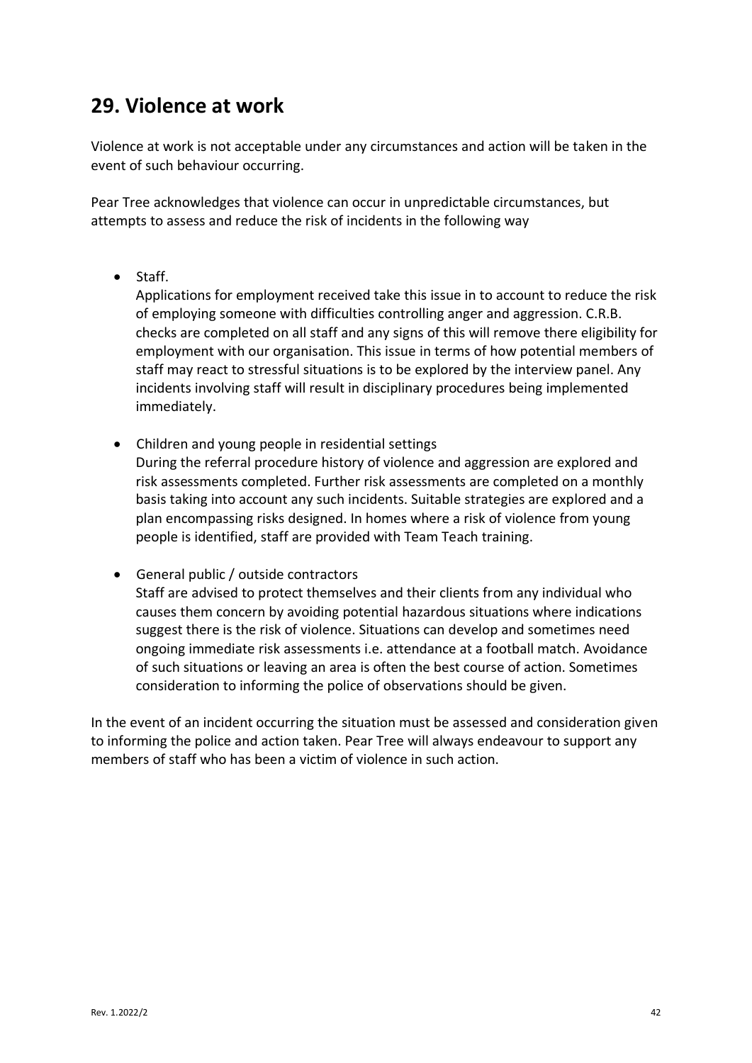## 29. Violence at work

Violence at work is not acceptable under any circumstances and action will be taken in the event of such behaviour occurring.

Pear Tree acknowledges that violence can occur in unpredictable circumstances, but attempts to assess and reduce the risk of incidents in the following way

- Staff.
  Applications for employment received take this issue in to account to reduce the risk of employing someone with difficulties controlling anger and aggression. C.R.B. checks are completed on all staff and any signs of this will remove there eligibility for employment with our organisation. This issue in terms of how potential members of staff may react to stressful situations is to be explored by the interview panel. Any incidents involving staff will result in disciplinary procedures being implemented immediately.

- Children and young people in residential settings
  During the referral procedure history of violence and aggression are explored and risk assessments completed. Further risk assessments are completed on a monthly basis taking into account any such incidents. Suitable strategies are explored and a plan encompassing risks designed. In homes where a risk of violence from young people is identified, staff are provided with Team Teach training.

- General public / outside contractors
  Staff are advised to protect themselves and their clients from any individual who causes them concern by avoiding potential hazardous situations where indications suggest there is the risk of violence. Situations can develop and sometimes need ongoing immediate risk assessments i.e. attendance at a football match. Avoidance of such situations or leaving an area is often the best course of action. Sometimes consideration to informing the police of observations should be given.

In the event of an incident occurring the situation must be assessed and consideration given to informing the police and action taken. Pear Tree will always endeavour to support any members of staff who has been a victim of violence in such action.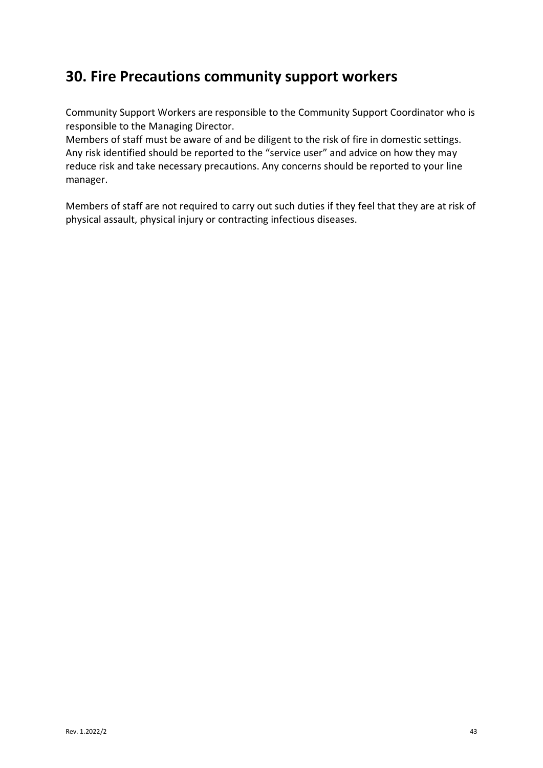## 30. Fire Precautions community support workers

Community Support Workers are responsible to the Community Support Coordinator who is responsible to the Managing Director.
Members of staff must be aware of and be diligent to the risk of fire in domestic settings. Any risk identified should be reported to the "service user" and advice on how they may reduce risk and take necessary precautions. Any concerns should be reported to your line manager.

Members of staff are not required to carry out such duties if they feel that they are at risk of physical assault, physical injury or contracting infectious diseases.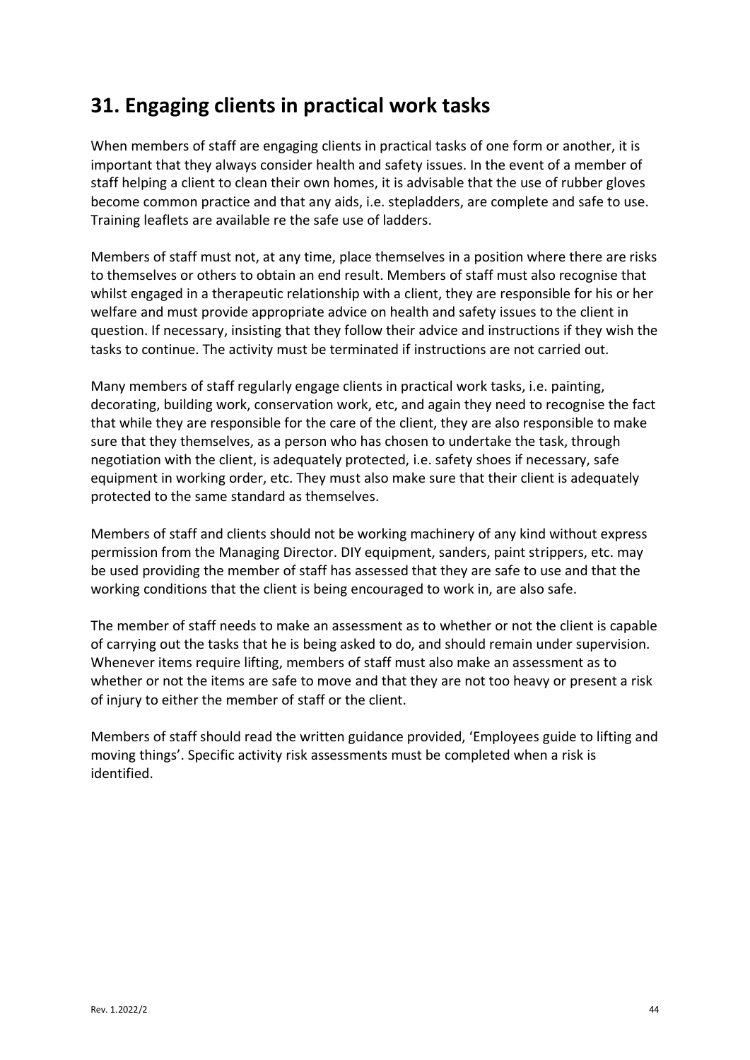## 31. Engaging clients in practical work tasks

When members of staff are engaging clients in practical tasks of one form or another, it is important that they always consider health and safety issues. In the event of a member of staff helping a client to clean their own homes, it is advisable that the use of rubber gloves become common practice and that any aids, i.e. stepladders, are complete and safe to use. Training leaflets are available re the safe use of ladders.

Members of staff must not, at any time, place themselves in a position where there are risks to themselves or others to obtain an end result. Members of staff must also recognise that whilst engaged in a therapeutic relationship with a client, they are responsible for his or her welfare and must provide appropriate advice on health and safety issues to the client in question. If necessary, insisting that they follow their advice and instructions if they wish the tasks to continue. The activity must be terminated if instructions are not carried out.

Many members of staff regularly engage clients in practical work tasks, i.e. painting, decorating, building work, conservation work, etc, and again they need to recognise the fact that while they are responsible for the care of the client, they are also responsible to make sure that they themselves, as a person who has chosen to undertake the task, through negotiation with the client, is adequately protected, i.e. safety shoes if necessary, safe equipment in working order, etc. They must also make sure that their client is adequately protected to the same standard as themselves.

Members of staff and clients should not be working machinery of any kind without express permission from the Managing Director. DIY equipment, sanders, paint strippers, etc. may be used providing the member of staff has assessed that they are safe to use and that the working conditions that the client is being encouraged to work in, are also safe.

The member of staff needs to make an assessment as to whether or not the client is capable of carrying out the tasks that he is being asked to do, and should remain under supervision. Whenever items require lifting, members of staff must also make an assessment as to whether or not the items are safe to move and that they are not too heavy or present a risk of injury to either the member of staff or the client.

Members of staff should read the written guidance provided, 'Employees guide to lifting and moving things'. Specific activity risk assessments must be completed when a risk is identified.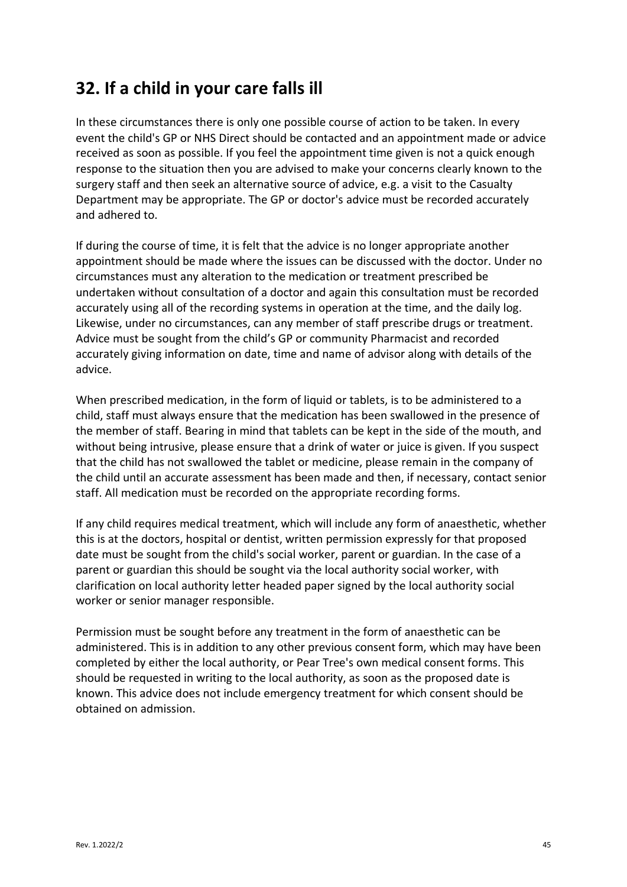## 32. If a child in your care falls ill

In these circumstances there is only one possible course of action to be taken. In every event the child's GP or NHS Direct should be contacted and an appointment made or advice received as soon as possible. If you feel the appointment time given is not a quick enough response to the situation then you are advised to make your concerns clearly known to the surgery staff and then seek an alternative source of advice, e.g. a visit to the Casualty Department may be appropriate. The GP or doctor's advice must be recorded accurately and adhered to.

If during the course of time, it is felt that the advice is no longer appropriate another appointment should be made where the issues can be discussed with the doctor. Under no circumstances must any alteration to the medication or treatment prescribed be undertaken without consultation of a doctor and again this consultation must be recorded accurately using all of the recording systems in operation at the time, and the daily log. Likewise, under no circumstances, can any member of staff prescribe drugs or treatment. Advice must be sought from the child's GP or community Pharmacist and recorded accurately giving information on date, time and name of advisor along with details of the advice.

When prescribed medication, in the form of liquid or tablets, is to be administered to a child, staff must always ensure that the medication has been swallowed in the presence of the member of staff. Bearing in mind that tablets can be kept in the side of the mouth, and without being intrusive, please ensure that a drink of water or juice is given. If you suspect that the child has not swallowed the tablet or medicine, please remain in the company of the child until an accurate assessment has been made and then, if necessary, contact senior staff. All medication must be recorded on the appropriate recording forms.

If any child requires medical treatment, which will include any form of anaesthetic, whether this is at the doctors, hospital or dentist, written permission expressly for that proposed date must be sought from the child's social worker, parent or guardian. In the case of a parent or guardian this should be sought via the local authority social worker, with clarification on local authority letter headed paper signed by the local authority social worker or senior manager responsible.

Permission must be sought before any treatment in the form of anaesthetic can be administered. This is in addition to any other previous consent form, which may have been completed by either the local authority, or Pear Tree's own medical consent forms. This should be requested in writing to the local authority, as soon as the proposed date is known. This advice does not include emergency treatment for which consent should be obtained on admission.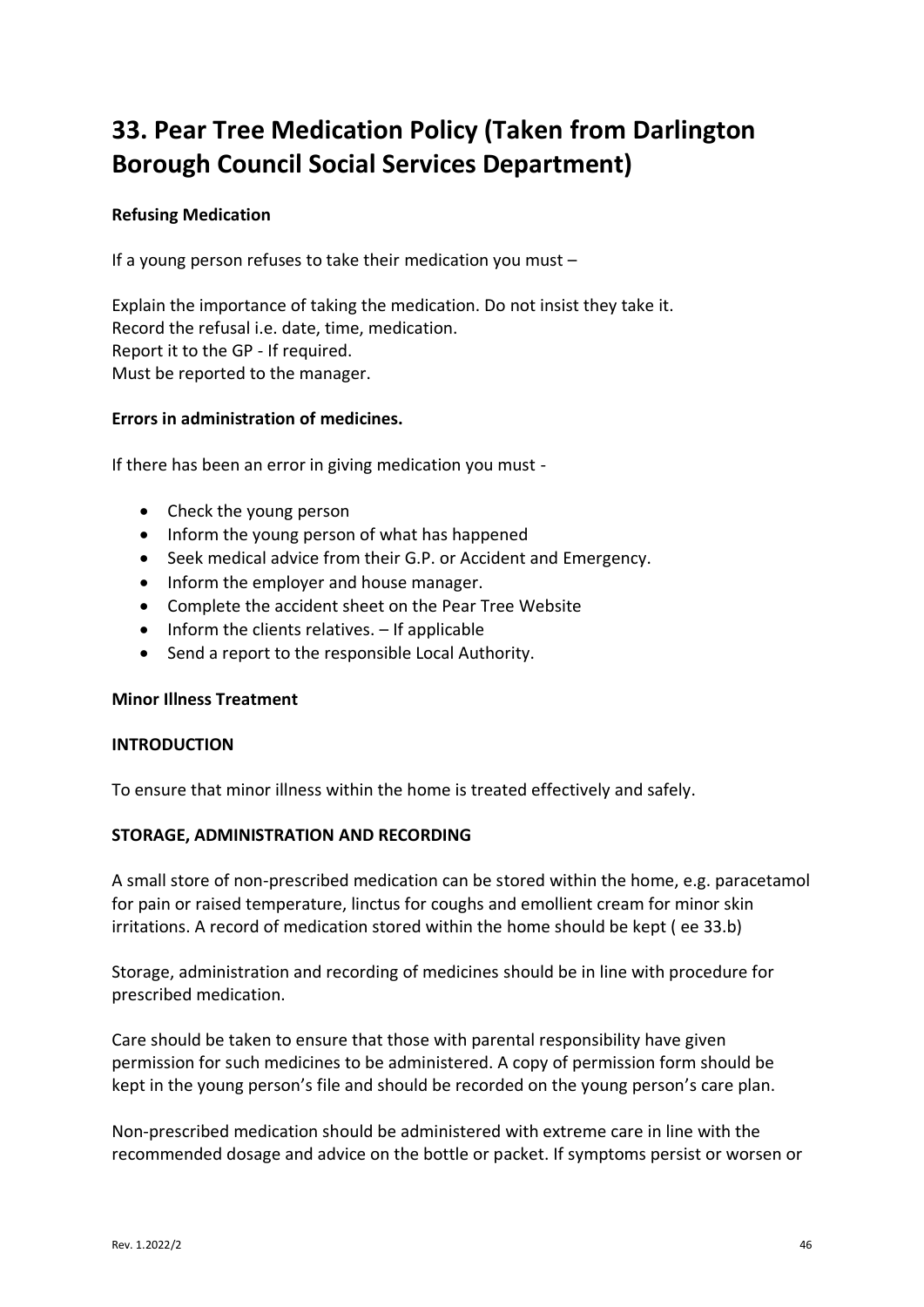# 33. Pear Tree Medication Policy (Taken from Darlington Borough Council Social Services Department)

**Refusing Medication**

If a young person refuses to take their medication you must –

Explain the importance of taking the medication. Do not insist they take it.
Record the refusal i.e. date, time, medication.
Report it to the GP - If required.
Must be reported to the manager.

**Errors in administration of medicines.**

If there has been an error in giving medication you must -

- Check the young person
- Inform the young person of what has happened
- Seek medical advice from their G.P. or Accident and Emergency.
- Inform the employer and house manager.
- Complete the accident sheet on the Pear Tree Website
- Inform the clients relatives. – If applicable
- Send a report to the responsible Local Authority.

**Minor Illness Treatment**

**INTRODUCTION**

To ensure that minor illness within the home is treated effectively and safely.

**STORAGE, ADMINISTRATION AND RECORDING**

A small store of non-prescribed medication can be stored within the home, e.g. paracetamol for pain or raised temperature, linctus for coughs and emollient cream for minor skin irritations. A record of medication stored within the home should be kept ( ee 33.b)

Storage, administration and recording of medicines should be in line with procedure for prescribed medication.

Care should be taken to ensure that those with parental responsibility have given permission for such medicines to be administered. A copy of permission form should be kept in the young person's file and should be recorded on the young person's care plan.

Non-prescribed medication should be administered with extreme care in line with the recommended dosage and advice on the bottle or packet. If symptoms persist or worsen or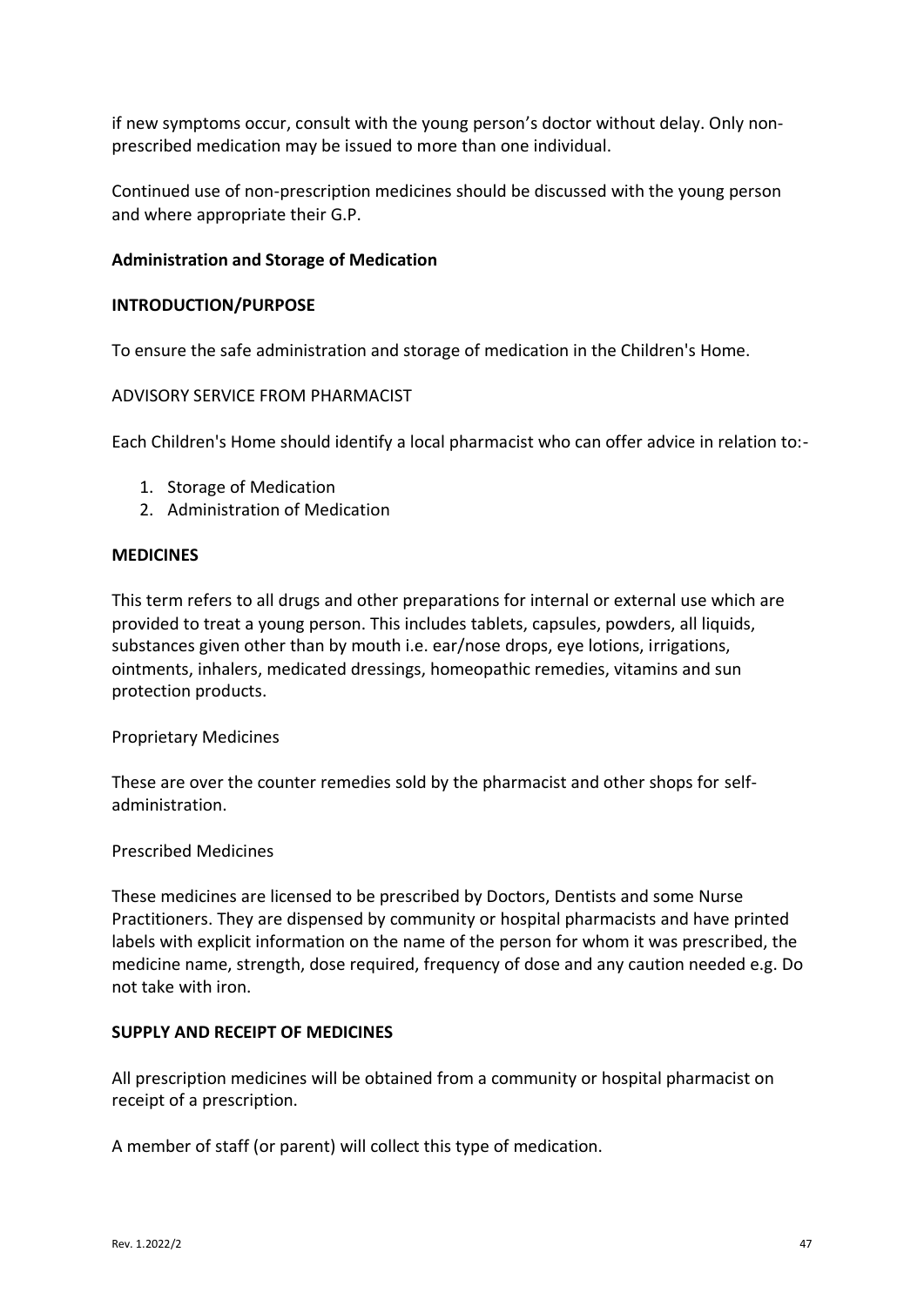if new symptoms occur, consult with the young person's doctor without delay. Only non-prescribed medication may be issued to more than one individual.

Continued use of non-prescription medicines should be discussed with the young person and where appropriate their G.P.

**Administration and Storage of Medication**

**INTRODUCTION/PURPOSE**

To ensure the safe administration and storage of medication in the Children's Home.

ADVISORY SERVICE FROM PHARMACIST

Each Children's Home should identify a local pharmacist who can offer advice in relation to:-

1. Storage of Medication
2. Administration of Medication

**MEDICINES**

This term refers to all drugs and other preparations for internal or external use which are provided to treat a young person. This includes tablets, capsules, powders, all liquids, substances given other than by mouth i.e. ear/nose drops, eye lotions, irrigations, ointments, inhalers, medicated dressings, homeopathic remedies, vitamins and sun protection products.

Proprietary Medicines

These are over the counter remedies sold by the pharmacist and other shops for self-administration.

Prescribed Medicines

These medicines are licensed to be prescribed by Doctors, Dentists and some Nurse Practitioners. They are dispensed by community or hospital pharmacists and have printed labels with explicit information on the name of the person for whom it was prescribed, the medicine name, strength, dose required, frequency of dose and any caution needed e.g. Do not take with iron.

**SUPPLY AND RECEIPT OF MEDICINES**

All prescription medicines will be obtained from a community or hospital pharmacist on receipt of a prescription.

A member of staff (or parent) will collect this type of medication.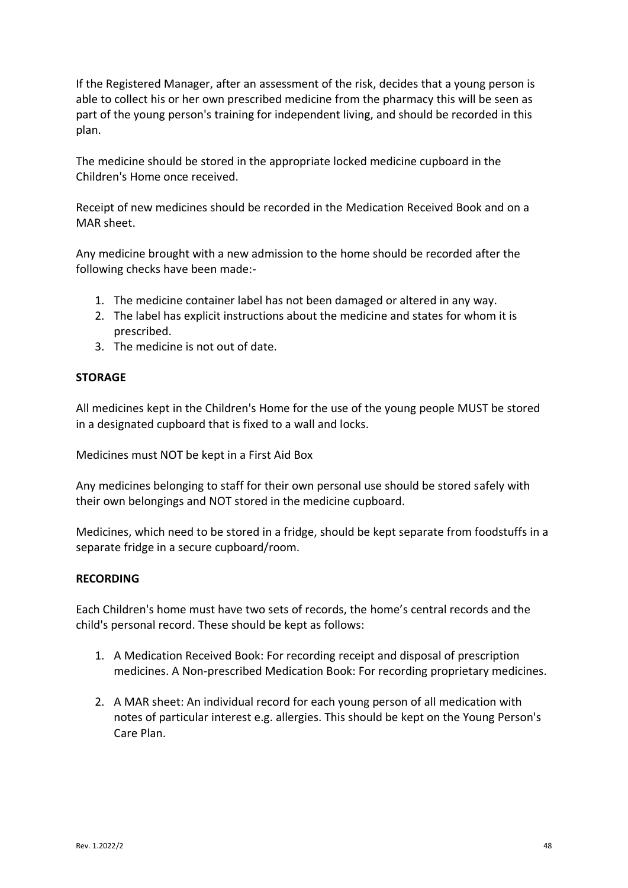If the Registered Manager, after an assessment of the risk, decides that a young person is able to collect his or her own prescribed medicine from the pharmacy this will be seen as part of the young person's training for independent living, and should be recorded in this plan.

The medicine should be stored in the appropriate locked medicine cupboard in the Children's Home once received.

Receipt of new medicines should be recorded in the Medication Received Book and on a MAR sheet.

Any medicine brought with a new admission to the home should be recorded after the following checks have been made:-

1. The medicine container label has not been damaged or altered in any way.
2. The label has explicit instructions about the medicine and states for whom it is prescribed.
3. The medicine is not out of date.

**STORAGE**

All medicines kept in the Children's Home for the use of the young people MUST be stored in a designated cupboard that is fixed to a wall and locks.

Medicines must NOT be kept in a First Aid Box

Any medicines belonging to staff for their own personal use should be stored safely with their own belongings and NOT stored in the medicine cupboard.

Medicines, which need to be stored in a fridge, should be kept separate from foodstuffs in a separate fridge in a secure cupboard/room.

**RECORDING**

Each Children's home must have two sets of records, the home's central records and the child's personal record. These should be kept as follows:

1. A Medication Received Book: For recording receipt and disposal of prescription medicines. A Non-prescribed Medication Book: For recording proprietary medicines.

2. A MAR sheet: An individual record for each young person of all medication with notes of particular interest e.g. allergies. This should be kept on the Young Person's Care Plan.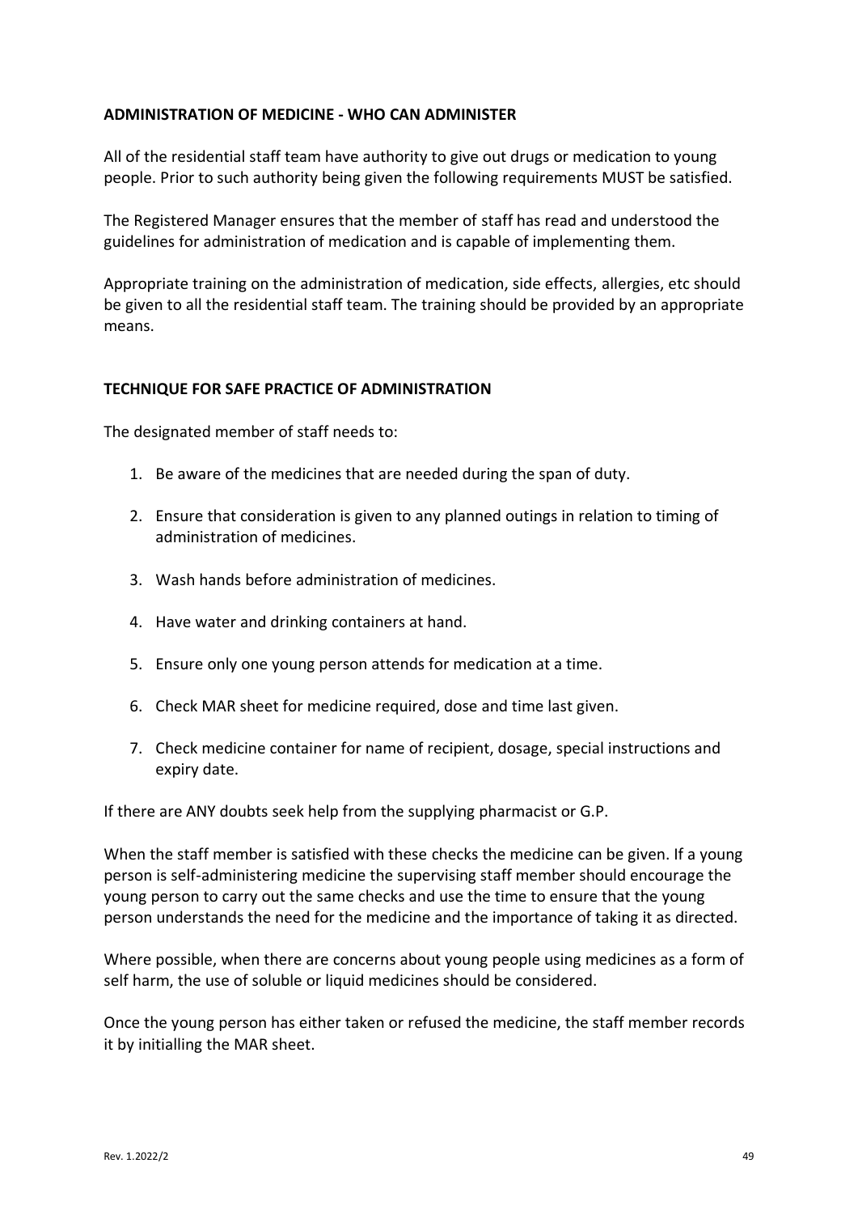**ADMINISTRATION OF MEDICINE - WHO CAN ADMINISTER**

All of the residential staff team have authority to give out drugs or medication to young people. Prior to such authority being given the following requirements MUST be satisfied.

The Registered Manager ensures that the member of staff has read and understood the guidelines for administration of medication and is capable of implementing them.

Appropriate training on the administration of medication, side effects, allergies, etc should be given to all the residential staff team. The training should be provided by an appropriate means.

**TECHNIQUE FOR SAFE PRACTICE OF ADMINISTRATION**

The designated member of staff needs to:

1. Be aware of the medicines that are needed during the span of duty.
2. Ensure that consideration is given to any planned outings in relation to timing of administration of medicines.
3. Wash hands before administration of medicines.
4. Have water and drinking containers at hand.
5. Ensure only one young person attends for medication at a time.
6. Check MAR sheet for medicine required, dose and time last given.
7. Check medicine container for name of recipient, dosage, special instructions and expiry date.

If there are ANY doubts seek help from the supplying pharmacist or G.P.

When the staff member is satisfied with these checks the medicine can be given. If a young person is self-administering medicine the supervising staff member should encourage the young person to carry out the same checks and use the time to ensure that the young person understands the need for the medicine and the importance of taking it as directed.

Where possible, when there are concerns about young people using medicines as a form of self harm, the use of soluble or liquid medicines should be considered.

Once the young person has either taken or refused the medicine, the staff member records it by initialling the MAR sheet.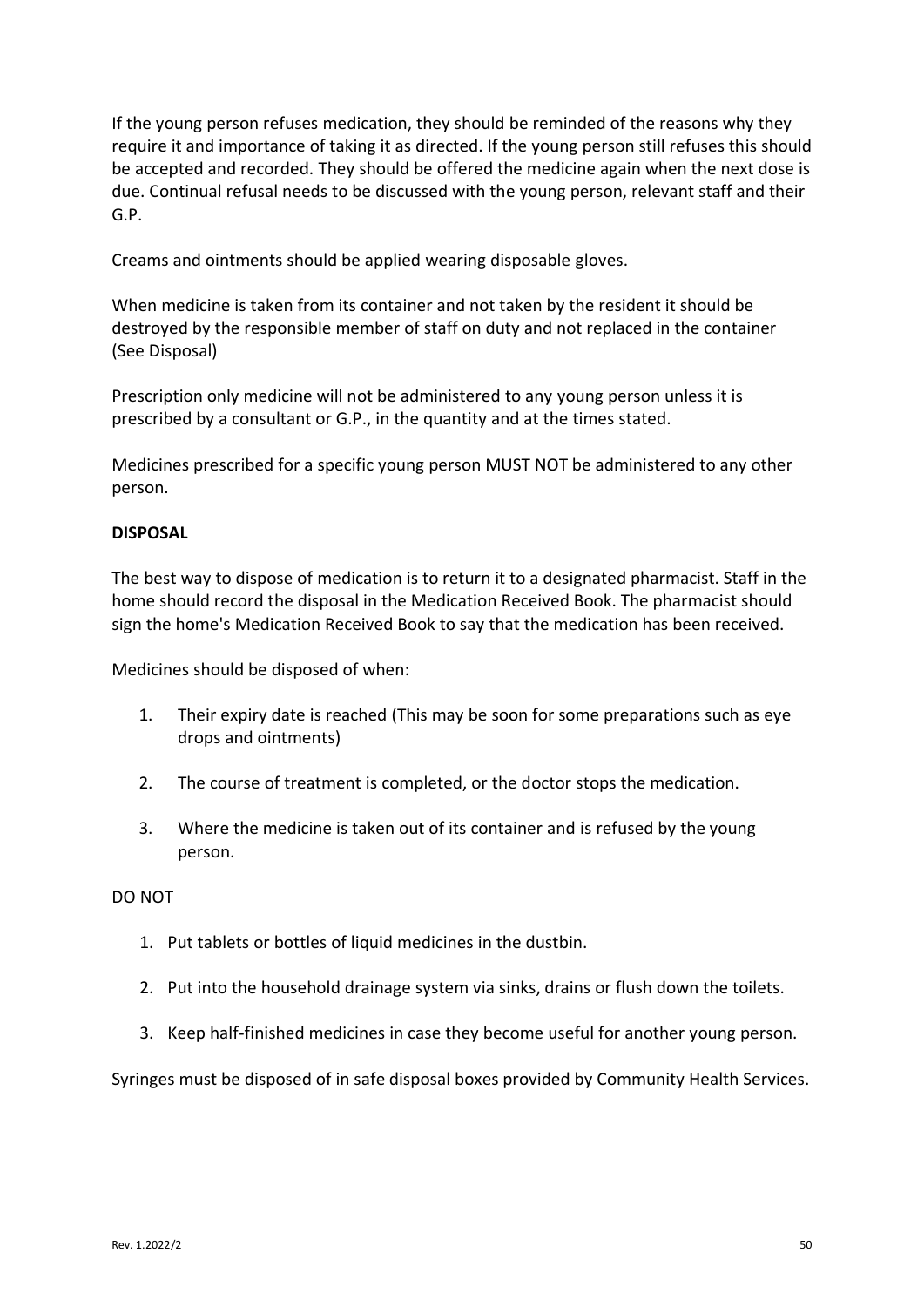If the young person refuses medication, they should be reminded of the reasons why they require it and importance of taking it as directed. If the young person still refuses this should be accepted and recorded. They should be offered the medicine again when the next dose is due. Continual refusal needs to be discussed with the young person, relevant staff and their G.P.

Creams and ointments should be applied wearing disposable gloves.

When medicine is taken from its container and not taken by the resident it should be destroyed by the responsible member of staff on duty and not replaced in the container (See Disposal)

Prescription only medicine will not be administered to any young person unless it is prescribed by a consultant or G.P., in the quantity and at the times stated.

Medicines prescribed for a specific young person MUST NOT be administered to any other person.

**DISPOSAL**

The best way to dispose of medication is to return it to a designated pharmacist. Staff in the home should record the disposal in the Medication Received Book. The pharmacist should sign the home's Medication Received Book to say that the medication has been received.

Medicines should be disposed of when:

1. Their expiry date is reached (This may be soon for some preparations such as eye drops and ointments)
2. The course of treatment is completed, or the doctor stops the medication.
3. Where the medicine is taken out of its container and is refused by the young person.

DO NOT

1. Put tablets or bottles of liquid medicines in the dustbin.
2. Put into the household drainage system via sinks, drains or flush down the toilets.
3. Keep half-finished medicines in case they become useful for another young person.

Syringes must be disposed of in safe disposal boxes provided by Community Health Services.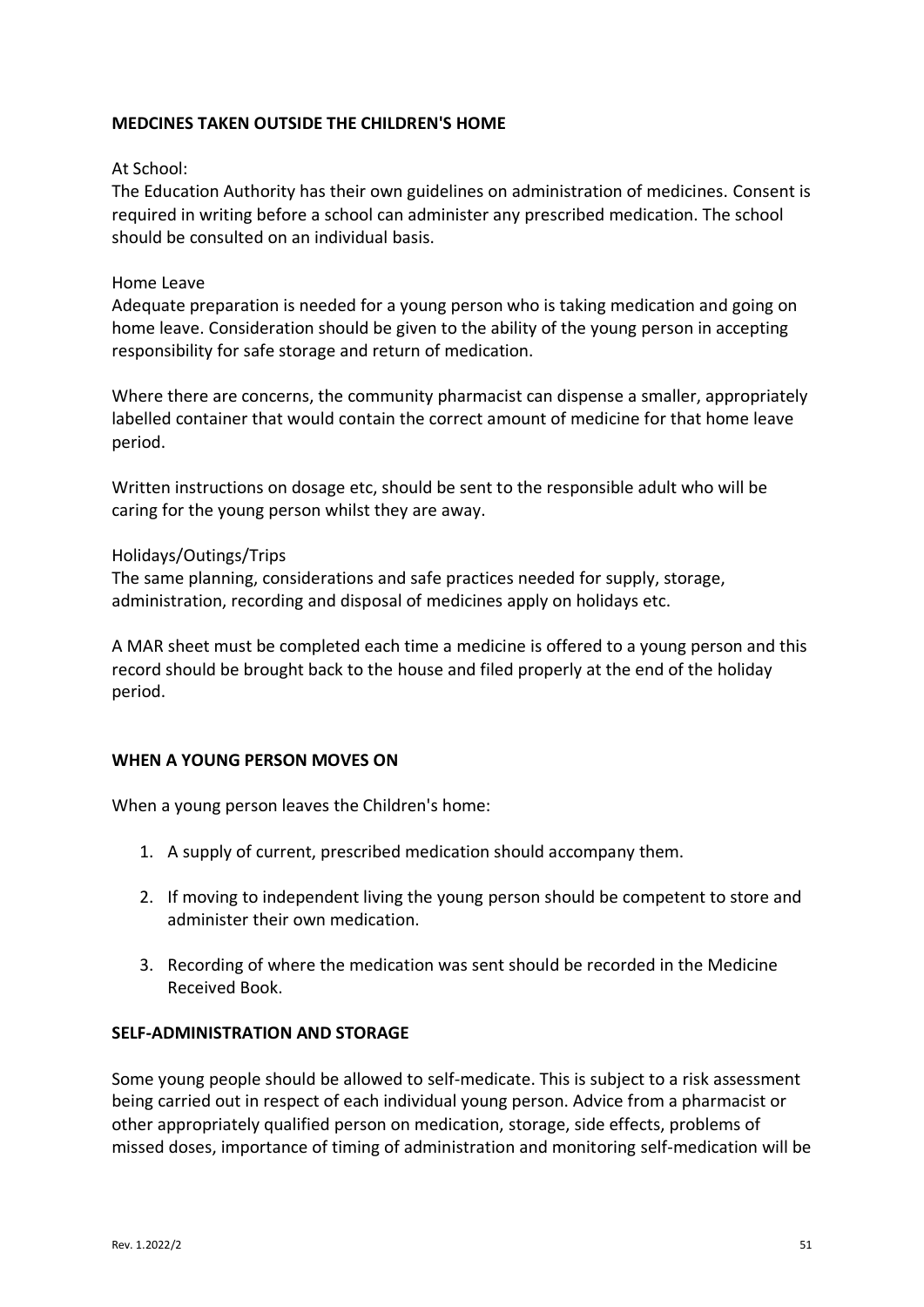**MEDCINES TAKEN OUTSIDE THE CHILDREN'S HOME**

At School:
The Education Authority has their own guidelines on administration of medicines. Consent is required in writing before a school can administer any prescribed medication. The school should be consulted on an individual basis.

Home Leave
Adequate preparation is needed for a young person who is taking medication and going on home leave. Consideration should be given to the ability of the young person in accepting responsibility for safe storage and return of medication.

Where there are concerns, the community pharmacist can dispense a smaller, appropriately labelled container that would contain the correct amount of medicine for that home leave period.

Written instructions on dosage etc, should be sent to the responsible adult who will be caring for the young person whilst they are away.

Holidays/Outings/Trips
The same planning, considerations and safe practices needed for supply, storage, administration, recording and disposal of medicines apply on holidays etc.

A MAR sheet must be completed each time a medicine is offered to a young person and this record should be brought back to the house and filed properly at the end of the holiday period.

**WHEN A YOUNG PERSON MOVES ON**

When a young person leaves the Children's home:

1. A supply of current, prescribed medication should accompany them.
2. If moving to independent living the young person should be competent to store and administer their own medication.
3. Recording of where the medication was sent should be recorded in the Medicine Received Book.

**SELF-ADMINISTRATION AND STORAGE**

Some young people should be allowed to self-medicate. This is subject to a risk assessment being carried out in respect of each individual young person. Advice from a pharmacist or other appropriately qualified person on medication, storage, side effects, problems of missed doses, importance of timing of administration and monitoring self-medication will be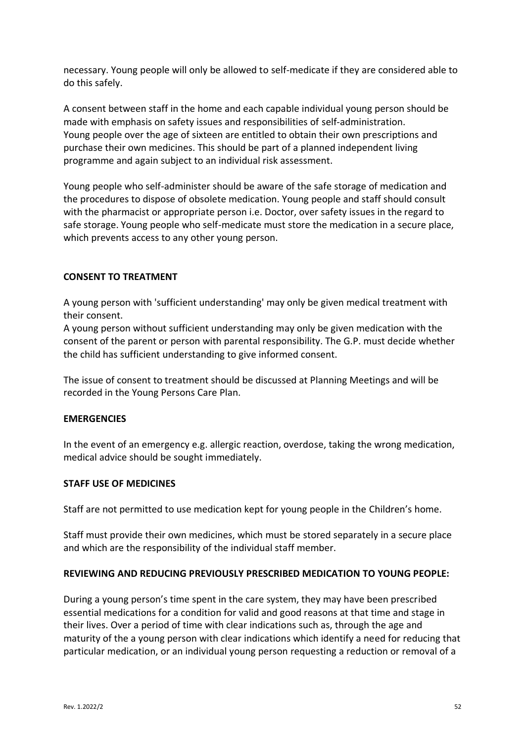necessary. Young people will only be allowed to self-medicate if they are considered able to do this safely.

A consent between staff in the home and each capable individual young person should be made with emphasis on safety issues and responsibilities of self-administration. Young people over the age of sixteen are entitled to obtain their own prescriptions and purchase their own medicines. This should be part of a planned independent living programme and again subject to an individual risk assessment.

Young people who self-administer should be aware of the safe storage of medication and the procedures to dispose of obsolete medication. Young people and staff should consult with the pharmacist or appropriate person i.e. Doctor, over safety issues in the regard to safe storage. Young people who self-medicate must store the medication in a secure place, which prevents access to any other young person.

**CONSENT TO TREATMENT**

A young person with 'sufficient understanding' may only be given medical treatment with their consent.
A young person without sufficient understanding may only be given medication with the consent of the parent or person with parental responsibility. The G.P. must decide whether the child has sufficient understanding to give informed consent.

The issue of consent to treatment should be discussed at Planning Meetings and will be recorded in the Young Persons Care Plan.

**EMERGENCIES**

In the event of an emergency e.g. allergic reaction, overdose, taking the wrong medication, medical advice should be sought immediately.

**STAFF USE OF MEDICINES**

Staff are not permitted to use medication kept for young people in the Children's home.

Staff must provide their own medicines, which must be stored separately in a secure place and which are the responsibility of the individual staff member.

**REVIEWING AND REDUCING PREVIOUSLY PRESCRIBED MEDICATION TO YOUNG PEOPLE:**

During a young person's time spent in the care system, they may have been prescribed essential medications for a condition for valid and good reasons at that time and stage in their lives. Over a period of time with clear indications such as, through the age and maturity of the a young person with clear indications which identify a need for reducing that particular medication, or an individual young person requesting a reduction or removal of a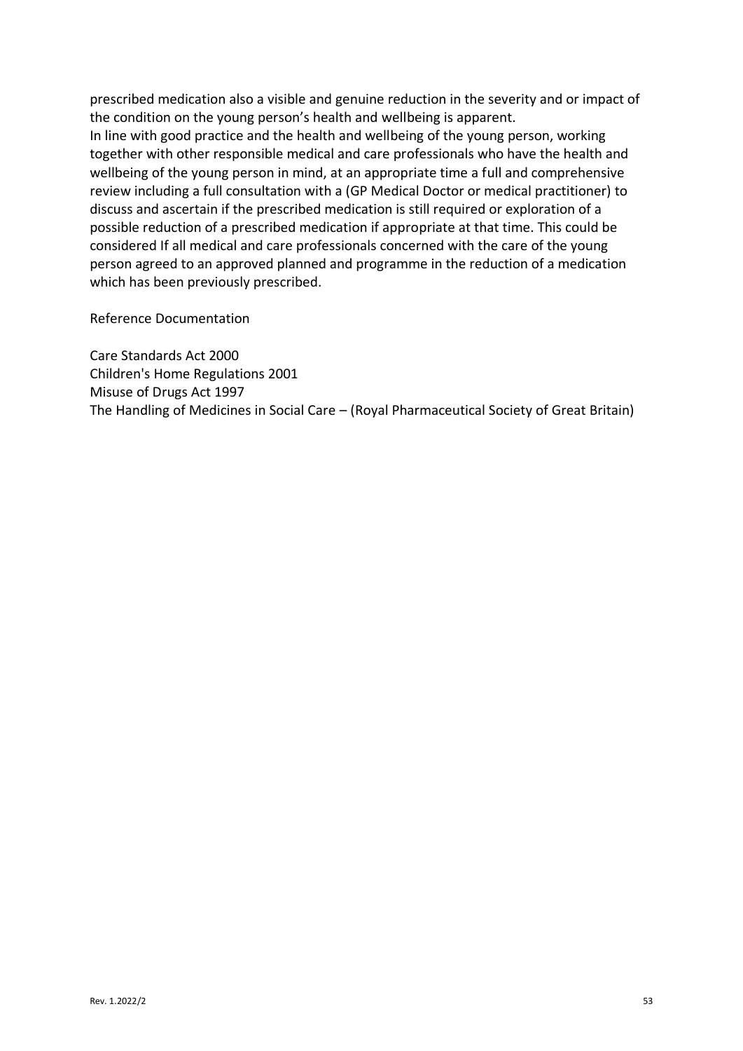prescribed medication also a visible and genuine reduction in the severity and or impact of the condition on the young person's health and wellbeing is apparent.
In line with good practice and the health and wellbeing of the young person, working together with other responsible medical and care professionals who have the health and wellbeing of the young person in mind, at an appropriate time a full and comprehensive review including a full consultation with a (GP Medical Doctor or medical practitioner) to discuss and ascertain if the prescribed medication is still required or exploration of a possible reduction of a prescribed medication if appropriate at that time. This could be considered If all medical and care professionals concerned with the care of the young person agreed to an approved planned and programme in the reduction of a medication which has been previously prescribed.

Reference Documentation

Care Standards Act 2000
Children's Home Regulations 2001
Misuse of Drugs Act 1997
The Handling of Medicines in Social Care – (Royal Pharmaceutical Society of Great Britain)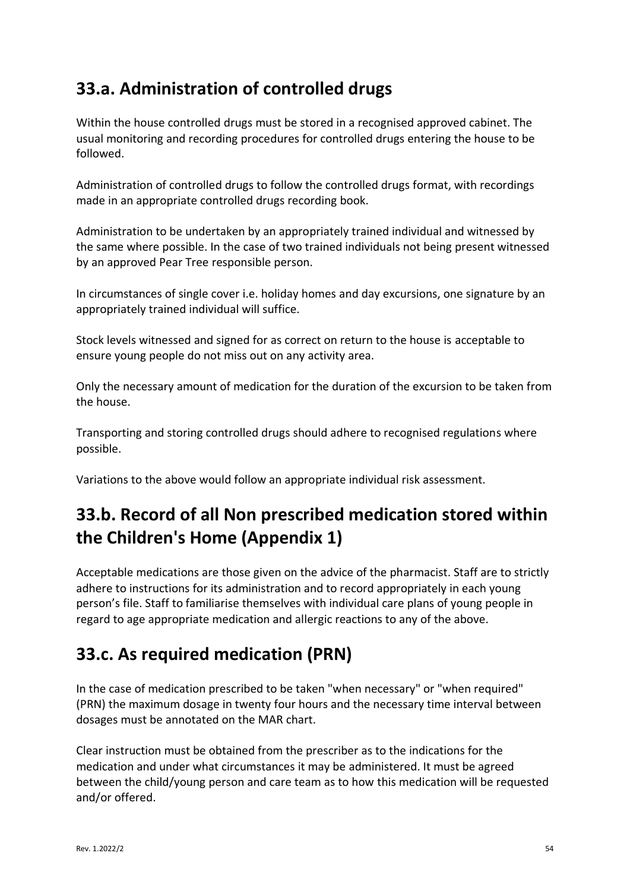## 33.a. Administration of controlled drugs

Within the house controlled drugs must be stored in a recognised approved cabinet. The usual monitoring and recording procedures for controlled drugs entering the house to be followed.

Administration of controlled drugs to follow the controlled drugs format, with recordings made in an appropriate controlled drugs recording book.

Administration to be undertaken by an appropriately trained individual and witnessed by the same where possible. In the case of two trained individuals not being present witnessed by an approved Pear Tree responsible person.

In circumstances of single cover i.e. holiday homes and day excursions, one signature by an appropriately trained individual will suffice.

Stock levels witnessed and signed for as correct on return to the house is acceptable to ensure young people do not miss out on any activity area.

Only the necessary amount of medication for the duration of the excursion to be taken from the house.

Transporting and storing controlled drugs should adhere to recognised regulations where possible.

Variations to the above would follow an appropriate individual risk assessment.

## 33.b. Record of all Non prescribed medication stored within the Children's Home (Appendix 1)

Acceptable medications are those given on the advice of the pharmacist. Staff are to strictly adhere to instructions for its administration and to record appropriately in each young person's file. Staff to familiarise themselves with individual care plans of young people in regard to age appropriate medication and allergic reactions to any of the above.

## 33.c. As required medication (PRN)

In the case of medication prescribed to be taken "when necessary" or "when required" (PRN) the maximum dosage in twenty four hours and the necessary time interval between dosages must be annotated on the MAR chart.

Clear instruction must be obtained from the prescriber as to the indications for the medication and under what circumstances it may be administered. It must be agreed between the child/young person and care team as to how this medication will be requested and/or offered.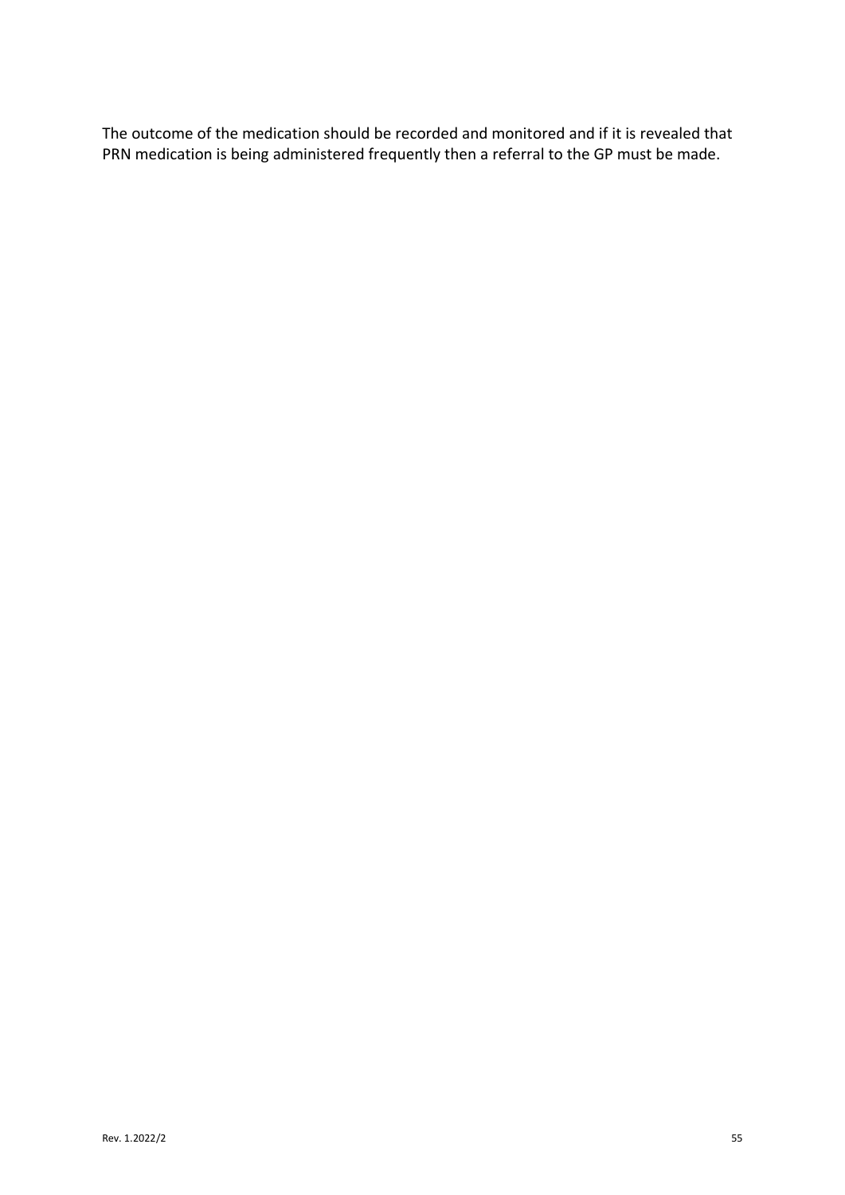The outcome of the medication should be recorded and monitored and if it is revealed that PRN medication is being administered frequently then a referral to the GP must be made.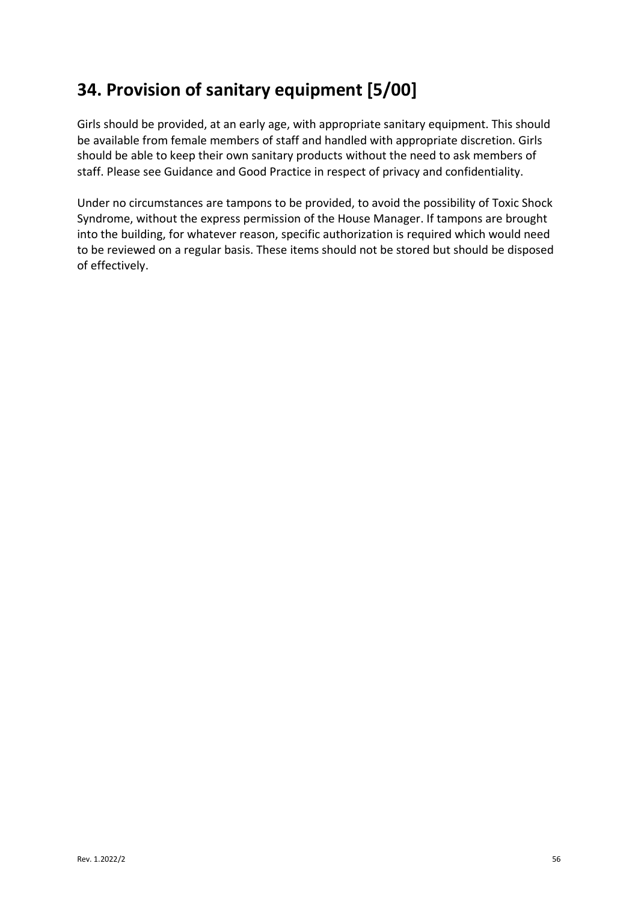## 34. Provision of sanitary equipment [5/00]

Girls should be provided, at an early age, with appropriate sanitary equipment. This should be available from female members of staff and handled with appropriate discretion. Girls should be able to keep their own sanitary products without the need to ask members of staff. Please see Guidance and Good Practice in respect of privacy and confidentiality.

Under no circumstances are tampons to be provided, to avoid the possibility of Toxic Shock Syndrome, without the express permission of the House Manager. If tampons are brought into the building, for whatever reason, specific authorization is required which would need to be reviewed on a regular basis. These items should not be stored but should be disposed of effectively.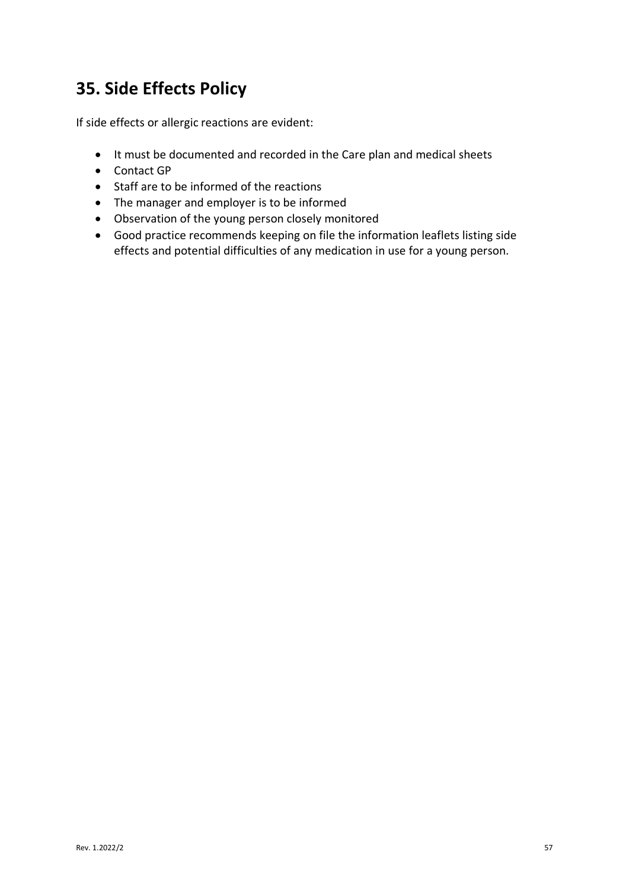# 35. Side Effects Policy

If side effects or allergic reactions are evident:

- It must be documented and recorded in the Care plan and medical sheets
- Contact GP
- Staff are to be informed of the reactions
- The manager and employer is to be informed
- Observation of the young person closely monitored
- Good practice recommends keeping on file the information leaflets listing side effects and potential difficulties of any medication in use for a young person.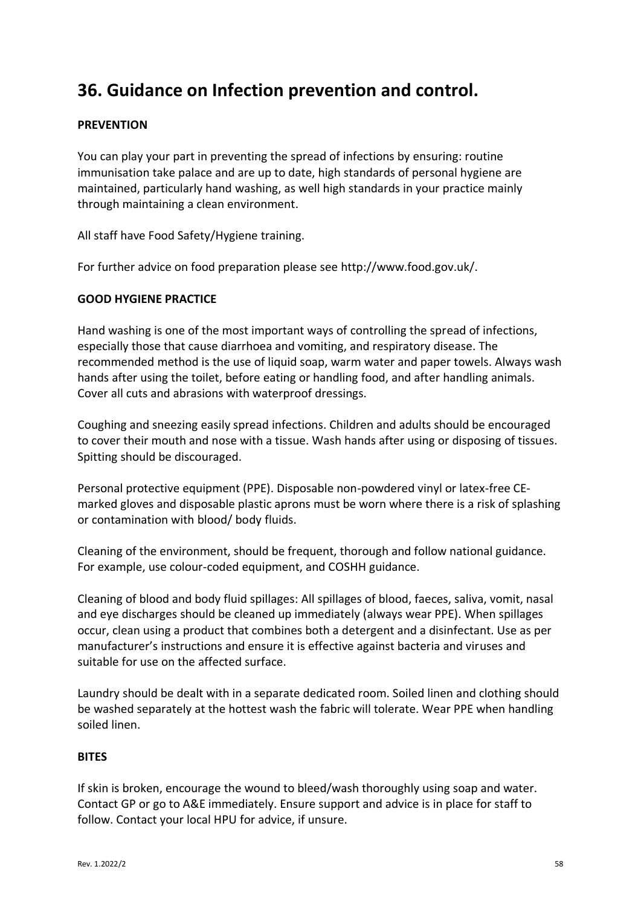# 36. Guidance on Infection prevention and control.

**PREVENTION**

You can play your part in preventing the spread of infections by ensuring: routine immunisation take palace and are up to date, high standards of personal hygiene are maintained, particularly hand washing, as well high standards in your practice mainly through maintaining a clean environment.

All staff have Food Safety/Hygiene training.

For further advice on food preparation please see http://www.food.gov.uk/.

**GOOD HYGIENE PRACTICE**

Hand washing is one of the most important ways of controlling the spread of infections, especially those that cause diarrhoea and vomiting, and respiratory disease. The recommended method is the use of liquid soap, warm water and paper towels. Always wash hands after using the toilet, before eating or handling food, and after handling animals. Cover all cuts and abrasions with waterproof dressings.

Coughing and sneezing easily spread infections. Children and adults should be encouraged to cover their mouth and nose with a tissue. Wash hands after using or disposing of tissues. Spitting should be discouraged.

Personal protective equipment (PPE). Disposable non-powdered vinyl or latex-free CE-marked gloves and disposable plastic aprons must be worn where there is a risk of splashing or contamination with blood/ body fluids.

Cleaning of the environment, should be frequent, thorough and follow national guidance. For example, use colour-coded equipment, and COSHH guidance.

Cleaning of blood and body fluid spillages: All spillages of blood, faeces, saliva, vomit, nasal and eye discharges should be cleaned up immediately (always wear PPE). When spillages occur, clean using a product that combines both a detergent and a disinfectant. Use as per manufacturer's instructions and ensure it is effective against bacteria and viruses and suitable for use on the affected surface.

Laundry should be dealt with in a separate dedicated room. Soiled linen and clothing should be washed separately at the hottest wash the fabric will tolerate. Wear PPE when handling soiled linen.

**BITES**

If skin is broken, encourage the wound to bleed/wash thoroughly using soap and water. Contact GP or go to A&E immediately. Ensure support and advice is in place for staff to follow. Contact your local HPU for advice, if unsure.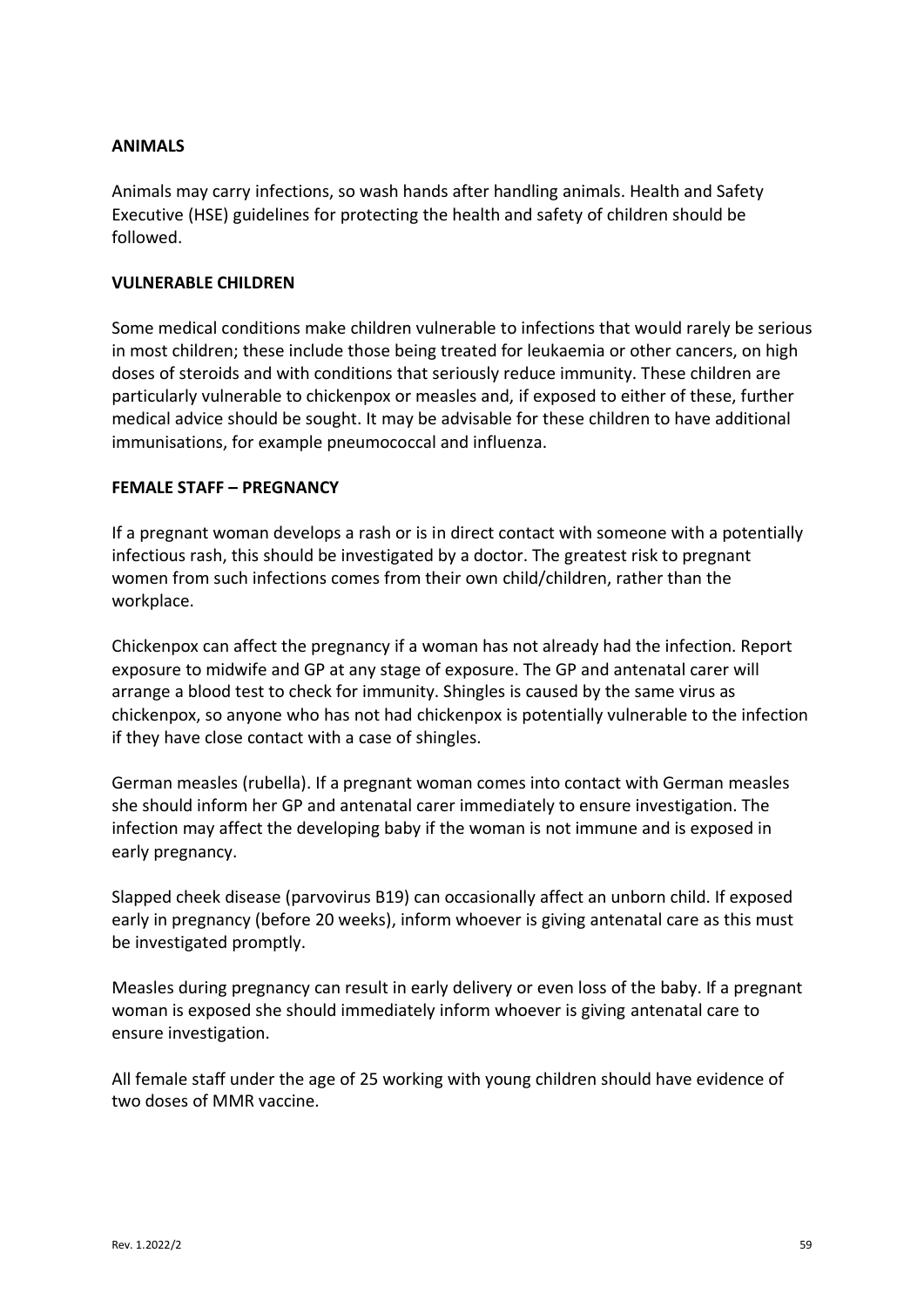## ANIMALS

Animals may carry infections, so wash hands after handling animals. Health and Safety Executive (HSE) guidelines for protecting the health and safety of children should be followed.

## VULNERABLE CHILDREN

Some medical conditions make children vulnerable to infections that would rarely be serious in most children; these include those being treated for leukaemia or other cancers, on high doses of steroids and with conditions that seriously reduce immunity. These children are particularly vulnerable to chickenpox or measles and, if exposed to either of these, further medical advice should be sought. It may be advisable for these children to have additional immunisations, for example pneumococcal and influenza.

## FEMALE STAFF – PREGNANCY

If a pregnant woman develops a rash or is in direct contact with someone with a potentially infectious rash, this should be investigated by a doctor. The greatest risk to pregnant women from such infections comes from their own child/children, rather than the workplace.

Chickenpox can affect the pregnancy if a woman has not already had the infection. Report exposure to midwife and GP at any stage of exposure. The GP and antenatal carer will arrange a blood test to check for immunity. Shingles is caused by the same virus as chickenpox, so anyone who has not had chickenpox is potentially vulnerable to the infection if they have close contact with a case of shingles.

German measles (rubella). If a pregnant woman comes into contact with German measles she should inform her GP and antenatal carer immediately to ensure investigation. The infection may affect the developing baby if the woman is not immune and is exposed in early pregnancy.

Slapped cheek disease (parvovirus B19) can occasionally affect an unborn child. If exposed early in pregnancy (before 20 weeks), inform whoever is giving antenatal care as this must be investigated promptly.

Measles during pregnancy can result in early delivery or even loss of the baby. If a pregnant woman is exposed she should immediately inform whoever is giving antenatal care to ensure investigation.

All female staff under the age of 25 working with young children should have evidence of two doses of MMR vaccine.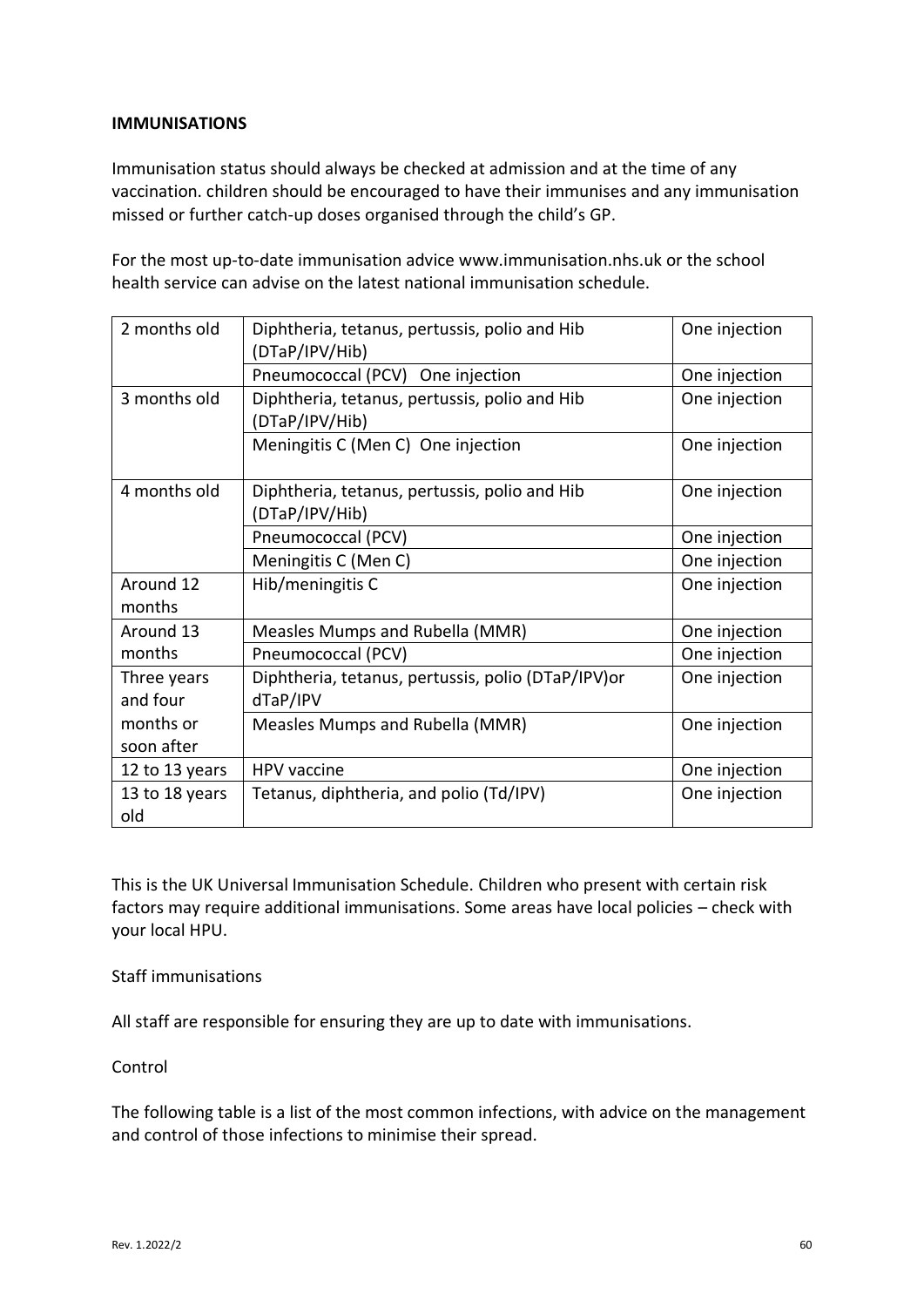**IMMUNISATIONS**

Immunisation status should always be checked at admission and at the time of any vaccination. children should be encouraged to have their immunises and any immunisation missed or further catch-up doses organised through the child's GP.

For the most up-to-date immunisation advice www.immunisation.nhs.uk or the school health service can advise on the latest national immunisation schedule.

| | | |
|---|---|---|
| 2 months old | Diphtheria, tetanus, pertussis, polio and Hib (DTaP/IPV/Hib) | One injection |
| | Pneumococcal (PCV) One injection | One injection |
| 3 months old | Diphtheria, tetanus, pertussis, polio and Hib (DTaP/IPV/Hib) | One injection |
| | Meningitis C (Men C) One injection | One injection |
| 4 months old | Diphtheria, tetanus, pertussis, polio and Hib (DTaP/IPV/Hib) | One injection |
| | Pneumococcal (PCV) | One injection |
| | Meningitis C (Men C) | One injection |
| Around 12 months | Hib/meningitis C | One injection |
| Around 13 months | Measles Mumps and Rubella (MMR) | One injection |
| | Pneumococcal (PCV) | One injection |
| Three years and four months or soon after | Diphtheria, tetanus, pertussis, polio (DTaP/IPV)or dTaP/IPV | One injection |
| | Measles Mumps and Rubella (MMR) | One injection |
| 12 to 13 years | HPV vaccine | One injection |
| 13 to 18 years old | Tetanus, diphtheria, and polio (Td/IPV) | One injection |

This is the UK Universal Immunisation Schedule. Children who present with certain risk factors may require additional immunisations. Some areas have local policies – check with your local HPU.

Staff immunisations

All staff are responsible for ensuring they are up to date with immunisations.

Control

The following table is a list of the most common infections, with advice on the management and control of those infections to minimise their spread.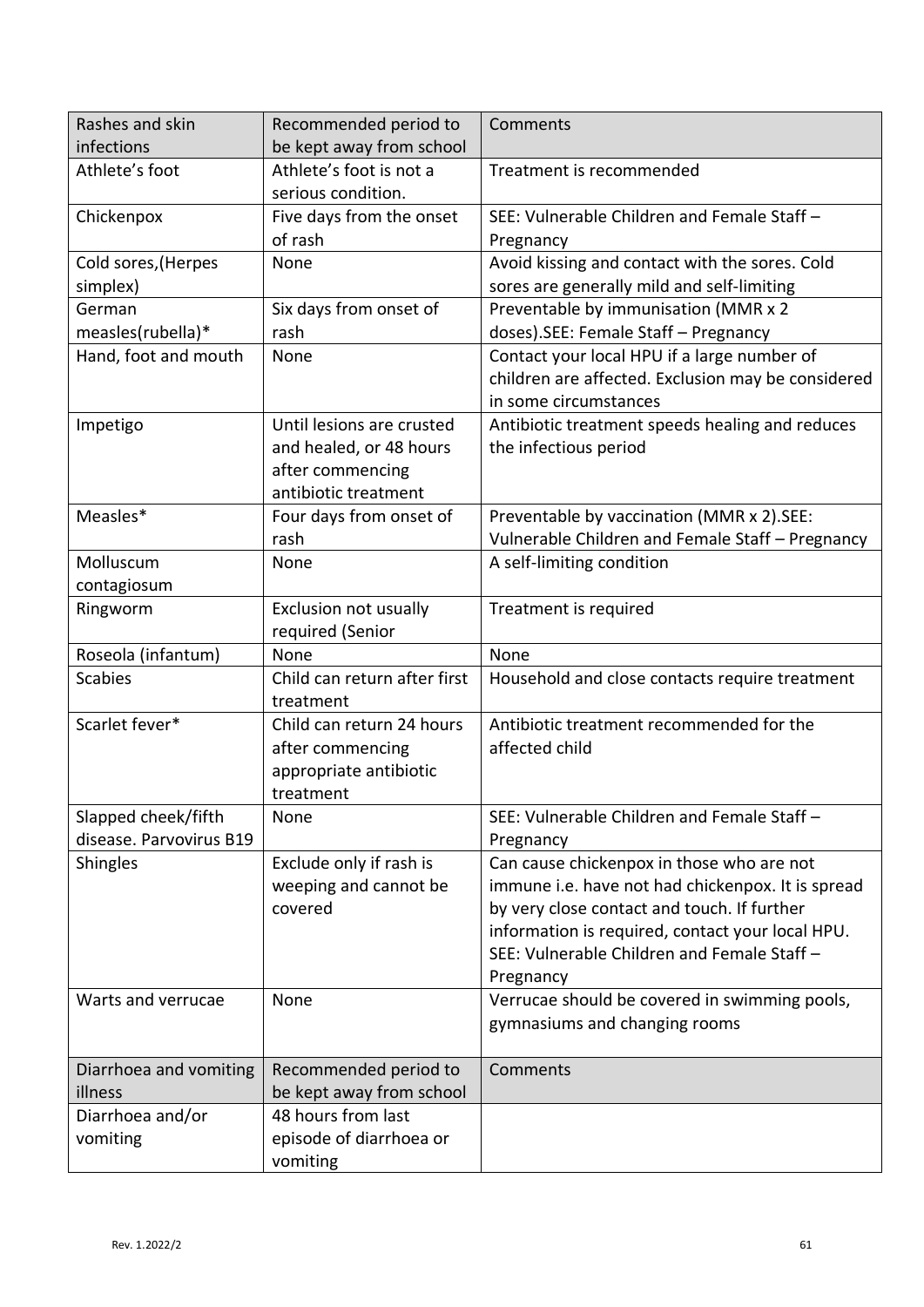| Rashes and skin infections | Recommended period to be kept away from school | Comments |
|---|---|---|
| Athlete's foot | Athlete's foot is not a serious condition. | Treatment is recommended |
| Chickenpox | Five days from the onset of rash | SEE: Vulnerable Children and Female Staff – Pregnancy |
| Cold sores,(Herpes simplex) | None | Avoid kissing and contact with the sores. Cold sores are generally mild and self-limiting |
| German measles(rubella)* | Six days from onset of rash | Preventable by immunisation (MMR x 2 doses).SEE: Female Staff – Pregnancy |
| Hand, foot and mouth | None | Contact your local HPU if a large number of children are affected. Exclusion may be considered in some circumstances |
| Impetigo | Until lesions are crusted and healed, or 48 hours after commencing antibiotic treatment | Antibiotic treatment speeds healing and reduces the infectious period |
| Measles* | Four days from onset of rash | Preventable by vaccination (MMR x 2).SEE: Vulnerable Children and Female Staff – Pregnancy |
| Molluscum contagiosum | None | A self-limiting condition |
| Ringworm | Exclusion not usually required (Senior | Treatment is required |
| Roseola (infantum) | None | None |
| Scabies | Child can return after first treatment | Household and close contacts require treatment |
| Scarlet fever* | Child can return 24 hours after commencing appropriate antibiotic treatment | Antibiotic treatment recommended for the affected child |
| Slapped cheek/fifth disease. Parvovirus B19 | None | SEE: Vulnerable Children and Female Staff – Pregnancy |
| Shingles | Exclude only if rash is weeping and cannot be covered | Can cause chickenpox in those who are not immune i.e. have not had chickenpox. It is spread by very close contact and touch. If further information is required, contact your local HPU. SEE: Vulnerable Children and Female Staff – Pregnancy |
| Warts and verrucae | None | Verrucae should be covered in swimming pools, gymnasiums and changing rooms |

| Diarrhoea and vomiting illness | Recommended period to be kept away from school | Comments |
|---|---|---|
| Diarrhoea and/or vomiting | 48 hours from last episode of diarrhoea or vomiting | |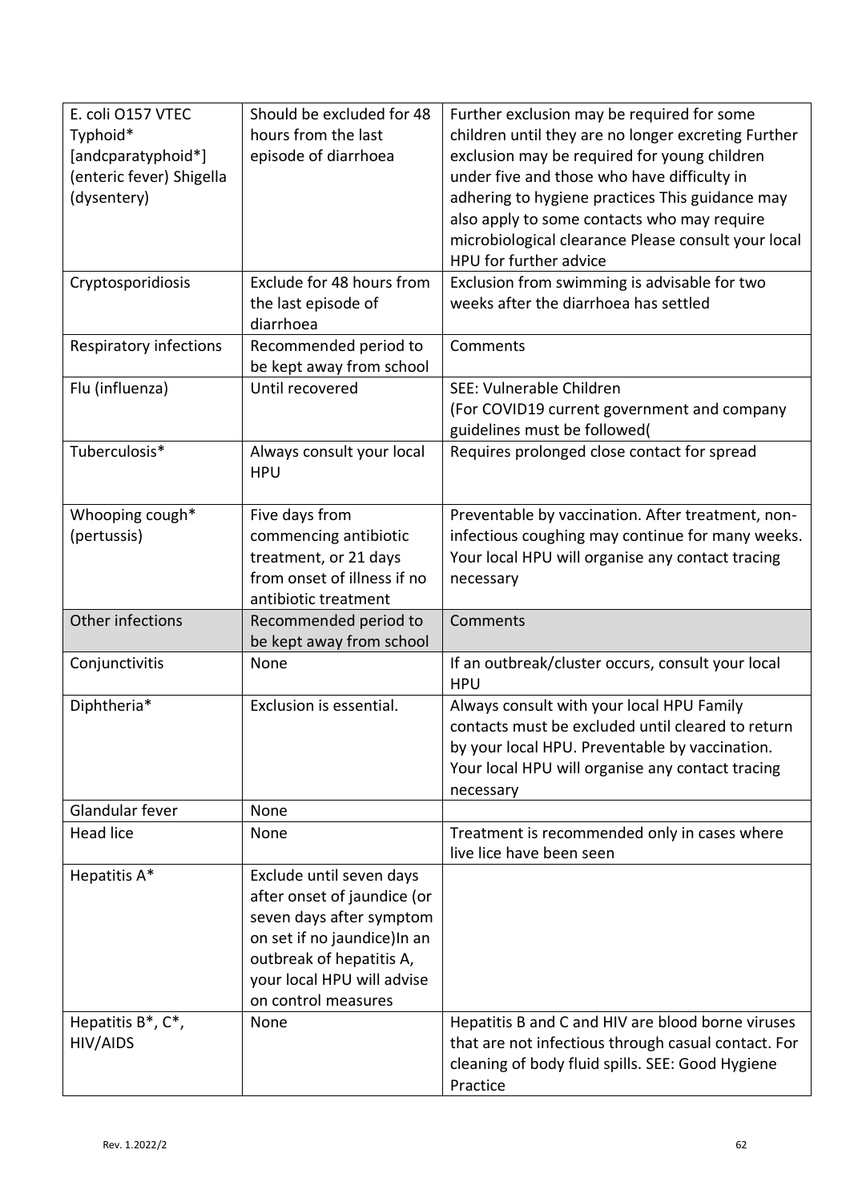| E. coli O157 VTEC Typhoid* [andcparatyphoid*] (enteric fever) Shigella (dysentery) | Should be excluded for 48 hours from the last episode of diarrhoea | Further exclusion may be required for some children until they are no longer excreting Further exclusion may be required for young children under five and those who have difficulty in adhering to hygiene practices This guidance may also apply to some contacts who may require microbiological clearance Please consult your local HPU for further advice |
|---|---|---|
| Cryptosporidiosis | Exclude for 48 hours from the last episode of diarrhoea | Exclusion from swimming is advisable for two weeks after the diarrhoea has settled |
| Respiratory infections | Recommended period to be kept away from school | Comments |
| Flu (influenza) | Until recovered | SEE: Vulnerable Children (For COVID19 current government and company guidelines must be followed( |
| Tuberculosis* | Always consult your local HPU | Requires prolonged close contact for spread |
| Whooping cough* (pertussis) | Five days from commencing antibiotic treatment, or 21 days from onset of illness if no antibiotic treatment | Preventable by vaccination. After treatment, non-infectious coughing may continue for many weeks. Your local HPU will organise any contact tracing necessary |
| Other infections | Recommended period to be kept away from school | Comments |
| Conjunctivitis | None | If an outbreak/cluster occurs, consult your local HPU |
| Diphtheria* | Exclusion is essential. | Always consult with your local HPU Family contacts must be excluded until cleared to return by your local HPU. Preventable by vaccination. Your local HPU will organise any contact tracing necessary |
| Glandular fever | None | |
| Head lice | None | Treatment is recommended only in cases where live lice have been seen |
| Hepatitis A* | Exclude until seven days after onset of jaundice (or seven days after symptom on set if no jaundice)In an outbreak of hepatitis A, your local HPU will advise on control measures | |
| Hepatitis B*, C*, HIV/AIDS | None | Hepatitis B and C and HIV are blood borne viruses that are not infectious through casual contact. For cleaning of body fluid spills. SEE: Good Hygiene Practice |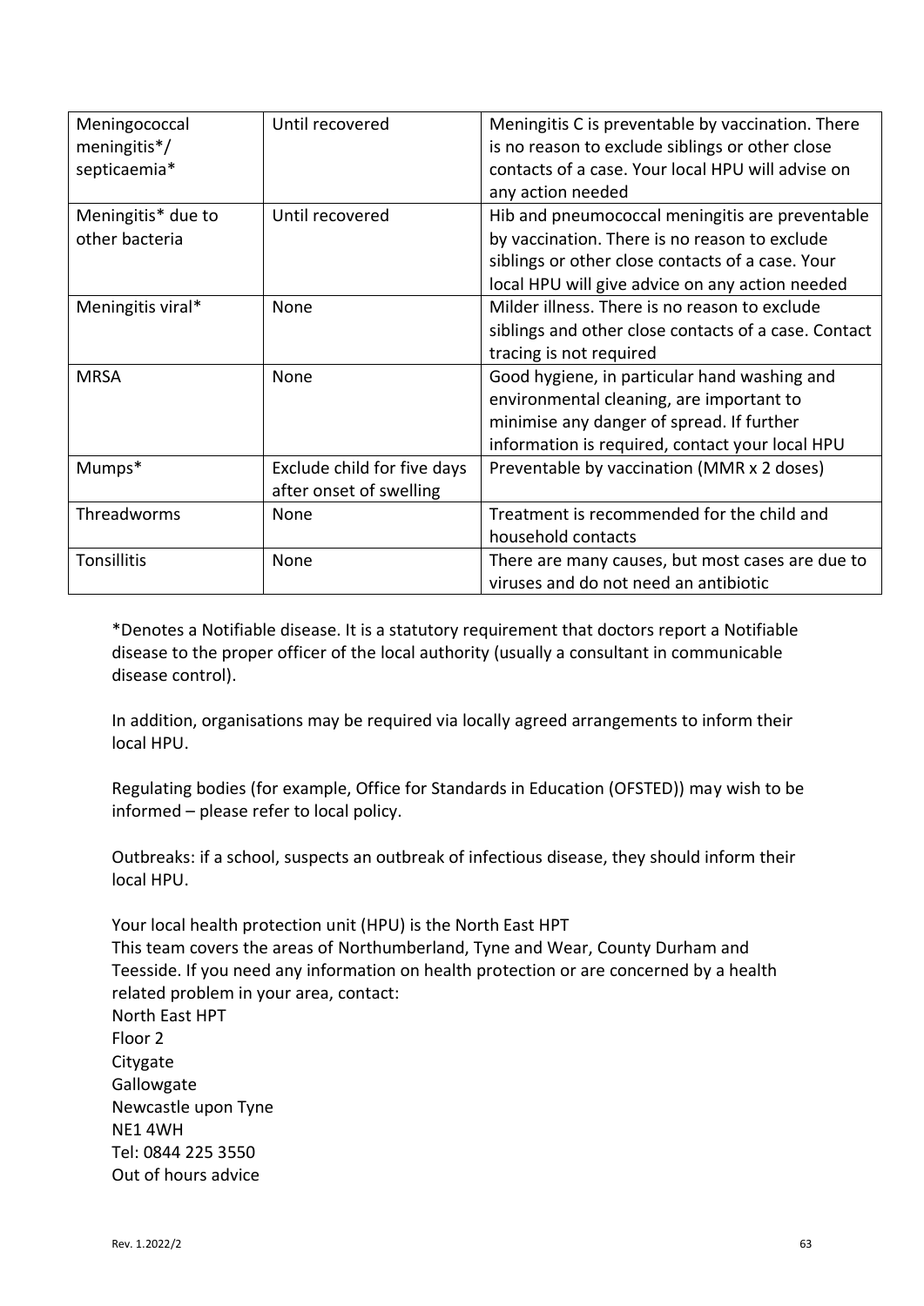| Meningococcal meningitis*/ septicaemia* | Until recovered | Meningitis C is preventable by vaccination. There is no reason to exclude siblings or other close contacts of a case. Your local HPU will advise on any action needed |
|---|---|---|
| Meningitis* due to other bacteria | Until recovered | Hib and pneumococcal meningitis are preventable by vaccination. There is no reason to exclude siblings or other close contacts of a case. Your local HPU will give advice on any action needed |
| Meningitis viral* | None | Milder illness. There is no reason to exclude siblings and other close contacts of a case. Contact tracing is not required |
| MRSA | None | Good hygiene, in particular hand washing and environmental cleaning, are important to minimise any danger of spread. If further information is required, contact your local HPU |
| Mumps* | Exclude child for five days after onset of swelling | Preventable by vaccination (MMR x 2 doses) |
| Threadworms | None | Treatment is recommended for the child and household contacts |
| Tonsillitis | None | There are many causes, but most cases are due to viruses and do not need an antibiotic |

*Denotes a Notifiable disease. It is a statutory requirement that doctors report a Notifiable disease to the proper officer of the local authority (usually a consultant in communicable disease control).

In addition, organisations may be required via locally agreed arrangements to inform their local HPU.

Regulating bodies (for example, Office for Standards in Education (OFSTED)) may wish to be informed – please refer to local policy.

Outbreaks: if a school, suspects an outbreak of infectious disease, they should inform their local HPU.

Your local health protection unit (HPU) is the North East HPT
This team covers the areas of Northumberland, Tyne and Wear, County Durham and Teesside. If you need any information on health protection or are concerned by a health related problem in your area, contact:
North East HPT
Floor 2
Citygate
Gallowgate
Newcastle upon Tyne
NE1 4WH
Tel: 0844 225 3550
Out of hours advice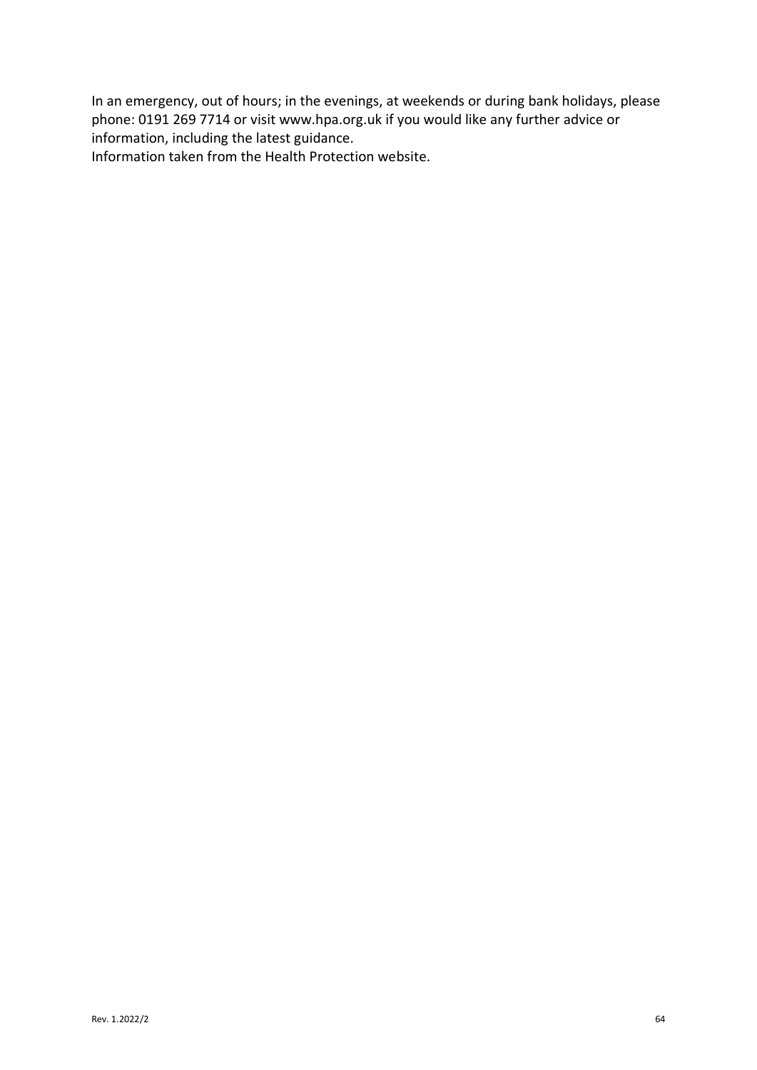In an emergency, out of hours; in the evenings, at weekends or during bank holidays, please phone: 0191 269 7714 or visit www.hpa.org.uk if you would like any further advice or information, including the latest guidance.

Information taken from the Health Protection website.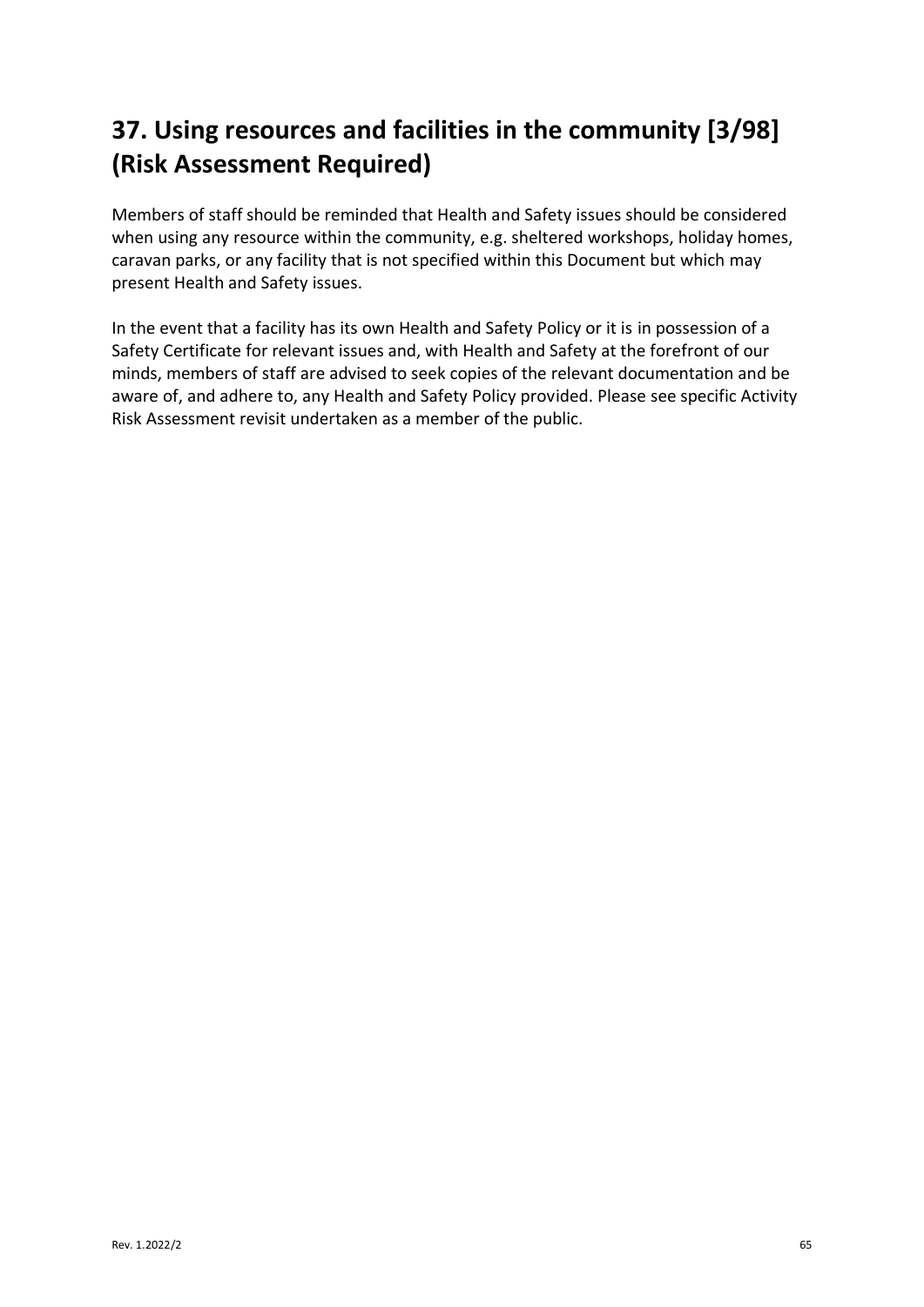# 37. Using resources and facilities in the community [3/98] (Risk Assessment Required)

Members of staff should be reminded that Health and Safety issues should be considered when using any resource within the community, e.g. sheltered workshops, holiday homes, caravan parks, or any facility that is not specified within this Document but which may present Health and Safety issues.

In the event that a facility has its own Health and Safety Policy or it is in possession of a Safety Certificate for relevant issues and, with Health and Safety at the forefront of our minds, members of staff are advised to seek copies of the relevant documentation and be aware of, and adhere to, any Health and Safety Policy provided. Please see specific Activity Risk Assessment revisit undertaken as a member of the public.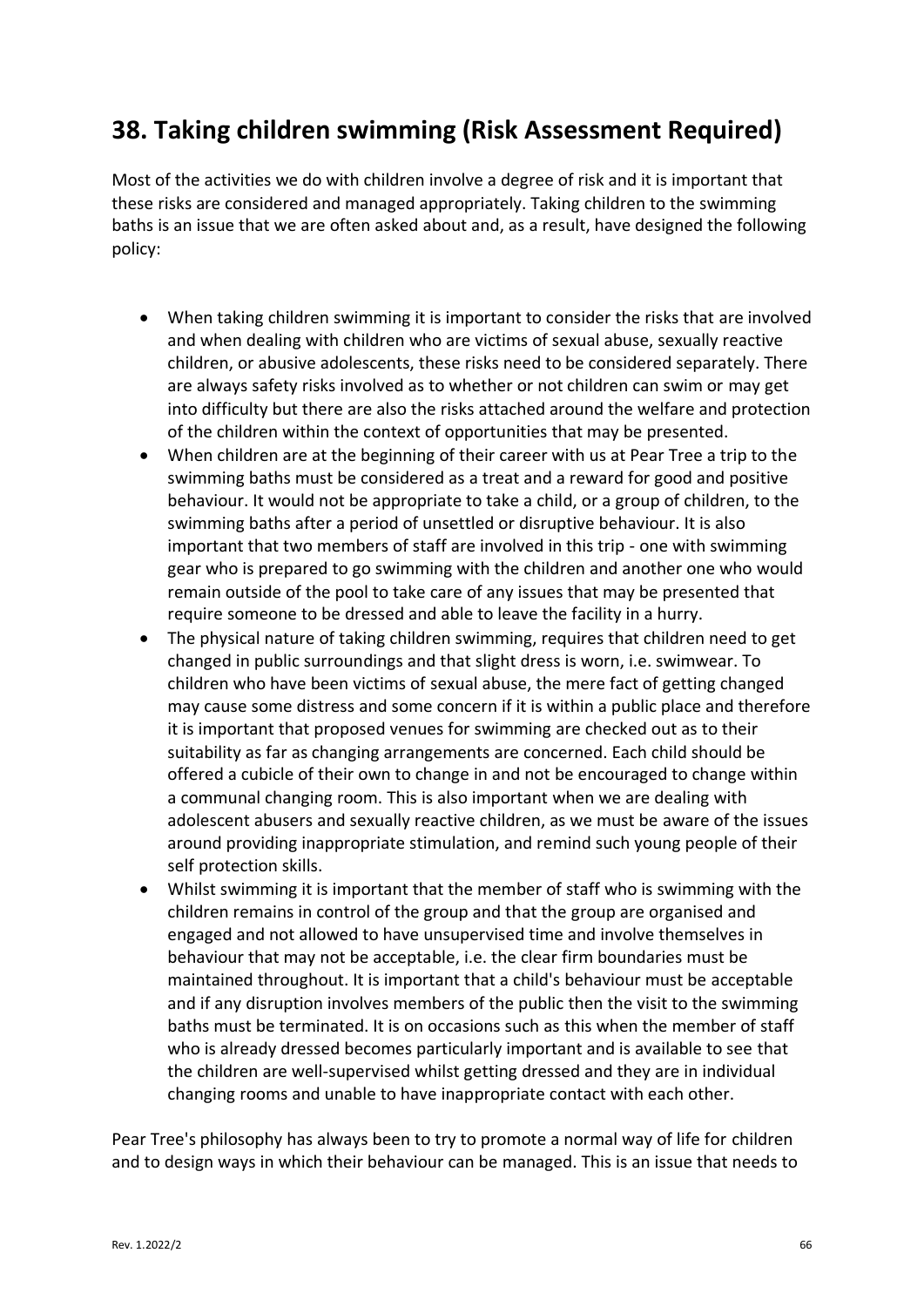## 38. Taking children swimming (Risk Assessment Required)

Most of the activities we do with children involve a degree of risk and it is important that these risks are considered and managed appropriately. Taking children to the swimming baths is an issue that we are often asked about and, as a result, have designed the following policy:

- When taking children swimming it is important to consider the risks that are involved and when dealing with children who are victims of sexual abuse, sexually reactive children, or abusive adolescents, these risks need to be considered separately. There are always safety risks involved as to whether or not children can swim or may get into difficulty but there are also the risks attached around the welfare and protection of the children within the context of opportunities that may be presented.
- When children are at the beginning of their career with us at Pear Tree a trip to the swimming baths must be considered as a treat and a reward for good and positive behaviour. It would not be appropriate to take a child, or a group of children, to the swimming baths after a period of unsettled or disruptive behaviour. It is also important that two members of staff are involved in this trip - one with swimming gear who is prepared to go swimming with the children and another one who would remain outside of the pool to take care of any issues that may be presented that require someone to be dressed and able to leave the facility in a hurry.
- The physical nature of taking children swimming, requires that children need to get changed in public surroundings and that slight dress is worn, i.e. swimwear. To children who have been victims of sexual abuse, the mere fact of getting changed may cause some distress and some concern if it is within a public place and therefore it is important that proposed venues for swimming are checked out as to their suitability as far as changing arrangements are concerned. Each child should be offered a cubicle of their own to change in and not be encouraged to change within a communal changing room. This is also important when we are dealing with adolescent abusers and sexually reactive children, as we must be aware of the issues around providing inappropriate stimulation, and remind such young people of their self protection skills.
- Whilst swimming it is important that the member of staff who is swimming with the children remains in control of the group and that the group are organised and engaged and not allowed to have unsupervised time and involve themselves in behaviour that may not be acceptable, i.e. the clear firm boundaries must be maintained throughout. It is important that a child's behaviour must be acceptable and if any disruption involves members of the public then the visit to the swimming baths must be terminated. It is on occasions such as this when the member of staff who is already dressed becomes particularly important and is available to see that the children are well-supervised whilst getting dressed and they are in individual changing rooms and unable to have inappropriate contact with each other.

Pear Tree's philosophy has always been to try to promote a normal way of life for children and to design ways in which their behaviour can be managed. This is an issue that needs to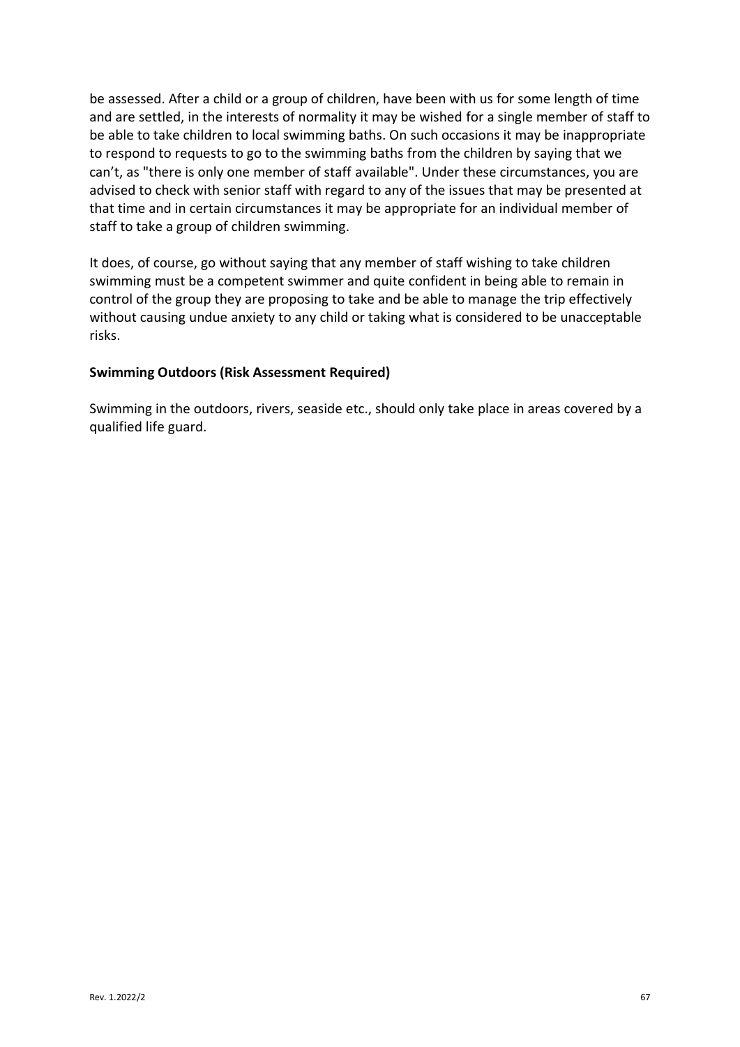be assessed. After a child or a group of children, have been with us for some length of time and are settled, in the interests of normality it may be wished for a single member of staff to be able to take children to local swimming baths. On such occasions it may be inappropriate to respond to requests to go to the swimming baths from the children by saying that we can’t, as "there is only one member of staff available". Under these circumstances, you are advised to check with senior staff with regard to any of the issues that may be presented at that time and in certain circumstances it may be appropriate for an individual member of staff to take a group of children swimming.

It does, of course, go without saying that any member of staff wishing to take children swimming must be a competent swimmer and quite confident in being able to remain in control of the group they are proposing to take and be able to manage the trip effectively without causing undue anxiety to any child or taking what is considered to be unacceptable risks.

**Swimming Outdoors (Risk Assessment Required)**

Swimming in the outdoors, rivers, seaside etc., should only take place in areas covered by a qualified life guard.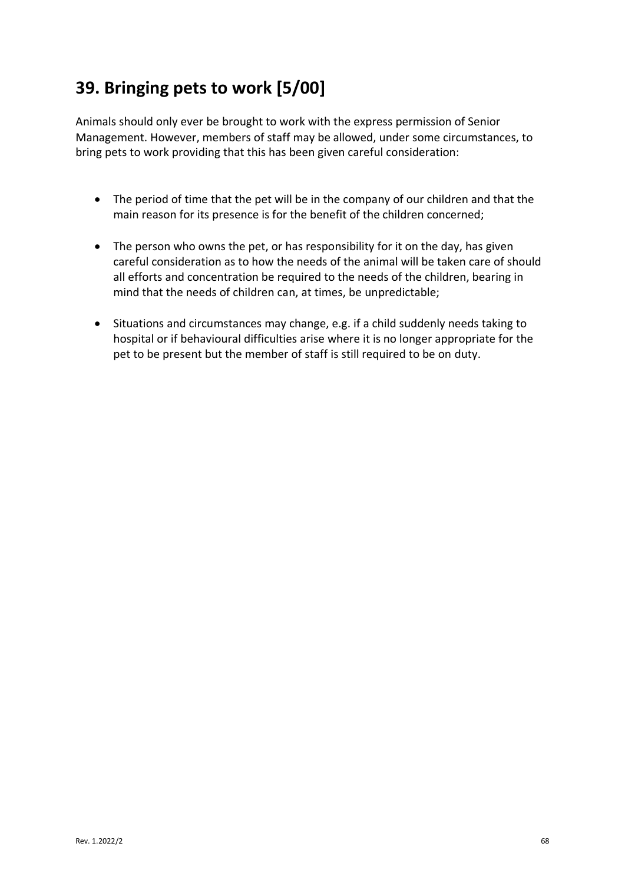# 39. Bringing pets to work [5/00]

Animals should only ever be brought to work with the express permission of Senior Management. However, members of staff may be allowed, under some circumstances, to bring pets to work providing that this has been given careful consideration:

- The period of time that the pet will be in the company of our children and that the main reason for its presence is for the benefit of the children concerned;

- The person who owns the pet, or has responsibility for it on the day, has given careful consideration as to how the needs of the animal will be taken care of should all efforts and concentration be required to the needs of the children, bearing in mind that the needs of children can, at times, be unpredictable;

- Situations and circumstances may change, e.g. if a child suddenly needs taking to hospital or if behavioural difficulties arise where it is no longer appropriate for the pet to be present but the member of staff is still required to be on duty.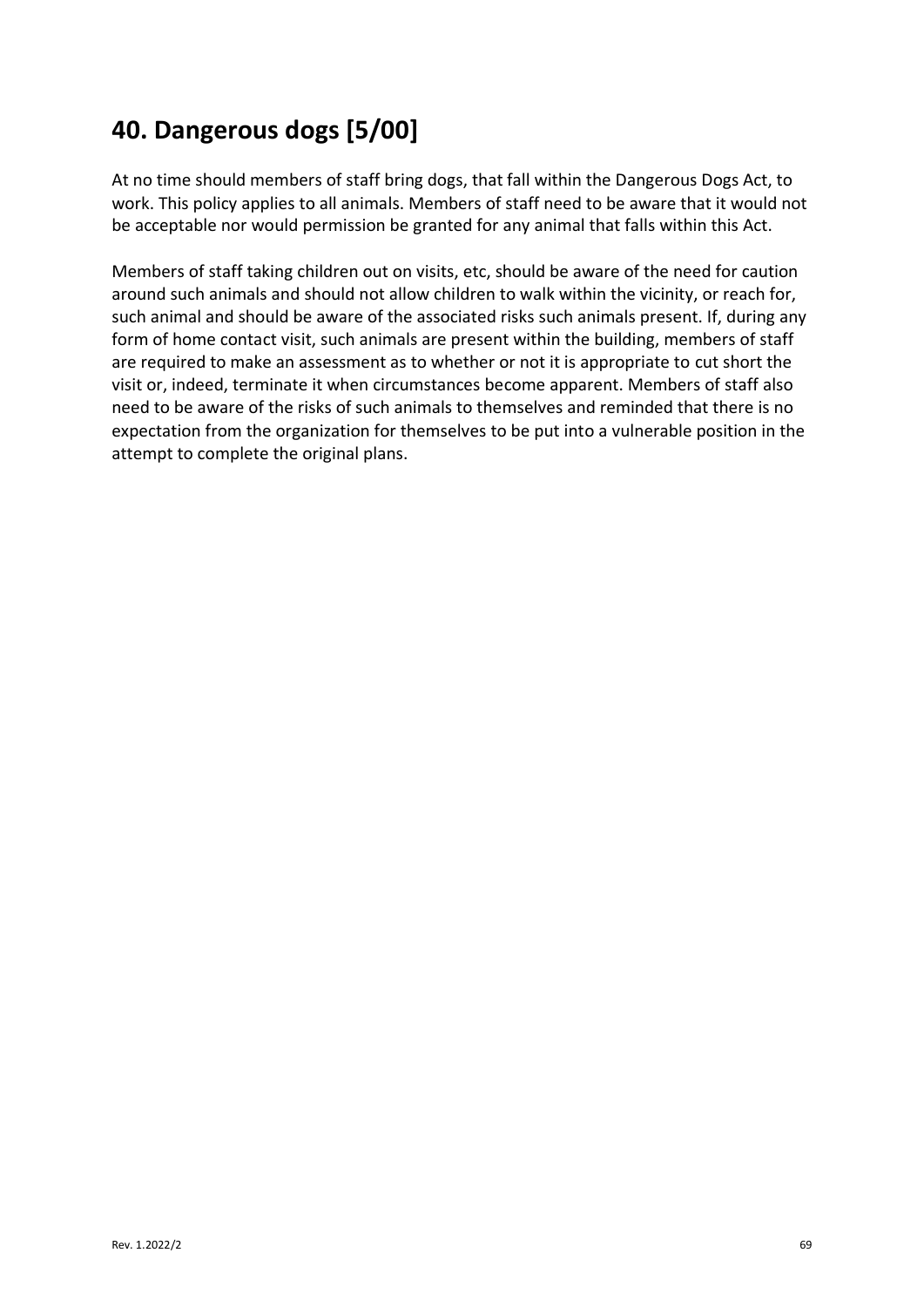## 40. Dangerous dogs [5/00]

At no time should members of staff bring dogs, that fall within the Dangerous Dogs Act, to work. This policy applies to all animals. Members of staff need to be aware that it would not be acceptable nor would permission be granted for any animal that falls within this Act.

Members of staff taking children out on visits, etc, should be aware of the need for caution around such animals and should not allow children to walk within the vicinity, or reach for, such animal and should be aware of the associated risks such animals present. If, during any form of home contact visit, such animals are present within the building, members of staff are required to make an assessment as to whether or not it is appropriate to cut short the visit or, indeed, terminate it when circumstances become apparent. Members of staff also need to be aware of the risks of such animals to themselves and reminded that there is no expectation from the organization for themselves to be put into a vulnerable position in the attempt to complete the original plans.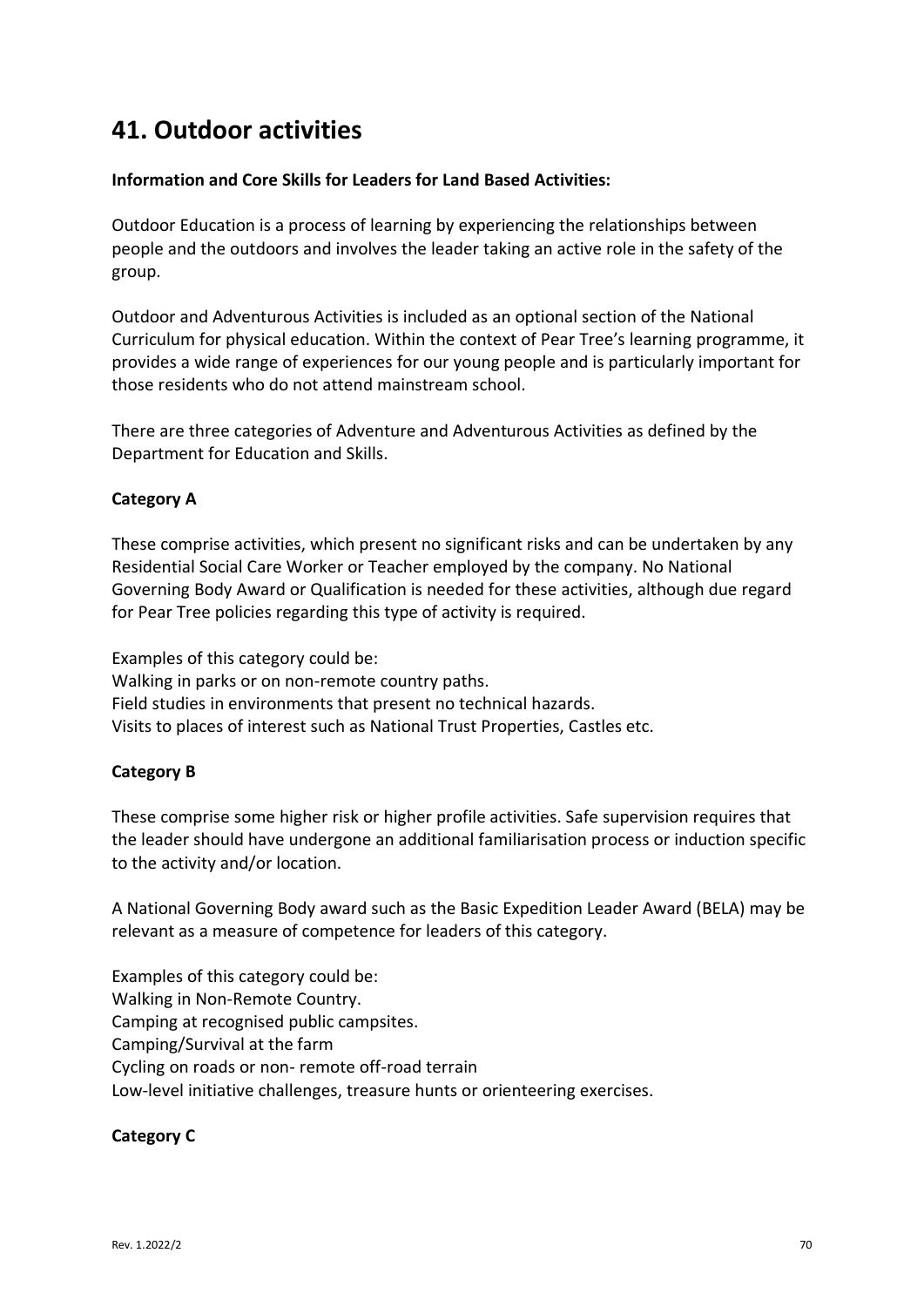# 41. Outdoor activities

**Information and Core Skills for Leaders for Land Based Activities:**

Outdoor Education is a process of learning by experiencing the relationships between people and the outdoors and involves the leader taking an active role in the safety of the group.

Outdoor and Adventurous Activities is included as an optional section of the National Curriculum for physical education. Within the context of Pear Tree's learning programme, it provides a wide range of experiences for our young people and is particularly important for those residents who do not attend mainstream school.

There are three categories of Adventure and Adventurous Activities as defined by the Department for Education and Skills.

**Category A**

These comprise activities, which present no significant risks and can be undertaken by any Residential Social Care Worker or Teacher employed by the company. No National Governing Body Award or Qualification is needed for these activities, although due regard for Pear Tree policies regarding this type of activity is required.

Examples of this category could be:
Walking in parks or on non-remote country paths.
Field studies in environments that present no technical hazards.
Visits to places of interest such as National Trust Properties, Castles etc.

**Category B**

These comprise some higher risk or higher profile activities. Safe supervision requires that the leader should have undergone an additional familiarisation process or induction specific to the activity and/or location.

A National Governing Body award such as the Basic Expedition Leader Award (BELA) may be relevant as a measure of competence for leaders of this category.

Examples of this category could be:
Walking in Non-Remote Country.
Camping at recognised public campsites.
Camping/Survival at the farm
Cycling on roads or non- remote off-road terrain
Low-level initiative challenges, treasure hunts or orienteering exercises.

**Category C**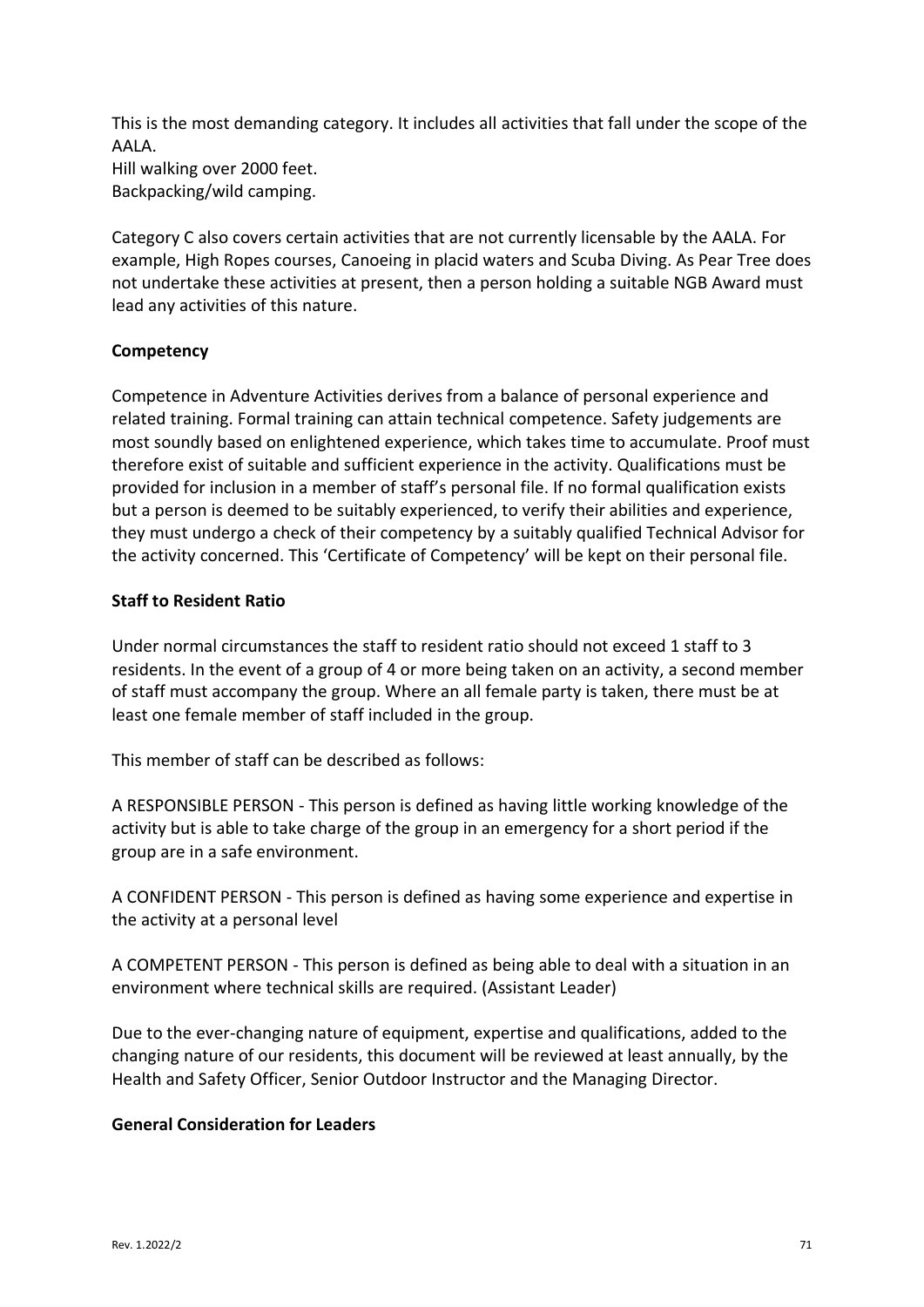This is the most demanding category. It includes all activities that fall under the scope of the AALA.
Hill walking over 2000 feet.
Backpacking/wild camping.

Category C also covers certain activities that are not currently licensable by the AALA. For example, High Ropes courses, Canoeing in placid waters and Scuba Diving. As Pear Tree does not undertake these activities at present, then a person holding a suitable NGB Award must lead any activities of this nature.

**Competency**

Competence in Adventure Activities derives from a balance of personal experience and related training. Formal training can attain technical competence. Safety judgements are most soundly based on enlightened experience, which takes time to accumulate. Proof must therefore exist of suitable and sufficient experience in the activity. Qualifications must be provided for inclusion in a member of staff's personal file. If no formal qualification exists but a person is deemed to be suitably experienced, to verify their abilities and experience, they must undergo a check of their competency by a suitably qualified Technical Advisor for the activity concerned. This 'Certificate of Competency' will be kept on their personal file.

**Staff to Resident Ratio**

Under normal circumstances the staff to resident ratio should not exceed 1 staff to 3 residents. In the event of a group of 4 or more being taken on an activity, a second member of staff must accompany the group. Where an all female party is taken, there must be at least one female member of staff included in the group.

This member of staff can be described as follows:

A RESPONSIBLE PERSON - This person is defined as having little working knowledge of the activity but is able to take charge of the group in an emergency for a short period if the group are in a safe environment.

A CONFIDENT PERSON - This person is defined as having some experience and expertise in the activity at a personal level

A COMPETENT PERSON - This person is defined as being able to deal with a situation in an environment where technical skills are required. (Assistant Leader)

Due to the ever-changing nature of equipment, expertise and qualifications, added to the changing nature of our residents, this document will be reviewed at least annually, by the Health and Safety Officer, Senior Outdoor Instructor and the Managing Director.

**General Consideration for Leaders**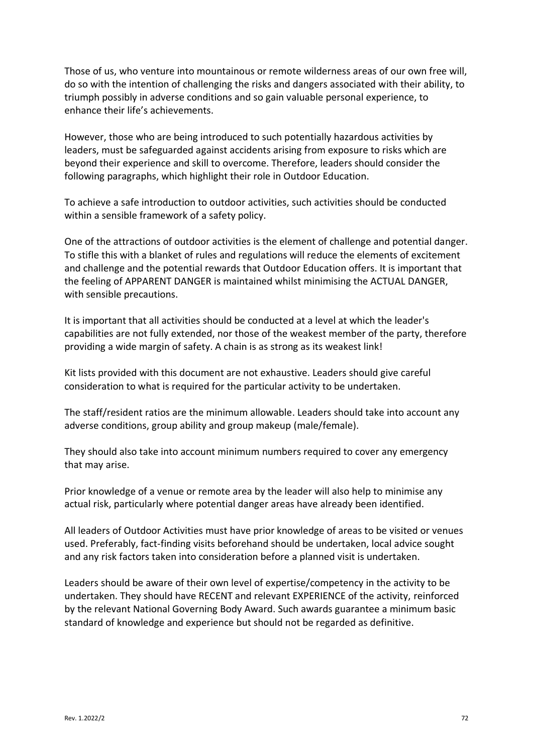Those of us, who venture into mountainous or remote wilderness areas of our own free will, do so with the intention of challenging the risks and dangers associated with their ability, to triumph possibly in adverse conditions and so gain valuable personal experience, to enhance their life's achievements.

However, those who are being introduced to such potentially hazardous activities by leaders, must be safeguarded against accidents arising from exposure to risks which are beyond their experience and skill to overcome. Therefore, leaders should consider the following paragraphs, which highlight their role in Outdoor Education.

To achieve a safe introduction to outdoor activities, such activities should be conducted within a sensible framework of a safety policy.

One of the attractions of outdoor activities is the element of challenge and potential danger. To stifle this with a blanket of rules and regulations will reduce the elements of excitement and challenge and the potential rewards that Outdoor Education offers. It is important that the feeling of APPARENT DANGER is maintained whilst minimising the ACTUAL DANGER, with sensible precautions.

It is important that all activities should be conducted at a level at which the leader's capabilities are not fully extended, nor those of the weakest member of the party, therefore providing a wide margin of safety. A chain is as strong as its weakest link!

Kit lists provided with this document are not exhaustive. Leaders should give careful consideration to what is required for the particular activity to be undertaken.

The staff/resident ratios are the minimum allowable. Leaders should take into account any adverse conditions, group ability and group makeup (male/female).

They should also take into account minimum numbers required to cover any emergency that may arise.

Prior knowledge of a venue or remote area by the leader will also help to minimise any actual risk, particularly where potential danger areas have already been identified.

All leaders of Outdoor Activities must have prior knowledge of areas to be visited or venues used. Preferably, fact-finding visits beforehand should be undertaken, local advice sought and any risk factors taken into consideration before a planned visit is undertaken.

Leaders should be aware of their own level of expertise/competency in the activity to be undertaken. They should have RECENT and relevant EXPERIENCE of the activity, reinforced by the relevant National Governing Body Award. Such awards guarantee a minimum basic standard of knowledge and experience but should not be regarded as definitive.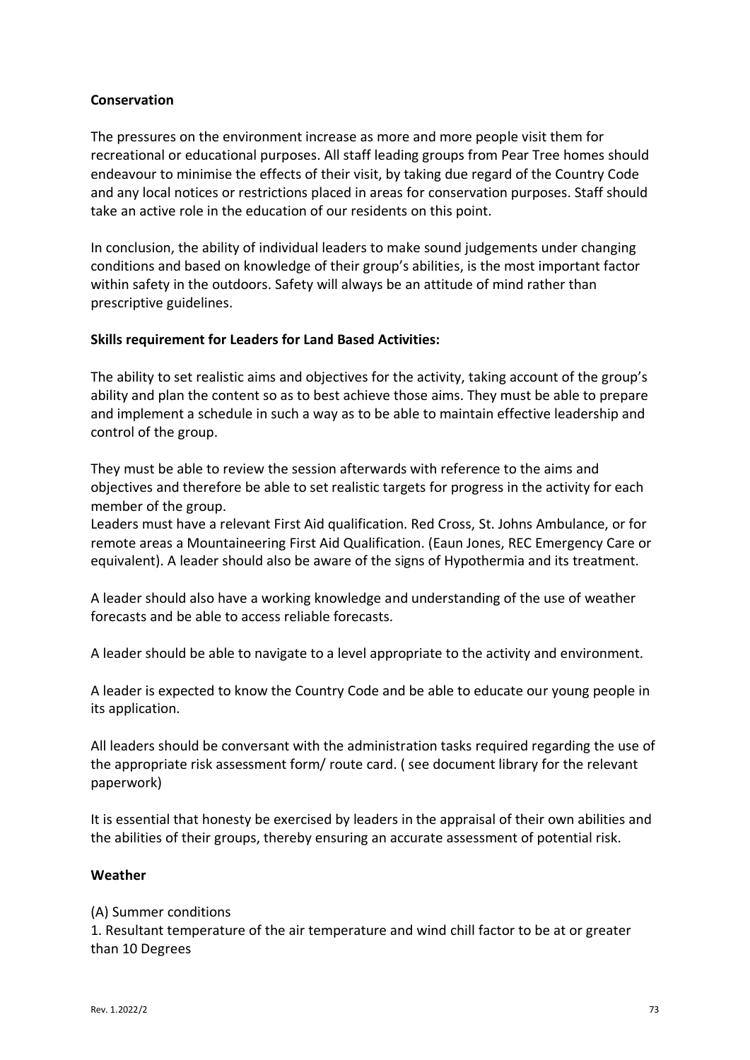**Conservation**

The pressures on the environment increase as more and more people visit them for recreational or educational purposes. All staff leading groups from Pear Tree homes should endeavour to minimise the effects of their visit, by taking due regard of the Country Code and any local notices or restrictions placed in areas for conservation purposes. Staff should take an active role in the education of our residents on this point.

In conclusion, the ability of individual leaders to make sound judgements under changing conditions and based on knowledge of their group's abilities, is the most important factor within safety in the outdoors. Safety will always be an attitude of mind rather than prescriptive guidelines.

**Skills requirement for Leaders for Land Based Activities:**

The ability to set realistic aims and objectives for the activity, taking account of the group's ability and plan the content so as to best achieve those aims. They must be able to prepare and implement a schedule in such a way as to be able to maintain effective leadership and control of the group.

They must be able to review the session afterwards with reference to the aims and objectives and therefore be able to set realistic targets for progress in the activity for each member of the group.
Leaders must have a relevant First Aid qualification. Red Cross, St. Johns Ambulance, or for remote areas a Mountaineering First Aid Qualification. (Eaun Jones, REC Emergency Care or equivalent). A leader should also be aware of the signs of Hypothermia and its treatment.

A leader should also have a working knowledge and understanding of the use of weather forecasts and be able to access reliable forecasts.

A leader should be able to navigate to a level appropriate to the activity and environment.

A leader is expected to know the Country Code and be able to educate our young people in its application.

All leaders should be conversant with the administration tasks required regarding the use of the appropriate risk assessment form/ route card. ( see document library for the relevant paperwork)

It is essential that honesty be exercised by leaders in the appraisal of their own abilities and the abilities of their groups, thereby ensuring an accurate assessment of potential risk.

**Weather**

(A) Summer conditions
1. Resultant temperature of the air temperature and wind chill factor to be at or greater than 10 Degrees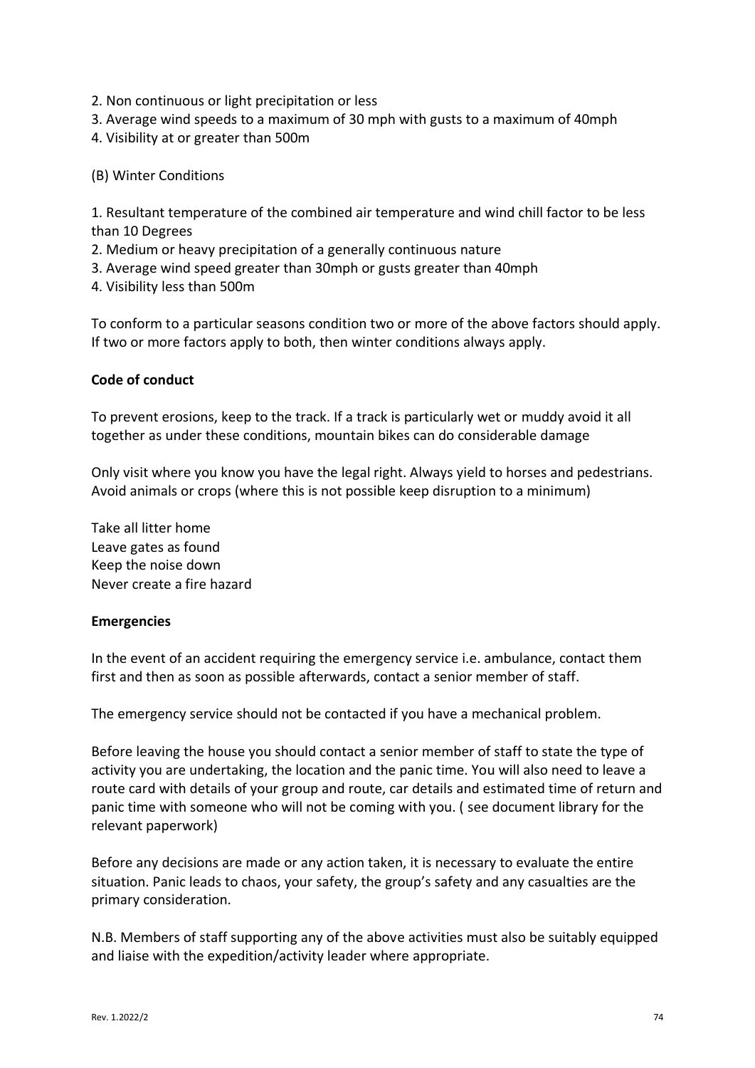2. Non continuous or light precipitation or less
3. Average wind speeds to a maximum of 30 mph with gusts to a maximum of 40mph
4. Visibility at or greater than 500m

(B) Winter Conditions

1. Resultant temperature of the combined air temperature and wind chill factor to be less than 10 Degrees
2. Medium or heavy precipitation of a generally continuous nature
3. Average wind speed greater than 30mph or gusts greater than 40mph
4. Visibility less than 500m

To conform to a particular seasons condition two or more of the above factors should apply. If two or more factors apply to both, then winter conditions always apply.

**Code of conduct**

To prevent erosions, keep to the track. If a track is particularly wet or muddy avoid it all together as under these conditions, mountain bikes can do considerable damage

Only visit where you know you have the legal right. Always yield to horses and pedestrians. Avoid animals or crops (where this is not possible keep disruption to a minimum)

Take all litter home
Leave gates as found
Keep the noise down
Never create a fire hazard

**Emergencies**

In the event of an accident requiring the emergency service i.e. ambulance, contact them first and then as soon as possible afterwards, contact a senior member of staff.

The emergency service should not be contacted if you have a mechanical problem.

Before leaving the house you should contact a senior member of staff to state the type of activity you are undertaking, the location and the panic time. You will also need to leave a route card with details of your group and route, car details and estimated time of return and panic time with someone who will not be coming with you. ( see document library for the relevant paperwork)

Before any decisions are made or any action taken, it is necessary to evaluate the entire situation. Panic leads to chaos, your safety, the group's safety and any casualties are the primary consideration.

N.B. Members of staff supporting any of the above activities must also be suitably equipped and liaise with the expedition/activity leader where appropriate.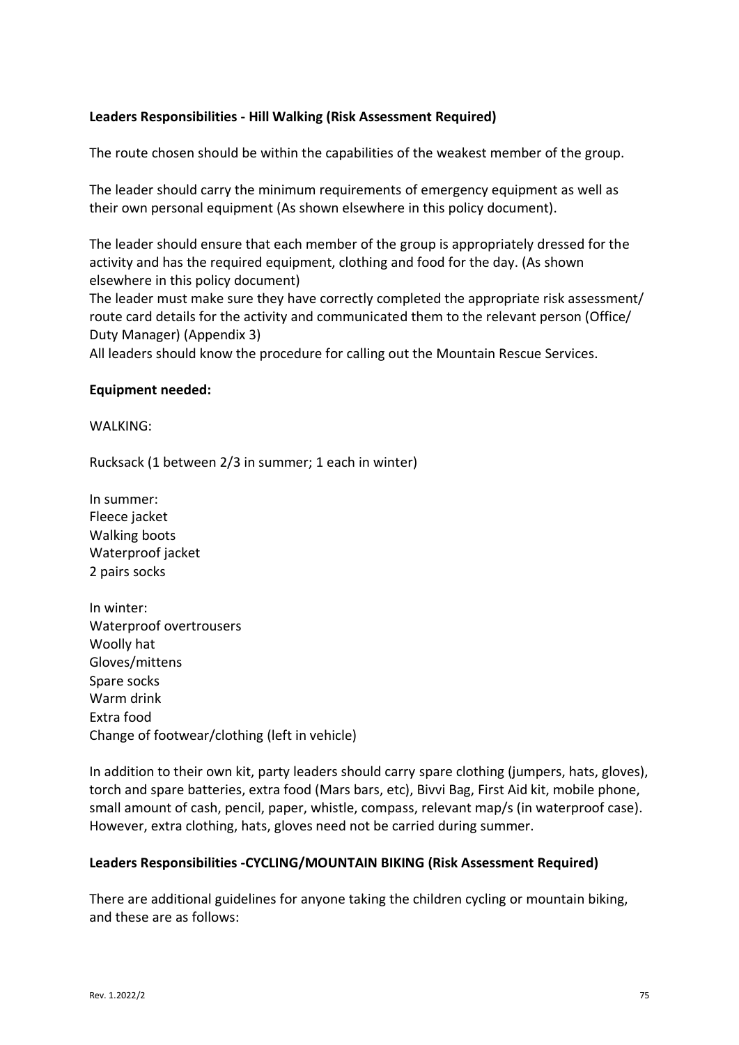**Leaders Responsibilities - Hill Walking (Risk Assessment Required)**

The route chosen should be within the capabilities of the weakest member of the group.

The leader should carry the minimum requirements of emergency equipment as well as their own personal equipment (As shown elsewhere in this policy document).

The leader should ensure that each member of the group is appropriately dressed for the activity and has the required equipment, clothing and food for the day. (As shown elsewhere in this policy document)
The leader must make sure they have correctly completed the appropriate risk assessment/ route card details for the activity and communicated them to the relevant person (Office/ Duty Manager) (Appendix 3)
All leaders should know the procedure for calling out the Mountain Rescue Services.

**Equipment needed:**

WALKING:

Rucksack (1 between 2/3 in summer; 1 each in winter)

In summer:
Fleece jacket
Walking boots
Waterproof jacket
2 pairs socks

In winter:
Waterproof overtrousers
Woolly hat
Gloves/mittens
Spare socks
Warm drink
Extra food
Change of footwear/clothing (left in vehicle)

In addition to their own kit, party leaders should carry spare clothing (jumpers, hats, gloves), torch and spare batteries, extra food (Mars bars, etc), Bivvi Bag, First Aid kit, mobile phone, small amount of cash, pencil, paper, whistle, compass, relevant map/s (in waterproof case). However, extra clothing, hats, gloves need not be carried during summer.

**Leaders Responsibilities -CYCLING/MOUNTAIN BIKING (Risk Assessment Required)**

There are additional guidelines for anyone taking the children cycling or mountain biking, and these are as follows: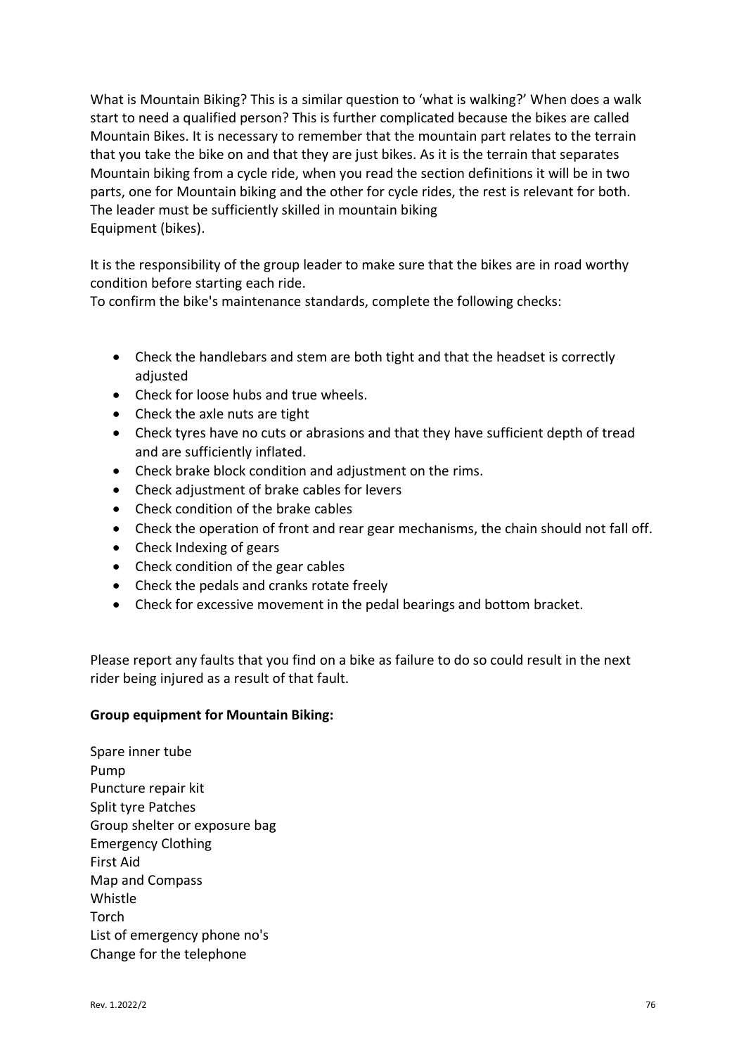What is Mountain Biking? This is a similar question to 'what is walking?' When does a walk start to need a qualified person? This is further complicated because the bikes are called Mountain Bikes. It is necessary to remember that the mountain part relates to the terrain that you take the bike on and that they are just bikes. As it is the terrain that separates Mountain biking from a cycle ride, when you read the section definitions it will be in two parts, one for Mountain biking and the other for cycle rides, the rest is relevant for both. The leader must be sufficiently skilled in mountain biking
Equipment (bikes).

It is the responsibility of the group leader to make sure that the bikes are in road worthy condition before starting each ride.
To confirm the bike's maintenance standards, complete the following checks:

- Check the handlebars and stem are both tight and that the headset is correctly adjusted
- Check for loose hubs and true wheels.
- Check the axle nuts are tight
- Check tyres have no cuts or abrasions and that they have sufficient depth of tread and are sufficiently inflated.
- Check brake block condition and adjustment on the rims.
- Check adjustment of brake cables for levers
- Check condition of the brake cables
- Check the operation of front and rear gear mechanisms, the chain should not fall off.
- Check Indexing of gears
- Check condition of the gear cables
- Check the pedals and cranks rotate freely
- Check for excessive movement in the pedal bearings and bottom bracket.

Please report any faults that you find on a bike as failure to do so could result in the next rider being injured as a result of that fault.

**Group equipment for Mountain Biking:**

Spare inner tube
Pump
Puncture repair kit
Split tyre Patches
Group shelter or exposure bag
Emergency Clothing
First Aid
Map and Compass
Whistle
Torch
List of emergency phone no's
Change for the telephone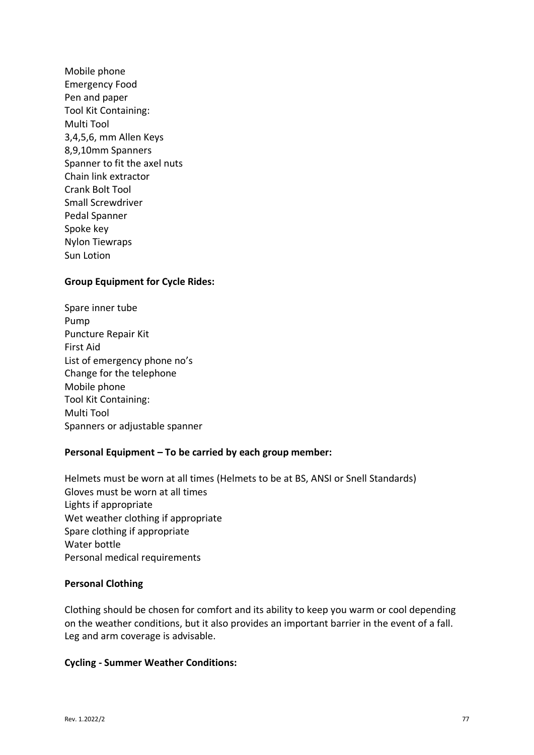Mobile phone
Emergency Food
Pen and paper
Tool Kit Containing:
Multi Tool
3,4,5,6, mm Allen Keys
8,9,10mm Spanners
Spanner to fit the axel nuts
Chain link extractor
Crank Bolt Tool
Small Screwdriver
Pedal Spanner
Spoke key
Nylon Tiewraps
Sun Lotion

**Group Equipment for Cycle Rides:**

Spare inner tube
Pump
Puncture Repair Kit
First Aid
List of emergency phone no's
Change for the telephone
Mobile phone
Tool Kit Containing:
Multi Tool
Spanners or adjustable spanner

**Personal Equipment – To be carried by each group member:**

Helmets must be worn at all times (Helmets to be at BS, ANSI or Snell Standards)
Gloves must be worn at all times
Lights if appropriate
Wet weather clothing if appropriate
Spare clothing if appropriate
Water bottle
Personal medical requirements

**Personal Clothing**

Clothing should be chosen for comfort and its ability to keep you warm or cool depending on the weather conditions, but it also provides an important barrier in the event of a fall. Leg and arm coverage is advisable.

**Cycling - Summer Weather Conditions:**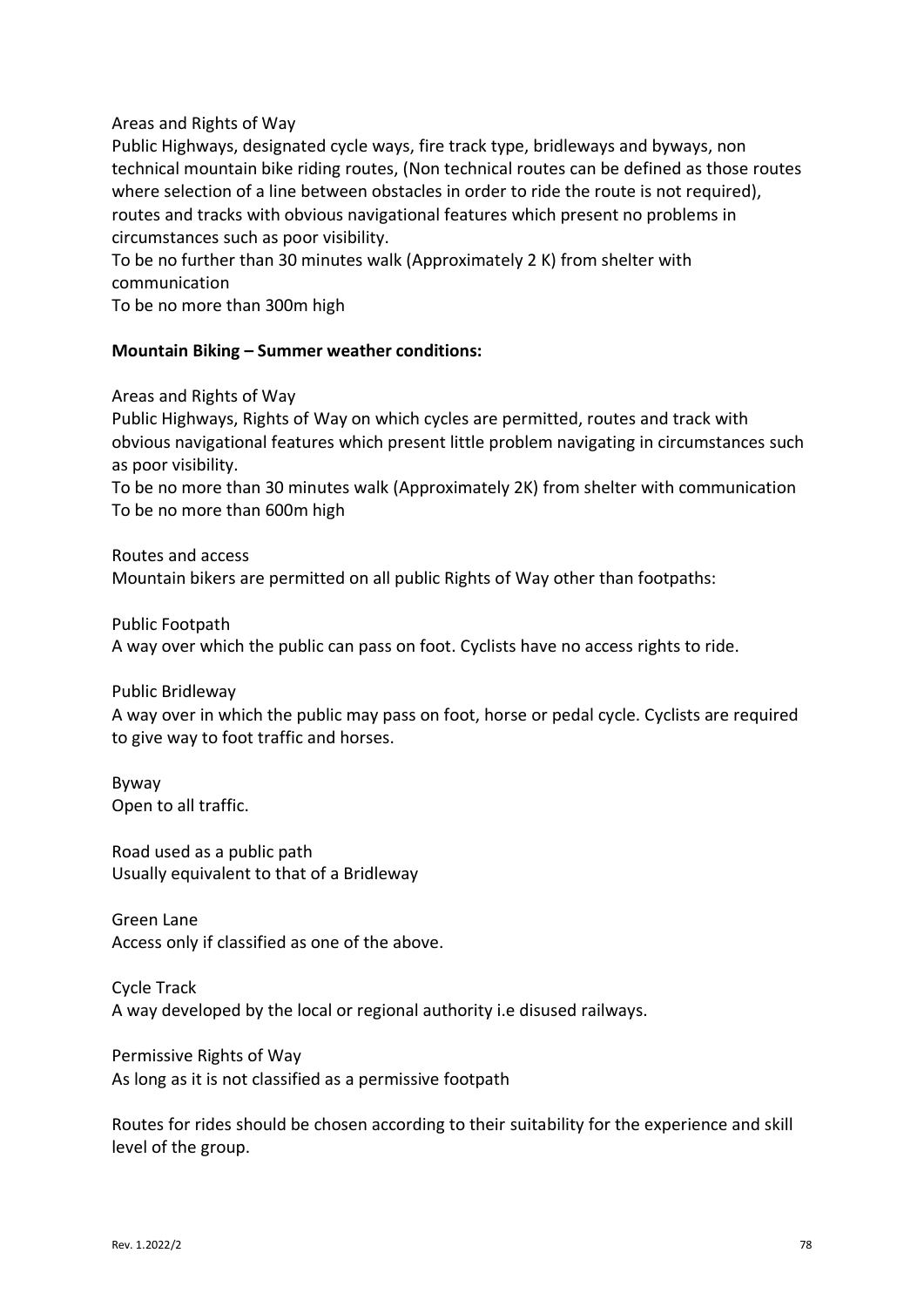Areas and Rights of Way

Public Highways, designated cycle ways, fire track type, bridleways and byways, non technical mountain bike riding routes, (Non technical routes can be defined as those routes where selection of a line between obstacles in order to ride the route is not required), routes and tracks with obvious navigational features which present no problems in circumstances such as poor visibility.

To be no further than 30 minutes walk (Approximately 2 K) from shelter with communication

To be no more than 300m high

**Mountain Biking – Summer weather conditions:**

Areas and Rights of Way

Public Highways, Rights of Way on which cycles are permitted, routes and track with obvious navigational features which present little problem navigating in circumstances such as poor visibility.

To be no more than 30 minutes walk (Approximately 2K) from shelter with communication

To be no more than 600m high

Routes and access

Mountain bikers are permitted on all public Rights of Way other than footpaths:

Public Footpath

A way over which the public can pass on foot. Cyclists have no access rights to ride.

Public Bridleway

A way over in which the public may pass on foot, horse or pedal cycle. Cyclists are required to give way to foot traffic and horses.

Byway

Open to all traffic.

Road used as a public path

Usually equivalent to that of a Bridleway

Green Lane

Access only if classified as one of the above.

Cycle Track

A way developed by the local or regional authority i.e disused railways.

Permissive Rights of Way

As long as it is not classified as a permissive footpath

Routes for rides should be chosen according to their suitability for the experience and skill level of the group.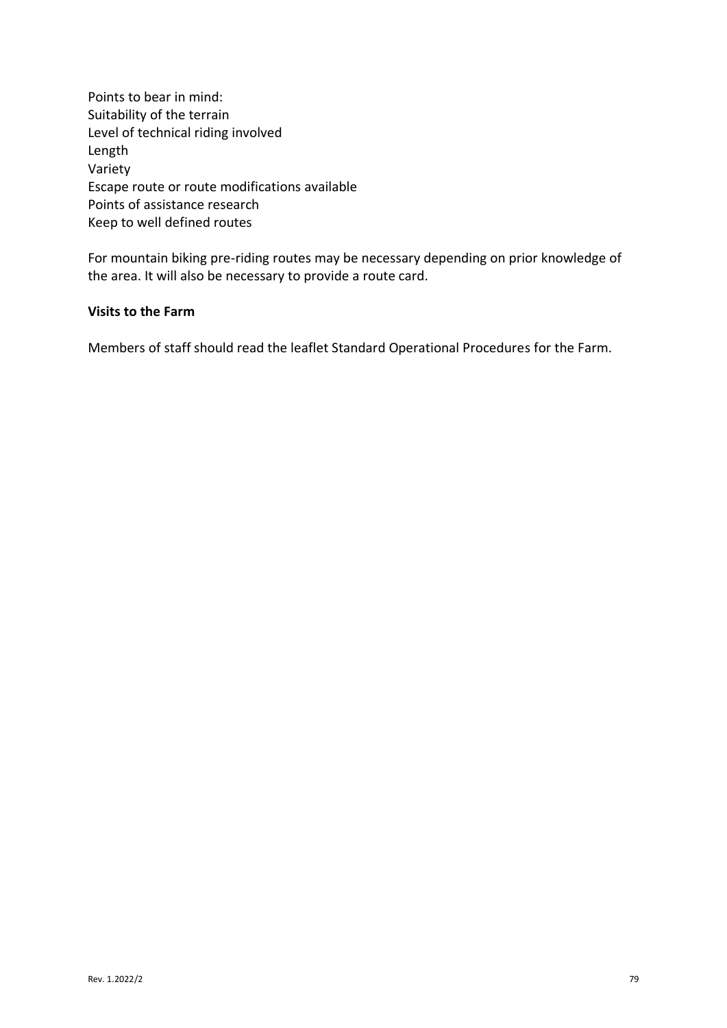Points to bear in mind:
Suitability of the terrain
Level of technical riding involved
Length
Variety
Escape route or route modifications available
Points of assistance research
Keep to well defined routes

For mountain biking pre-riding routes may be necessary depending on prior knowledge of the area. It will also be necessary to provide a route card.

**Visits to the Farm**

Members of staff should read the leaflet Standard Operational Procedures for the Farm.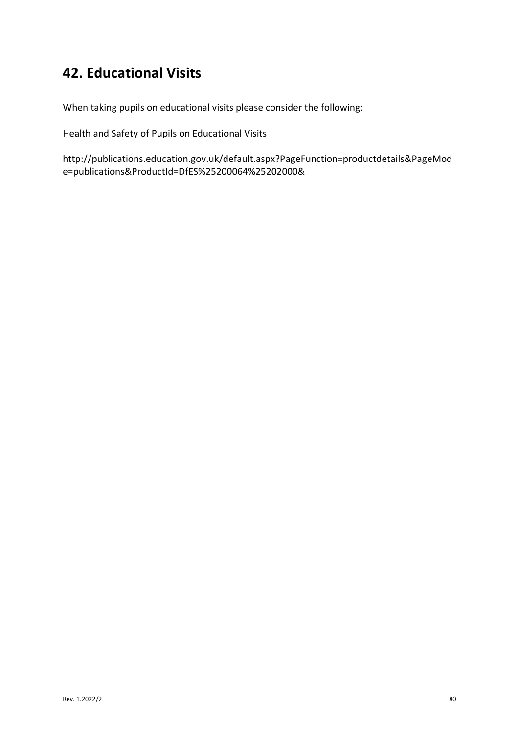# 42. Educational Visits

When taking pupils on educational visits please consider the following:

Health and Safety of Pupils on Educational Visits

http://publications.education.gov.uk/default.aspx?PageFunction=productdetails&PageMode=publications&ProductId=DfES%25200064%25202000&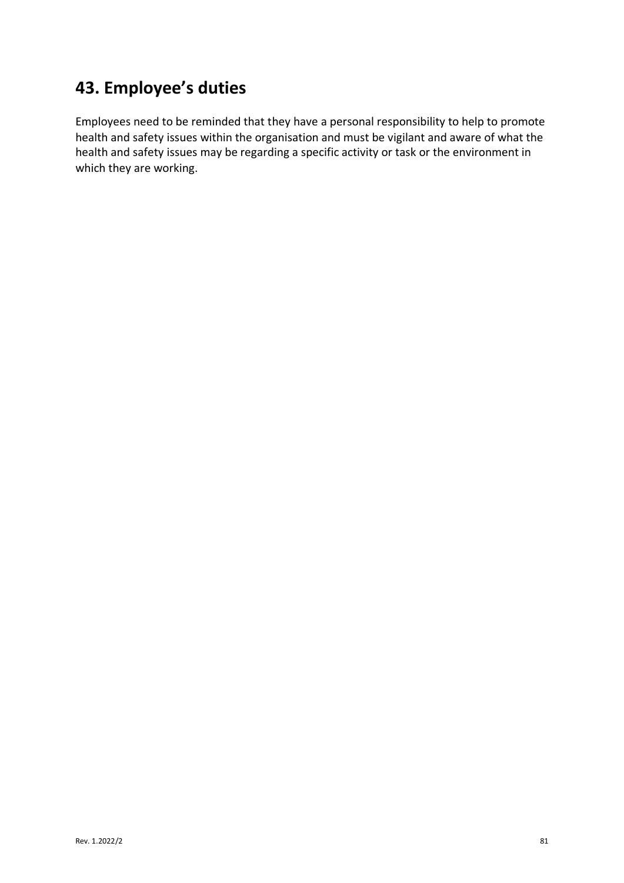# 43. Employee's duties

Employees need to be reminded that they have a personal responsibility to help to promote health and safety issues within the organisation and must be vigilant and aware of what the health and safety issues may be regarding a specific activity or task or the environment in which they are working.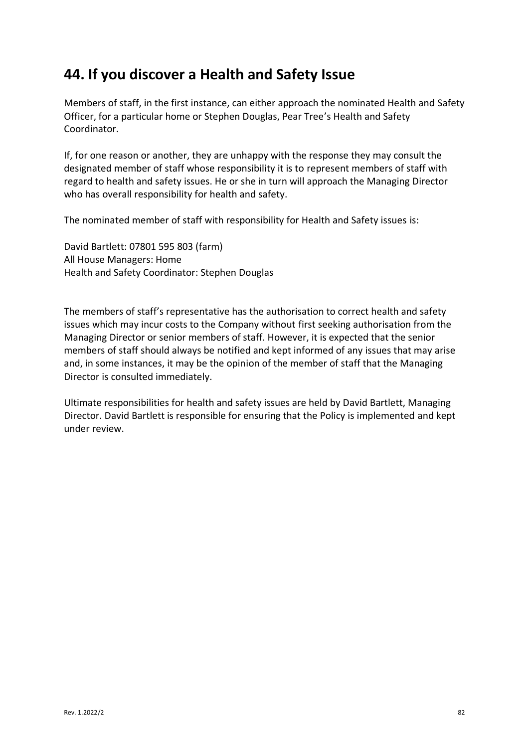## 44. If you discover a Health and Safety Issue

Members of staff, in the first instance, can either approach the nominated Health and Safety Officer, for a particular home or Stephen Douglas, Pear Tree's Health and Safety Coordinator.

If, for one reason or another, they are unhappy with the response they may consult the designated member of staff whose responsibility it is to represent members of staff with regard to health and safety issues. He or she in turn will approach the Managing Director who has overall responsibility for health and safety.

The nominated member of staff with responsibility for Health and Safety issues is:

David Bartlett: 07801 595 803 (farm)
All House Managers: Home
Health and Safety Coordinator: Stephen Douglas

The members of staff's representative has the authorisation to correct health and safety issues which may incur costs to the Company without first seeking authorisation from the Managing Director or senior members of staff. However, it is expected that the senior members of staff should always be notified and kept informed of any issues that may arise and, in some instances, it may be the opinion of the member of staff that the Managing Director is consulted immediately.

Ultimate responsibilities for health and safety issues are held by David Bartlett, Managing Director. David Bartlett is responsible for ensuring that the Policy is implemented and kept under review.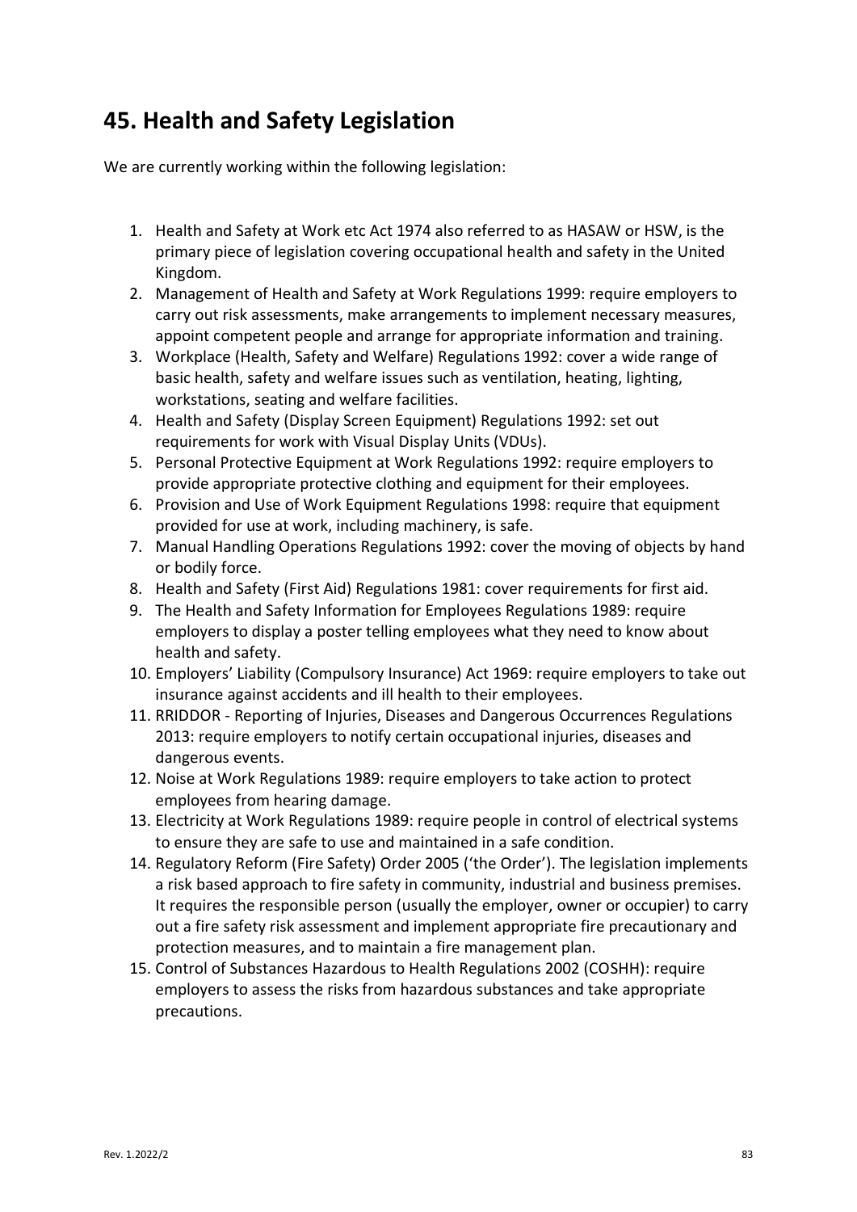## 45. Health and Safety Legislation

We are currently working within the following legislation:

1. Health and Safety at Work etc Act 1974 also referred to as HASAW or HSW, is the primary piece of legislation covering occupational health and safety in the United Kingdom.
2. Management of Health and Safety at Work Regulations 1999: require employers to carry out risk assessments, make arrangements to implement necessary measures, appoint competent people and arrange for appropriate information and training.
3. Workplace (Health, Safety and Welfare) Regulations 1992: cover a wide range of basic health, safety and welfare issues such as ventilation, heating, lighting, workstations, seating and welfare facilities.
4. Health and Safety (Display Screen Equipment) Regulations 1992: set out requirements for work with Visual Display Units (VDUs).
5. Personal Protective Equipment at Work Regulations 1992: require employers to provide appropriate protective clothing and equipment for their employees.
6. Provision and Use of Work Equipment Regulations 1998: require that equipment provided for use at work, including machinery, is safe.
7. Manual Handling Operations Regulations 1992: cover the moving of objects by hand or bodily force.
8. Health and Safety (First Aid) Regulations 1981: cover requirements for first aid.
9. The Health and Safety Information for Employees Regulations 1989: require employers to display a poster telling employees what they need to know about health and safety.
10. Employers' Liability (Compulsory Insurance) Act 1969: require employers to take out insurance against accidents and ill health to their employees.
11. RRIDDOR - Reporting of Injuries, Diseases and Dangerous Occurrences Regulations 2013: require employers to notify certain occupational injuries, diseases and dangerous events.
12. Noise at Work Regulations 1989: require employers to take action to protect employees from hearing damage.
13. Electricity at Work Regulations 1989: require people in control of electrical systems to ensure they are safe to use and maintained in a safe condition.
14. Regulatory Reform (Fire Safety) Order 2005 ('the Order'). The legislation implements a risk based approach to fire safety in community, industrial and business premises. It requires the responsible person (usually the employer, owner or occupier) to carry out a fire safety risk assessment and implement appropriate fire precautionary and protection measures, and to maintain a fire management plan.
15. Control of Substances Hazardous to Health Regulations 2002 (COSHH): require employers to assess the risks from hazardous substances and take appropriate precautions.